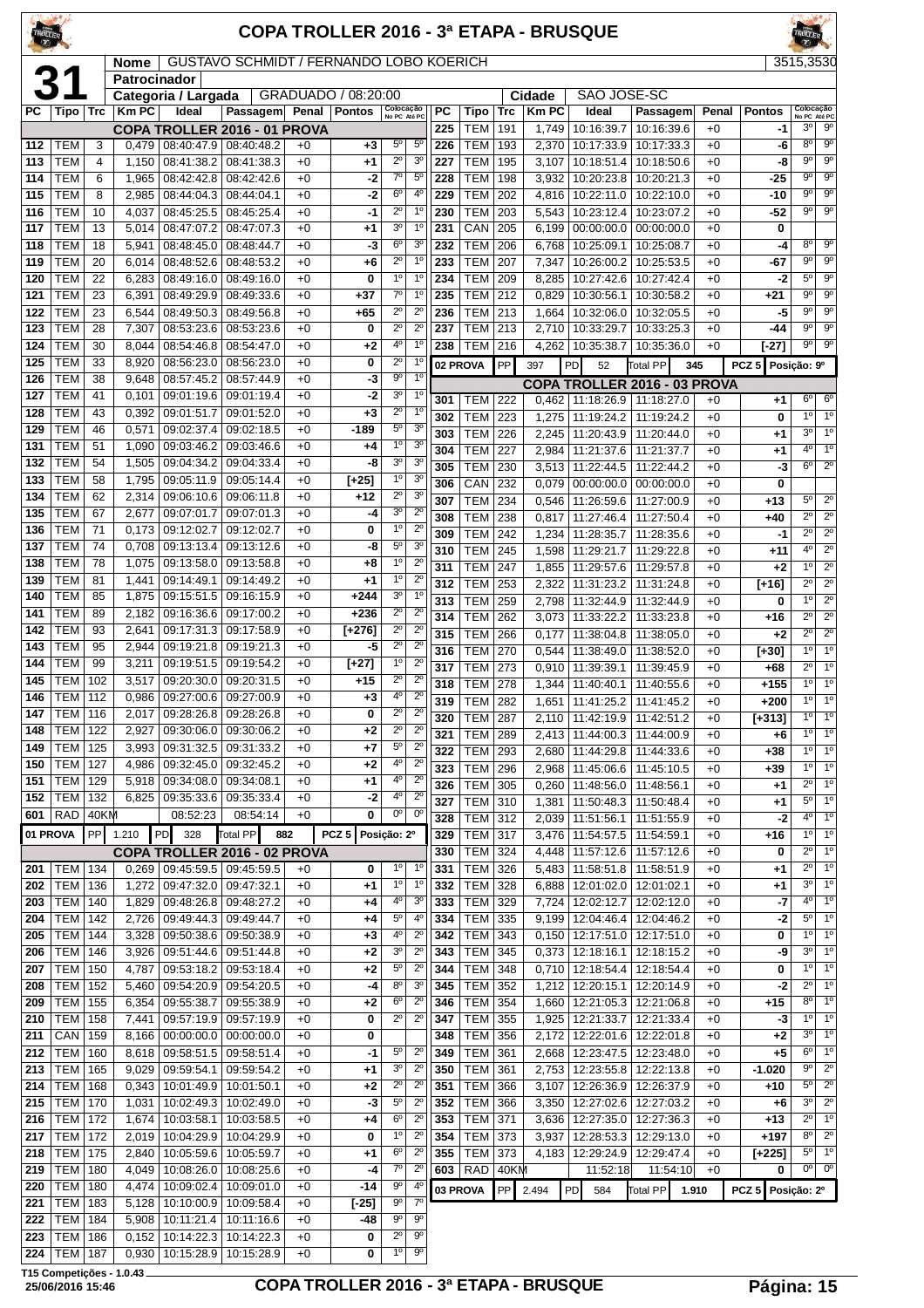# COPA TROLLER 2016 - 3ª ETAPA - BRUSQUE

**31**

| Nome | GUSTAVO SCHMIDT / FERNANDO LOBO KOERICH | 3515,3530 |
|---|---|---|
| Patrocinador | | |
| Categoria / Largada | GRADUADO / 08:20:00 | Cidade: SAO JOSE-SC |

## COPA TROLLER 2016 - 01 PROVA

| PC | Tipo | Trc | Km PC | Ideal | Passagem | Penal | Pontos | Colocação No PC | Colocação Até PC |
|---|---|---|---|---|---|---|---|---|---|
| 112 | TEM | 3 | 0,479 | 08:40:47.9 | 08:40:48.2 | +0 | +3 | 5º | 5º |
| 113 | TEM | 4 | 1,150 | 08:41:38.2 | 08:41:38.3 | +0 | +1 | 2º | 3º |
| 114 | TEM | 6 | 1,965 | 08:42:42.8 | 08:42:42.6 | +0 | -2 | 7º | 5º |
| 115 | TEM | 8 | 2,985 | 08:44:04.3 | 08:44:04.1 | +0 | -2 | 6º | 4º |
| 116 | TEM | 10 | 4,037 | 08:45:25.5 | 08:45:25.4 | +0 | -1 | 2º | 1º |
| 117 | TEM | 13 | 5,014 | 08:47:07.2 | 08:47:07.3 | +0 | +1 | 3º | 1º |
| 118 | TEM | 18 | 5,941 | 08:48:45.0 | 08:48:44.7 | +0 | -3 | 6º | 3º |
| 119 | TEM | 20 | 6,014 | 08:48:52.6 | 08:48:53.2 | +0 | +6 | 2º | 1º |
| 120 | TEM | 22 | 6,283 | 08:49:16.0 | 08:49:16.0 | +0 | 0 | 1º | 1º |
| 121 | TEM | 23 | 6,391 | 08:49:29.9 | 08:49:33.6 | +0 | +37 | 7º | 1º |
| 122 | TEM | 23 | 6,544 | 08:49:50.3 | 08:49:56.8 | +0 | +65 | 2º | 2º |
| 123 | TEM | 28 | 7,307 | 08:53:23.6 | 08:53:23.6 | +0 | 0 | 2º | 2º |
| 124 | TEM | 30 | 8,044 | 08:54:46.8 | 08:54:47.0 | +0 | +2 | 4º | 1º |
| 125 | TEM | 33 | 8,920 | 08:56:23.0 | 08:56:23.0 | +0 | 0 | 2º | 1º |
| 126 | TEM | 38 | 9,648 | 08:57:45.2 | 08:57:44.9 | +0 | -3 | 9º | 1º |
| 127 | TEM | 41 | 0,101 | 09:01:19.6 | 09:01:19.4 | +0 | -2 | 3º | 1º |
| 128 | TEM | 43 | 0,392 | 09:01:51.7 | 09:01:52.0 | +0 | +3 | 2º | 1º |
| 129 | TEM | 46 | 0,571 | 09:02:37.4 | 09:02:18.5 | +0 | -189 | 5º | 3º |
| 131 | TEM | 51 | 1,090 | 09:03:46.2 | 09:03:46.6 | +0 | +4 | 1º | 3º |
| 132 | TEM | 54 | 1,505 | 09:04:34.2 | 09:04:33.4 | +0 | -8 | 3º | 3º |
| 133 | TEM | 58 | 1,795 | 09:05:11.9 | 09:05:14.4 | +0 | [+25] | 1º | 3º |
| 134 | TEM | 62 | 2,314 | 09:06:10.6 | 09:06:11.8 | +0 | +12 | 2º | 3º |
| 135 | TEM | 67 | 2,677 | 09:07:01.7 | 09:07:01.3 | +0 | -4 | 3º | 2º |
| 136 | TEM | 71 | 0,173 | 09:12:02.7 | 09:12:02.7 | +0 | 0 | 1º | 2º |
| 137 | TEM | 74 | 0,708 | 09:13:13.4 | 09:13:12.6 | +0 | -8 | 5º | 3º |
| 138 | TEM | 78 | 1,075 | 09:13:58.0 | 09:13:58.8 | +0 | +8 | 1º | 2º |
| 139 | TEM | 81 | 1,441 | 09:14:49.1 | 09:14:49.2 | +0 | +1 | 1º | 2º |
| 140 | TEM | 85 | 1,875 | 09:15:51.5 | 09:16:15.9 | +0 | +244 | 3º | 1º |
| 141 | TEM | 89 | 2,182 | 09:16:36.6 | 09:17:00.2 | +0 | +236 | 2º | 2º |
| 142 | TEM | 93 | 2,641 | 09:17:31.3 | 09:17:58.9 | +0 | [+276] | 2º | 2º |
| 143 | TEM | 95 | 2,944 | 09:19:21.8 | 09:19:21.3 | +0 | -5 | 2º | 2º |
| 144 | TEM | 99 | 3,211 | 09:19:51.5 | 09:19:54.2 | +0 | [+27] | 1º | 2º |
| 145 | TEM | 102 | 3,517 | 09:20:30.0 | 09:20:31.5 | +0 | +15 | 2º | 2º |
| 146 | TEM | 112 | 0,986 | 09:27:00.6 | 09:27:00.9 | +0 | +3 | 4º | 2º |
| 147 | TEM | 116 | 2,017 | 09:28:26.8 | 09:28:26.8 | +0 | 0 | 2º | 2º |
| 148 | TEM | 122 | 2,927 | 09:30:06.0 | 09:30:06.2 | +0 | +2 | 2º | 2º |
| 149 | TEM | 125 | 3,993 | 09:31:32.5 | 09:31:33.2 | +0 | +7 | 5º | 2º |
| 150 | TEM | 127 | 4,986 | 09:32:45.0 | 09:32:45.2 | +0 | +2 | 4º | 2º |
| 151 | TEM | 129 | 5,918 | 09:34:08.0 | 09:34:08.1 | +0 | +1 | 4º | 2º |
| 152 | TEM | 132 | 6,825 | 09:35:33.6 | 09:35:33.4 | +0 | -2 | 4º | 2º |
| 601 | RAD | 40KM | | 08:52:23 | 08:54:14 | +0 | 0 | 0º | 0º |

01 PROVA | PP 1.210 | PD 328 | Total PP 882 | PCZ 5 | Posição: 2º

## COPA TROLLER 2016 - 02 PROVA

| PC | Tipo | Trc | Km PC | Ideal | Passagem | Penal | Pontos | Colocação No PC | Colocação Até PC |
|---|---|---|---|---|---|---|---|---|---|
| 201 | TEM | 134 | 0,269 | 09:45:59.5 | 09:45:59.5 | +0 | 0 | 1º | 1º |
| 202 | TEM | 136 | 1,272 | 09:47:32.0 | 09:47:32.1 | +0 | +1 | 1º | 1º |
| 203 | TEM | 140 | 1,829 | 09:48:26.8 | 09:48:27.2 | +0 | +4 | 4º | 3º |
| 204 | TEM | 142 | 2,726 | 09:49:44.3 | 09:49:44.7 | +0 | +4 | 5º | 4º |
| 205 | TEM | 144 | 3,328 | 09:50:38.6 | 09:50:38.9 | +0 | +3 | 4º | 2º |
| 206 | TEM | 146 | 3,926 | 09:51:44.6 | 09:51:44.8 | +0 | +2 | 3º | 2º |
| 207 | TEM | 150 | 4,787 | 09:53:18.2 | 09:53:18.4 | +0 | +2 | 5º | 2º |
| 208 | TEM | 152 | 5,460 | 09:54:20.9 | 09:54:20.5 | +0 | -4 | 8º | 3º |
| 209 | TEM | 155 | 6,354 | 09:55:38.7 | 09:55:38.9 | +0 | +2 | 6º | 2º |
| 210 | TEM | 158 | 7,441 | 09:57:19.9 | 09:57:19.9 | +0 | 0 | 2º | 2º |
| 211 | CAN | 159 | 8,166 | 00:00:00.0 | 00:00:00.0 | +0 | 0 | | |
| 212 | TEM | 160 | 8,618 | 09:58:51.5 | 09:58:51.4 | +0 | -1 | 5º | 2º |
| 213 | TEM | 165 | 9,029 | 09:59:54.1 | 09:59:54.2 | +0 | +1 | 3º | 2º |
| 214 | TEM | 168 | 0,343 | 10:01:49.9 | 10:01:50.1 | +0 | +2 | 2º | 2º |
| 215 | TEM | 170 | 1,031 | 10:02:49.3 | 10:02:49.0 | +0 | -3 | 5º | 2º |
| 216 | TEM | 172 | 1,674 | 10:03:58.1 | 10:03:58.5 | +0 | +4 | 6º | 2º |
| 217 | TEM | 172 | 2,019 | 10:04:29.9 | 10:04:29.9 | +0 | 0 | 1º | 2º |
| 218 | TEM | 175 | 2,840 | 10:05:59.6 | 10:05:59.7 | +0 | +1 | 6º | 2º |
| 219 | TEM | 180 | 4,049 | 10:08:26.0 | 10:08:25.6 | +0 | -4 | 7º | 2º |
| 220 | TEM | 180 | 4,474 | 10:09:02.4 | 10:09:01.0 | +0 | -14 | 9º | 4º |
| 221 | TEM | 183 | 5,128 | 10:10:00.9 | 10:09:58.4 | +0 | [-25] | 9º | 7º |
| 222 | TEM | 184 | 5,908 | 10:11:21.4 | 10:11:16.6 | +0 | -48 | 9º | 9º |
| 223 | TEM | 186 | 0,152 | 10:14:22.3 | 10:14:22.3 | +0 | 0 | 2º | 9º |
| 224 | TEM | 187 | 0,930 | 10:15:28.9 | 10:15:28.9 | +0 | 0 | 1º | 9º |
| 225 | TEM | 191 | 1,749 | 10:16:39.7 | 10:16:39.6 | +0 | -1 | 3º | 9º |
| 226 | TEM | 193 | 2,370 | 10:17:33.9 | 10:17:33.3 | +0 | -6 | 8º | 9º |
| 227 | TEM | 195 | 3,107 | 10:18:51.4 | 10:18:50.6 | +0 | -8 | 9º | 9º |
| 228 | TEM | 198 | 3,932 | 10:20:23.8 | 10:20:21.3 | +0 | -25 | 9º | 9º |
| 229 | TEM | 202 | 4,816 | 10:22:11.0 | 10:22:10.0 | +0 | -10 | 9º | 9º |
| 230 | TEM | 203 | 5,543 | 10:23:12.4 | 10:23:07.2 | +0 | -52 | 9º | 9º |
| 231 | CAN | 205 | 6,199 | 00:00:00.0 | 00:00:00.0 | +0 | 0 | | |
| 232 | TEM | 206 | 6,768 | 10:25:09.1 | 10:25:08.7 | +0 | -4 | 8º | 9º |
| 233 | TEM | 207 | 7,347 | 10:26:00.2 | 10:25:53.5 | +0 | -67 | 9º | 9º |
| 234 | TEM | 209 | 8,285 | 10:27:42.6 | 10:27:42.4 | +0 | -2 | 5º | 9º |
| 235 | TEM | 212 | 0,829 | 10:30:56.1 | 10:30:58.2 | +0 | +21 | 9º | 9º |
| 236 | TEM | 213 | 1,664 | 10:32:06.0 | 10:32:05.5 | +0 | -5 | 9º | 9º |
| 237 | TEM | 213 | 2,710 | 10:33:29.7 | 10:33:25.3 | +0 | -44 | 9º | 9º |
| 238 | TEM | 216 | 4,262 | 10:35:38.7 | 10:35:36.0 | +0 | [-27] | 9º | 9º |

02 PROVA | PP 397 | PD 52 | Total PP 345 | PCZ 5 | Posição: 9º

## COPA TROLLER 2016 - 03 PROVA

| PC | Tipo | Trc | Km PC | Ideal | Passagem | Penal | Pontos | Colocação No PC | Colocação Até PC |
|---|---|---|---|---|---|---|---|---|---|
| 301 | TEM | 222 | 0,462 | 11:18:26.9 | 11:18:27.0 | +0 | +1 | 6º | 6º |
| 302 | TEM | 223 | 1,275 | 11:19:24.2 | 11:19:24.2 | +0 | 0 | 1º | 1º |
| 303 | TEM | 226 | 2,245 | 11:20:43.9 | 11:20:44.0 | +0 | +1 | 3º | 1º |
| 304 | TEM | 227 | 2,984 | 11:21:37.6 | 11:21:37.7 | +0 | +1 | 4º | 1º |
| 305 | TEM | 230 | 3,513 | 11:22:44.5 | 11:22:44.2 | +0 | -3 | 6º | 2º |
| 306 | CAN | 232 | 0,079 | 00:00:00.0 | 00:00:00.0 | +0 | 0 | | |
| 307 | TEM | 234 | 0,546 | 11:26:59.6 | 11:27:00.9 | +0 | +13 | 5º | 2º |
| 308 | TEM | 238 | 0,817 | 11:27:46.4 | 11:27:50.4 | +0 | +40 | 2º | 2º |
| 309 | TEM | 242 | 1,234 | 11:28:35.7 | 11:28:35.6 | +0 | -1 | 2º | 2º |
| 310 | TEM | 245 | 1,598 | 11:29:21.7 | 11:29:22.8 | +0 | +11 | 4º | 2º |
| 311 | TEM | 247 | 1,855 | 11:29:57.6 | 11:29:57.8 | +0 | +2 | 1º | 2º |
| 312 | TEM | 253 | 2,322 | 11:31:23.2 | 11:31:24.8 | +0 | [+16] | 2º | 2º |
| 313 | TEM | 259 | 2,798 | 11:32:44.9 | 11:32:44.9 | +0 | 0 | 1º | 2º |
| 314 | TEM | 262 | 3,073 | 11:33:22.2 | 11:33:23.8 | +0 | +16 | 2º | 2º |
| 315 | TEM | 266 | 0,177 | 11:38:04.8 | 11:38:05.0 | +0 | +2 | 2º | 2º |
| 316 | TEM | 270 | 0,544 | 11:38:49.0 | 11:38:52.0 | +0 | [+30] | 1º | 1º |
| 317 | TEM | 273 | 0,910 | 11:39:39.1 | 11:39:45.9 | +0 | +68 | 2º | 1º |
| 318 | TEM | 278 | 1,344 | 11:40:40.1 | 11:40:55.6 | +0 | +155 | 1º | 1º |
| 319 | TEM | 282 | 1,651 | 11:41:25.2 | 11:41:45.2 | +0 | +200 | 1º | 1º |
| 320 | TEM | 287 | 2,110 | 11:42:19.9 | 11:42:51.2 | +0 | [+313] | 1º | 1º |
| 321 | TEM | 289 | 2,413 | 11:44:00.3 | 11:44:00.9 | +0 | +6 | 1º | 1º |
| 322 | TEM | 293 | 2,680 | 11:44:29.8 | 11:44:33.6 | +0 | +38 | 1º | 1º |
| 323 | TEM | 296 | 2,968 | 11:45:06.6 | 11:45:10.5 | +0 | +39 | 1º | 1º |
| 326 | TEM | 305 | 0,260 | 11:48:56.0 | 11:48:56.1 | +0 | +1 | 2º | 1º |
| 327 | TEM | 310 | 1,381 | 11:50:48.3 | 11:50:48.4 | +0 | +1 | 5º | 1º |
| 328 | TEM | 312 | 2,039 | 11:51:56.1 | 11:51:55.9 | +0 | -2 | 4º | 1º |
| 329 | TEM | 317 | 3,476 | 11:54:57.5 | 11:54:59.1 | +0 | +16 | 1º | 1º |
| 330 | TEM | 324 | 4,448 | 11:57:12.6 | 11:57:12.6 | +0 | 0 | 2º | 1º |
| 331 | TEM | 326 | 5,483 | 11:58:51.8 | 11:58:51.9 | +0 | +1 | 2º | 1º |
| 332 | TEM | 328 | 6,888 | 12:01:02.0 | 12:01:02.1 | +0 | +1 | 3º | 1º |
| 333 | TEM | 329 | 7,724 | 12:02:12.7 | 12:02:12.0 | +0 | -7 | 4º | 1º |
| 334 | TEM | 335 | 9,199 | 12:04:46.4 | 12:04:46.2 | +0 | -2 | 5º | 1º |
| 342 | TEM | 343 | 0,150 | 12:17:51.0 | 12:17:51.0 | +0 | 0 | 1º | 1º |
| 343 | TEM | 345 | 0,373 | 12:18:16.1 | 12:18:15.2 | +0 | -9 | 3º | 1º |
| 344 | TEM | 348 | 0,710 | 12:18:54.4 | 12:18:54.4 | +0 | 0 | 1º | 1º |
| 345 | TEM | 352 | 1,212 | 12:20:15.1 | 12:20:14.9 | +0 | -2 | 2º | 1º |
| 346 | TEM | 354 | 1,660 | 12:21:05.3 | 12:21:06.8 | +0 | +15 | 8º | 1º |
| 347 | TEM | 355 | 1,925 | 12:21:33.7 | 12:21:33.4 | +0 | -3 | 1º | 1º |
| 348 | TEM | 356 | 2,172 | 12:22:01.6 | 12:22:01.8 | +0 | +2 | 3º | 1º |
| 349 | TEM | 361 | 2,668 | 12:23:47.5 | 12:23:48.0 | +0 | +5 | 6º | 1º |
| 350 | TEM | 361 | 2,753 | 12:23:55.8 | 12:22:13.8 | +0 | -1.020 | 9º | 2º |
| 351 | TEM | 366 | 3,107 | 12:26:36.9 | 12:26:37.9 | +0 | +10 | 5º | 2º |
| 352 | TEM | 366 | 3,350 | 12:27:02.6 | 12:27:03.2 | +0 | +6 | 3º | 2º |
| 353 | TEM | 371 | 3,636 | 12:27:35.0 | 12:27:36.3 | +0 | +13 | 2º | 1º |
| 354 | TEM | 373 | 3,937 | 12:28:53.3 | 12:29:13.0 | +0 | +197 | 8º | 2º |
| 355 | TEM | 373 | 4,183 | 12:29:24.9 | 12:29:47.4 | +0 | [+225] | 5º | 1º |
| 603 | RAD | 40KM | | 11:52:18 | 11:54:10 | +0 | 0 | 0º | 0º |

03 PROVA | PP 2.494 | PD 584 | Total PP 1.910 | PCZ 5 | Posição: 2º

T15 Competições - 1.0.43
25/06/2016 15:46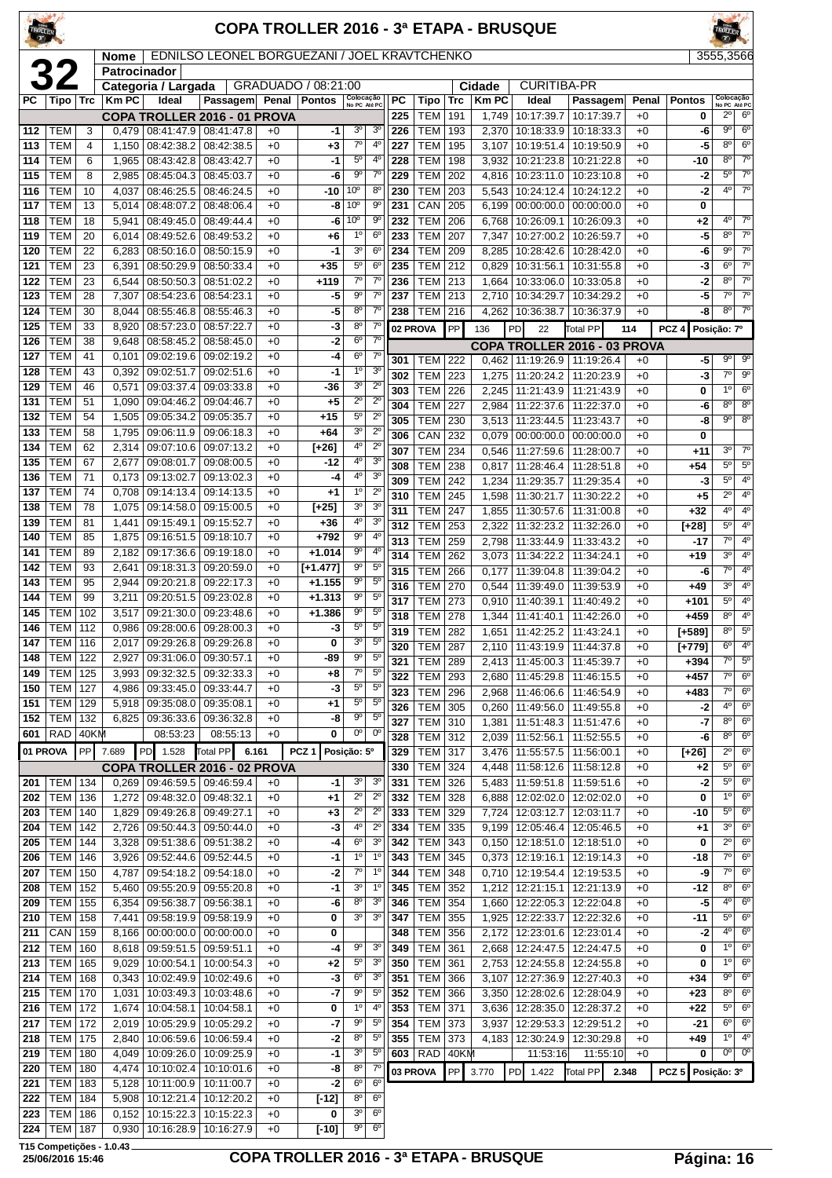# COPA TROLLER 2016 - 3ª ETAPA - BRUSQUE

**32**

| Nome | EDNILSO LEONEL BORGUEZANI / JOEL KRAVTCHENKO | 3555,3566 |
|---|---|---|
| Patrocinador | | |
| Categoria / Largada | GRADUADO / 08:21:00 | Cidade: CURITIBA-PR |

| PC | Tipo | Trc | Km PC | Ideal | Passagem | Penal | Pontos | Colocação No PC | Colocação Até PC |
|---|---|---|---|---|---|---|---|---|---|
| | | | | COPA TROLLER 2016 - 01 PROVA | | | | | |
| 112 | TEM | 3 | 0,479 | 08:41:47.9 | 08:41:47.8 | +0 | -1 | 3º | 3º |
| 113 | TEM | 4 | 1,150 | 08:42:38.2 | 08:42:38.5 | +0 | +3 | 7º | 4º |
| 114 | TEM | 6 | 1,965 | 08:43:42.8 | 08:43:42.7 | +0 | -1 | 5º | 4º |
| 115 | TEM | 8 | 2,985 | 08:45:04.3 | 08:45:03.7 | +0 | -6 | 9º | 7º |
| 116 | TEM | 10 | 4,037 | 08:46:25.5 | 08:46:24.5 | +0 | -10 | 10º | 8º |
| 117 | TEM | 13 | 5,014 | 08:48:07.2 | 08:48:06.4 | +0 | -8 | 10º | 9º |
| 118 | TEM | 18 | 5,941 | 08:49:45.0 | 08:49:44.4 | +0 | -6 | 10º | 9º |
| 119 | TEM | 20 | 6,014 | 08:49:52.6 | 08:49:53.2 | +0 | +6 | 1º | 6º |
| 120 | TEM | 22 | 6,283 | 08:50:16.0 | 08:50:15.9 | +0 | -1 | 3º | 6º |
| 121 | TEM | 23 | 6,391 | 08:50:29.9 | 08:50:33.4 | +0 | +35 | 5º | 6º |
| 122 | TEM | 23 | 6,544 | 08:50:50.3 | 08:51:02.2 | +0 | +119 | 7º | 7º |
| 123 | TEM | 28 | 7,307 | 08:54:23.6 | 08:54:23.1 | +0 | -5 | 9º | 7º |
| 124 | TEM | 30 | 8,044 | 08:55:46.8 | 08:55:46.3 | +0 | -5 | 8º | 7º |
| 125 | TEM | 33 | 8,920 | 08:57:23.0 | 08:57:22.7 | +0 | -3 | 8º | 7º |
| 126 | TEM | 38 | 9,648 | 08:58:45.2 | 08:58:45.0 | +0 | -2 | 6º | 7º |
| 127 | TEM | 41 | 0,101 | 09:02:19.6 | 09:02:19.2 | +0 | -4 | 6º | 7º |
| 128 | TEM | 43 | 0,392 | 09:02:51.7 | 09:02:51.6 | +0 | -1 | 1º | 3º |
| 129 | TEM | 46 | 0,571 | 09:03:37.4 | 09:03:33.8 | +0 | -36 | 3º | 2º |
| 131 | TEM | 51 | 1,090 | 09:04:46.2 | 09:04:46.7 | +0 | +5 | 2º | 2º |
| 132 | TEM | 54 | 1,505 | 09:05:34.2 | 09:05:35.7 | +0 | +15 | 5º | 2º |
| 133 | TEM | 58 | 1,795 | 09:06:11.9 | 09:06:18.3 | +0 | +64 | 3º | 2º |
| 134 | TEM | 62 | 2,314 | 09:07:10.6 | 09:07:13.2 | +0 | [+26] | 4º | 2º |
| 135 | TEM | 67 | 2,677 | 09:08:01.7 | 09:08:00.5 | +0 | -12 | 4º | 3º |
| 136 | TEM | 71 | 0,173 | 09:13:02.7 | 09:13:02.3 | +0 | -4 | 4º | 3º |
| 137 | TEM | 74 | 0,708 | 09:14:13.4 | 09:14:13.5 | +0 | +1 | 1º | 2º |
| 138 | TEM | 78 | 1,075 | 09:14:58.0 | 09:15:00.5 | +0 | [+25] | 3º | 3º |
| 139 | TEM | 81 | 1,441 | 09:15:49.1 | 09:15:52.7 | +0 | +36 | 4º | 3º |
| 140 | TEM | 85 | 1,875 | 09:16:51.5 | 09:18:10.7 | +0 | +792 | 9º | 4º |
| 141 | TEM | 89 | 2,182 | 09:17:36.6 | 09:19:18.0 | +0 | +1.014 | 9º | 4º |
| 142 | TEM | 93 | 2,641 | 09:18:31.3 | 09:20:59.0 | +0 | [+1.477] | 9º | 5º |
| 143 | TEM | 95 | 2,944 | 09:20:21.8 | 09:22:17.3 | +0 | +1.155 | 9º | 5º |
| 144 | TEM | 99 | 3,211 | 09:20:51.5 | 09:23:02.8 | +0 | +1.313 | 9º | 5º |
| 145 | TEM | 102 | 3,517 | 09:21:30.0 | 09:23:48.6 | +0 | +1.386 | 9º | 5º |
| 146 | TEM | 112 | 0,986 | 09:28:00.6 | 09:28:00.3 | +0 | -3 | 5º | 5º |
| 147 | TEM | 116 | 2,017 | 09:29:26.8 | 09:29:26.8 | +0 | 0 | 3º | 5º |
| 148 | TEM | 122 | 2,927 | 09:31:06.0 | 09:30:57.1 | +0 | -89 | 9º | 5º |
| 149 | TEM | 125 | 3,993 | 09:32:32.5 | 09:32:33.3 | +0 | +8 | 7º | 5º |
| 150 | TEM | 127 | 4,986 | 09:33:45.0 | 09:33:44.7 | +0 | -3 | 5º | 5º |
| 151 | TEM | 129 | 5,918 | 09:35:08.0 | 09:35:08.1 | +0 | +1 | 5º | 5º |
| 152 | TEM | 132 | 6,825 | 09:36:33.6 | 09:36:32.8 | +0 | -8 | 9º | 5º |
| 601 | RAD | 40KM | | 08:53:23 | 08:55:13 | +0 | 0 | 0º | 0º |
| 01 PROVA | PP | 7.689 | PD 1.528 | Total PP 6.161 | | | PCZ 1 | Posição: 5º | |
| | | | | COPA TROLLER 2016 - 02 PROVA | | | | | |
| 201 | TEM | 134 | 0,269 | 09:46:59.5 | 09:46:59.4 | +0 | -1 | 3º | 3º |
| 202 | TEM | 136 | 1,272 | 09:48:32.0 | 09:48:32.1 | +0 | +1 | 2º | 2º |
| 203 | TEM | 140 | 1,829 | 09:49:26.8 | 09:49:27.1 | +0 | +3 | 2º | 2º |
| 204 | TEM | 142 | 2,726 | 09:50:44.3 | 09:50:44.0 | +0 | -3 | 4º | 2º |
| 205 | TEM | 144 | 3,328 | 09:51:38.6 | 09:51:38.2 | +0 | -4 | 6º | 3º |
| 206 | TEM | 146 | 3,926 | 09:52:44.6 | 09:52:44.5 | +0 | -1 | 1º | 1º |
| 207 | TEM | 150 | 4,787 | 09:54:18.2 | 09:54:18.0 | +0 | -2 | 7º | 1º |
| 208 | TEM | 152 | 5,460 | 09:55:20.9 | 09:55:20.8 | +0 | -1 | 3º | 1º |
| 209 | TEM | 155 | 6,354 | 09:56:38.7 | 09:56:38.1 | +0 | -6 | 8º | 3º |
| 210 | TEM | 158 | 7,441 | 09:58:19.9 | 09:58:19.9 | +0 | 0 | 3º | 3º |
| 211 | CAN | 159 | 8,166 | 00:00:00.0 | 00:00:00.0 | +0 | 0 | | |
| 212 | TEM | 160 | 8,618 | 09:59:51.5 | 09:59:51.1 | +0 | -4 | 9º | 3º |
| 213 | TEM | 165 | 9,029 | 10:00:54.1 | 10:00:54.3 | +0 | +2 | 5º | 3º |
| 214 | TEM | 168 | 0,343 | 10:02:49.9 | 10:02:49.6 | +0 | -3 | 6º | 3º |
| 215 | TEM | 170 | 1,031 | 10:03:49.3 | 10:03:48.6 | +0 | -7 | 9º | 5º |
| 216 | TEM | 172 | 1,674 | 10:04:58.1 | 10:04:58.1 | +0 | 0 | 1º | 4º |
| 217 | TEM | 172 | 2,019 | 10:05:29.9 | 10:05:29.2 | +0 | -7 | 9º | 5º |
| 218 | TEM | 175 | 2,840 | 10:06:59.6 | 10:06:59.4 | +0 | -2 | 8º | 5º |
| 219 | TEM | 180 | 4,049 | 10:09:26.0 | 10:09:25.9 | +0 | -1 | 3º | 5º |
| 220 | TEM | 180 | 4,474 | 10:10:02.4 | 10:10:01.6 | +0 | -8 | 8º | 7º |
| 221 | TEM | 183 | 5,128 | 10:11:00.9 | 10:11:00.7 | +0 | -2 | 6º | 6º |
| 222 | TEM | 184 | 5,908 | 10:12:21.4 | 10:12:20.2 | +0 | [-12] | 8º | 6º |
| 223 | TEM | 186 | 0,152 | 10:15:22.3 | 10:15:22.3 | +0 | 0 | 3º | 6º |
| 224 | TEM | 187 | 0,930 | 10:16:28.9 | 10:16:27.9 | +0 | [-10] | 9º | 6º |
| 225 | TEM | 191 | 1,749 | 10:17:39.7 | 10:17:39.7 | +0 | 0 | 2º | 6º |
| 226 | TEM | 193 | 2,370 | 10:18:33.9 | 10:18:33.3 | +0 | -6 | 9º | 6º |
| 227 | TEM | 195 | 3,107 | 10:19:51.4 | 10:19:50.9 | +0 | -5 | 8º | 6º |
| 228 | TEM | 198 | 3,932 | 10:21:23.8 | 10:21:22.8 | +0 | -10 | 8º | 7º |
| 229 | TEM | 202 | 4,816 | 10:23:11.0 | 10:23:10.8 | +0 | -2 | 5º | 7º |
| 230 | TEM | 203 | 5,543 | 10:24:12.4 | 10:24:12.2 | +0 | -2 | 4º | 7º |
| 231 | CAN | 205 | 6,199 | 00:00:00.0 | 00:00:00.0 | +0 | 0 | | |
| 232 | TEM | 206 | 6,768 | 10:26:09.1 | 10:26:09.3 | +0 | +2 | 4º | 7º |
| 233 | TEM | 207 | 7,347 | 10:27:00.2 | 10:26:59.7 | +0 | -5 | 8º | 7º |
| 234 | TEM | 209 | 8,285 | 10:28:42.6 | 10:28:42.0 | +0 | -6 | 9º | 7º |
| 235 | TEM | 212 | 0,829 | 10:31:56.1 | 10:31:55.8 | +0 | -3 | 6º | 7º |
| 236 | TEM | 213 | 1,664 | 10:33:06.0 | 10:33:05.8 | +0 | -2 | 8º | 7º |
| 237 | TEM | 213 | 2,710 | 10:34:29.7 | 10:34:29.2 | +0 | -5 | 7º | 7º |
| 238 | TEM | 216 | 4,262 | 10:36:38.7 | 10:36:37.9 | +0 | -8 | 8º | 7º |
| 02 PROVA | PP | 136 | PD 22 | Total PP 114 | | | PCZ 4 | Posição: 7º | |
| | | | | COPA TROLLER 2016 - 03 PROVA | | | | | |
| 301 | TEM | 222 | 0,462 | 11:19:26.9 | 11:19:26.4 | +0 | -5 | 9º | 9º |
| 302 | TEM | 223 | 1,275 | 11:20:24.2 | 11:20:23.9 | +0 | -3 | 7º | 9º |
| 303 | TEM | 226 | 2,245 | 11:21:43.9 | 11:21:43.9 | +0 | 0 | 1º | 6º |
| 304 | TEM | 227 | 2,984 | 11:22:37.6 | 11:22:37.0 | +0 | -6 | 8º | 8º |
| 305 | TEM | 230 | 3,513 | 11:23:44.5 | 11:23:43.7 | +0 | -8 | 9º | 8º |
| 306 | CAN | 232 | 0,079 | 00:00:00.0 | 00:00:00.0 | +0 | 0 | | |
| 307 | TEM | 234 | 0,546 | 11:27:59.6 | 11:28:00.7 | +0 | +11 | 3º | 7º |
| 308 | TEM | 238 | 0,817 | 11:28:46.4 | 11:28:51.8 | +0 | +54 | 5º | 5º |
| 309 | TEM | 242 | 1,234 | 11:29:35.7 | 11:29:35.4 | +0 | -3 | 5º | 4º |
| 310 | TEM | 245 | 1,598 | 11:30:21.7 | 11:30:22.2 | +0 | +5 | 2º | 4º |
| 311 | TEM | 247 | 1,855 | 11:30:57.6 | 11:31:00.8 | +0 | +32 | 4º | 4º |
| 312 | TEM | 253 | 2,322 | 11:32:23.2 | 11:32:26.0 | +0 | [+28] | 5º | 4º |
| 313 | TEM | 259 | 2,798 | 11:33:44.9 | 11:33:43.2 | +0 | -17 | 7º | 4º |
| 314 | TEM | 262 | 3,073 | 11:34:22.2 | 11:34:24.1 | +0 | +19 | 3º | 4º |
| 315 | TEM | 266 | 0,177 | 11:39:04.8 | 11:39:04.2 | +0 | -6 | 7º | 4º |
| 316 | TEM | 270 | 0,544 | 11:39:49.0 | 11:39:53.9 | +0 | +49 | 3º | 4º |
| 317 | TEM | 273 | 0,910 | 11:40:39.1 | 11:40:49.2 | +0 | +101 | 5º | 4º |
| 318 | TEM | 278 | 1,344 | 11:41:40.1 | 11:42:26.0 | +0 | +459 | 8º | 4º |
| 319 | TEM | 282 | 1,651 | 11:42:25.2 | 11:43:24.1 | +0 | [+589] | 8º | 5º |
| 320 | TEM | 287 | 2,110 | 11:43:19.9 | 11:44:37.8 | +0 | [+779] | 6º | 4º |
| 321 | TEM | 289 | 2,413 | 11:45:00.3 | 11:45:39.7 | +0 | +394 | 7º | 5º |
| 322 | TEM | 293 | 2,680 | 11:45:29.8 | 11:46:15.5 | +0 | +457 | 7º | 6º |
| 323 | TEM | 296 | 2,968 | 11:46:06.6 | 11:46:54.9 | +0 | +483 | 7º | 6º |
| 326 | TEM | 305 | 0,260 | 11:49:56.0 | 11:49:55.8 | +0 | -2 | 4º | 6º |
| 327 | TEM | 310 | 1,381 | 11:51:48.3 | 11:51:47.6 | +0 | -7 | 8º | 6º |
| 328 | TEM | 312 | 2,039 | 11:52:56.1 | 11:52:55.5 | +0 | -6 | 8º | 6º |
| 329 | TEM | 317 | 3,476 | 11:55:57.5 | 11:56:00.1 | +0 | [+26] | 2º | 6º |
| 330 | TEM | 324 | 4,448 | 11:58:12.6 | 11:58:12.8 | +0 | +2 | 5º | 6º |
| 331 | TEM | 326 | 5,483 | 11:59:51.8 | 11:59:51.6 | +0 | -2 | 5º | 6º |
| 332 | TEM | 328 | 6,888 | 12:02:02.0 | 12:02:02.0 | +0 | 0 | 1º | 6º |
| 333 | TEM | 329 | 7,724 | 12:03:12.7 | 12:03:11.7 | +0 | -10 | 5º | 6º |
| 334 | TEM | 335 | 9,199 | 12:05:46.4 | 12:05:46.5 | +0 | +1 | 3º | 6º |
| 342 | TEM | 343 | 0,150 | 12:18:51.0 | 12:18:51.0 | +0 | 0 | 2º | 6º |
| 343 | TEM | 345 | 0,373 | 12:19:16.1 | 12:19:14.3 | +0 | -18 | 7º | 6º |
| 344 | TEM | 348 | 0,710 | 12:19:54.4 | 12:19:53.5 | +0 | -9 | 7º | 6º |
| 345 | TEM | 352 | 1,212 | 12:21:15.1 | 12:21:13.9 | +0 | -12 | 8º | 6º |
| 346 | TEM | 354 | 1,660 | 12:22:05.3 | 12:22:04.8 | +0 | -5 | 4º | 6º |
| 347 | TEM | 355 | 1,925 | 12:22:33.7 | 12:22:32.6 | +0 | -11 | 5º | 6º |
| 348 | TEM | 356 | 2,172 | 12:23:01.6 | 12:23:01.4 | +0 | -2 | 4º | 6º |
| 349 | TEM | 361 | 2,668 | 12:24:47.5 | 12:24:47.5 | +0 | 0 | 1º | 6º |
| 350 | TEM | 361 | 2,753 | 12:24:55.8 | 12:24:55.8 | +0 | 0 | 1º | 6º |
| 351 | TEM | 366 | 3,107 | 12:27:36.9 | 12:27:40.3 | +0 | +34 | 9º | 6º |
| 352 | TEM | 366 | 3,350 | 12:28:02.6 | 12:28:04.9 | +0 | +23 | 8º | 6º |
| 353 | TEM | 371 | 3,636 | 12:28:35.0 | 12:28:37.2 | +0 | +22 | 5º | 6º |
| 354 | TEM | 373 | 3,937 | 12:29:53.3 | 12:29:51.2 | +0 | -21 | 6º | 6º |
| 355 | TEM | 373 | 4,183 | 12:30:24.9 | 12:30:29.8 | +0 | +49 | 1º | 6º |
| 603 | RAD | 40KM | | 11:53:16 | 11:55:10 | +0 | 0 | 0º | 0º |
| 03 PROVA | PP | 3.770 | PD 1.422 | Total PP 2.348 | | | PCZ 5 | Posição: 3º | |

T15 Competições - 1.0.43
25/06/2016 15:46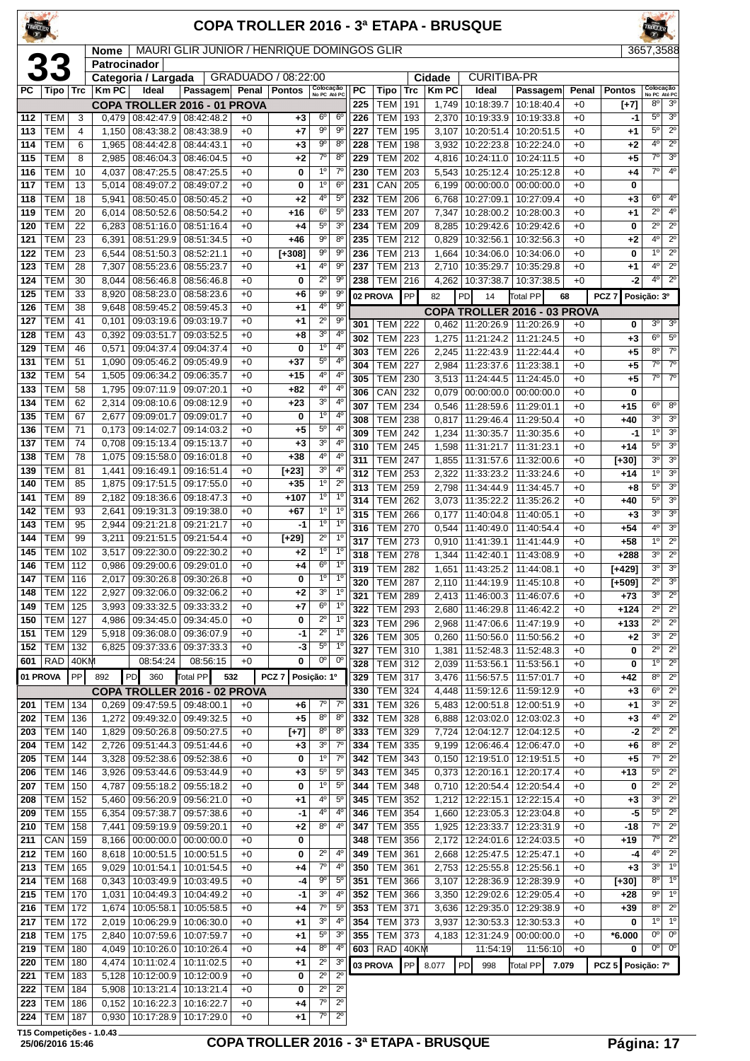# COPA TROLLER 2016 - 3ª ETAPA - BRUSQUE

**33**

| Nome | MAURI GLIR JUNIOR / HENRIQUE DOMINGOS GLIR | 3657,3588 |
|---|---|---|
| Patrocinador | | |
| Categoria / Largada | GRADUADO / 08:22:00 | Cidade: CURITIBA-PR |

| PC | Tipo | Trc | Km PC | Ideal | Passagem | Penal | Pontos | Colocação No PC | Colocação Até PC |
|---|---|---|---|---|---|---|---|---|---|
| | | | | **COPA TROLLER 2016 - 01 PROVA** | | | | | |
| 112 | TEM | 3 | 0,479 | 08:42:47.9 | 08:42:48.2 | +0 | +3 | 6º | 6º |
| 113 | TEM | 4 | 1,150 | 08:43:38.2 | 08:43:38.9 | +0 | +7 | 9º | 9º |
| 114 | TEM | 6 | 1,965 | 08:44:42.8 | 08:44:43.1 | +0 | +3 | 9º | 8º |
| 115 | TEM | 8 | 2,985 | 08:46:04.3 | 08:46:04.5 | +0 | +2 | 7º | 8º |
| 116 | TEM | 10 | 4,037 | 08:47:25.5 | 08:47:25.5 | +0 | 0 | 1º | 7º |
| 117 | TEM | 13 | 5,014 | 08:49:07.2 | 08:49:07.2 | +0 | 0 | 1º | 6º |
| 118 | TEM | 18 | 5,941 | 08:50:45.0 | 08:50:45.2 | +0 | +2 | 4º | 5º |
| 119 | TEM | 20 | 6,014 | 08:50:52.6 | 08:50:54.2 | +0 | +16 | 6º | 5º |
| 120 | TEM | 22 | 6,283 | 08:51:16.0 | 08:51:16.4 | +0 | +4 | 5º | 3º |
| 121 | TEM | 23 | 6,391 | 08:51:29.9 | 08:51:34.5 | +0 | +46 | 9º | 8º |
| 122 | TEM | 23 | 6,544 | 08:51:50.3 | 08:52:21.1 | +0 | [+308] | 9º | 9º |
| 123 | TEM | 28 | 7,307 | 08:55:23.6 | 08:55:23.7 | +0 | +1 | 4º | 9º |
| 124 | TEM | 30 | 8,044 | 08:56:46.8 | 08:56:46.8 | +0 | 0 | 2º | 9º |
| 125 | TEM | 33 | 8,920 | 08:58:23.0 | 08:58:23.6 | +0 | +6 | 9º | 9º |
| 126 | TEM | 38 | 9,648 | 08:59:45.2 | 08:59:45.3 | +0 | +1 | 4º | 9º |
| 127 | TEM | 41 | 0,101 | 09:03:19.6 | 09:03:19.7 | +0 | +1 | 2º | 9º |
| 128 | TEM | 43 | 0,392 | 09:03:51.7 | 09:03:52.5 | +0 | +8 | 3º | 4º |
| 129 | TEM | 46 | 0,571 | 09:04:37.4 | 09:04:37.4 | +0 | 0 | 1º | 4º |
| 131 | TEM | 51 | 1,090 | 09:05:46.2 | 09:05:49.9 | +0 | +37 | 5º | 4º |
| 132 | TEM | 54 | 1,505 | 09:06:34.2 | 09:06:35.7 | +0 | +15 | 4º | 4º |
| 133 | TEM | 58 | 1,795 | 09:07:11.9 | 09:07:20.1 | +0 | +82 | 4º | 4º |
| 134 | TEM | 62 | 2,314 | 09:08:10.6 | 09:08:12.9 | +0 | +23 | 3º | 4º |
| 135 | TEM | 67 | 2,677 | 09:09:01.7 | 09:09:01.7 | +0 | 0 | 1º | 4º |
| 136 | TEM | 71 | 0,173 | 09:14:02.7 | 09:14:03.2 | +0 | +5 | 5º | 4º |
| 137 | TEM | 74 | 0,708 | 09:15:13.4 | 09:15:13.7 | +0 | +3 | 3º | 4º |
| 138 | TEM | 78 | 1,075 | 09:15:58.0 | 09:16:01.8 | +0 | +38 | 4º | 4º |
| 139 | TEM | 81 | 1,441 | 09:16:49.1 | 09:16:51.4 | +0 | [+23] | 3º | 4º |
| 140 | TEM | 85 | 1,875 | 09:17:51.5 | 09:17:55.0 | +0 | +35 | 1º | 2º |
| 141 | TEM | 89 | 2,182 | 09:18:36.6 | 09:18:47.3 | +0 | +107 | 1º | 1º |
| 142 | TEM | 93 | 2,641 | 09:19:31.3 | 09:19:38.0 | +0 | +67 | 1º | 1º |
| 143 | TEM | 95 | 2,944 | 09:21:21.8 | 09:21:21.7 | +0 | -1 | 1º | 1º |
| 144 | TEM | 99 | 3,211 | 09:21:51.5 | 09:21:54.4 | +0 | [+29] | 2º | 1º |
| 145 | TEM | 102 | 3,517 | 09:22:30.0 | 09:22:30.2 | +0 | +2 | 1º | 1º |
| 146 | TEM | 112 | 0,986 | 09:29:00.6 | 09:29:01.0 | +0 | +4 | 6º | 1º |
| 147 | TEM | 116 | 2,017 | 09:30:26.8 | 09:30:26.8 | +0 | 0 | 1º | 1º |
| 148 | TEM | 122 | 2,927 | 09:32:06.0 | 09:32:06.2 | +0 | +2 | 3º | 1º |
| 149 | TEM | 125 | 3,993 | 09:33:32.5 | 09:33:33.2 | +0 | +7 | 6º | 1º |
| 150 | TEM | 127 | 4,986 | 09:34:45.0 | 09:34:45.0 | +0 | 0 | 2º | 1º |
| 151 | TEM | 129 | 5,918 | 09:36:08.0 | 09:36:07.9 | +0 | -1 | 2º | 1º |
| 152 | TEM | 132 | 6,825 | 09:37:33.6 | 09:37:33.3 | +0 | -3 | 5º | 1º |
| 601 | RAD | 40KM | | 08:54:24 | 08:56:15 | +0 | 0 | 0º | 0º |
| 01 PROVA | PP | 892 | PD 360 | Total PP 532 | | | PCZ 7 | Posição: 1º | |
| | | | | **COPA TROLLER 2016 - 02 PROVA** | | | | | |
| 201 | TEM | 134 | 0,269 | 09:47:59.5 | 09:48:00.1 | +0 | +6 | 7º | 7º |
| 202 | TEM | 136 | 1,272 | 09:49:32.0 | 09:49:32.5 | +0 | +5 | 8º | 8º |
| 203 | TEM | 140 | 1,829 | 09:50:26.8 | 09:50:27.5 | +0 | [+7] | 8º | 8º |
| 204 | TEM | 142 | 2,726 | 09:51:44.3 | 09:51:44.6 | +0 | +3 | 3º | 7º |
| 205 | TEM | 144 | 3,328 | 09:52:38.6 | 09:52:38.6 | +0 | 0 | 1º | 7º |
| 206 | TEM | 146 | 3,926 | 09:53:44.6 | 09:53:44.9 | +0 | +3 | 5º | 5º |
| 207 | TEM | 150 | 4,787 | 09:55:18.2 | 09:55:18.2 | +0 | 0 | 1º | 5º |
| 208 | TEM | 152 | 5,460 | 09:56:20.9 | 09:56:21.0 | +0 | +1 | 4º | 5º |
| 209 | TEM | 155 | 6,354 | 09:57:38.7 | 09:57:38.6 | +0 | -1 | 4º | 4º |
| 210 | TEM | 158 | 7,441 | 09:59:19.9 | 09:59:20.1 | +0 | +2 | 8º | 4º |
| 211 | CAN | 159 | 8,166 | 00:00:00.0 | 00:00:00.0 | +0 | 0 | | |
| 212 | TEM | 160 | 8,618 | 10:00:51.5 | 10:00:51.5 | +0 | 0 | 2º | 4º |
| 213 | TEM | 165 | 9,029 | 10:01:54.1 | 10:01:54.5 | +0 | +4 | 7º | 4º |
| 214 | TEM | 168 | 0,343 | 10:03:49.9 | 10:03:49.5 | +0 | -4 | 9º | 5º |
| 215 | TEM | 170 | 1,031 | 10:04:49.3 | 10:04:49.2 | +0 | -1 | 3º | 4º |
| 216 | TEM | 172 | 1,674 | 10:05:58.1 | 10:05:58.5 | +0 | +4 | 7º | 5º |
| 217 | TEM | 172 | 2,019 | 10:06:29.9 | 10:06:30.0 | +0 | +1 | 3º | 4º |
| 218 | TEM | 175 | 2,840 | 10:07:59.6 | 10:07:59.7 | +0 | +1 | 5º | 3º |
| 219 | TEM | 180 | 4,049 | 10:10:26.0 | 10:10:26.4 | +0 | +4 | 8º | 4º |
| 220 | TEM | 180 | 4,474 | 10:11:02.4 | 10:11:02.5 | +0 | +1 | 2º | 3º |
| 221 | TEM | 183 | 5,128 | 10:12:00.9 | 10:12:00.9 | +0 | 0 | 2º | 2º |
| 222 | TEM | 184 | 5,908 | 10:13:21.4 | 10:13:21.4 | +0 | 0 | 2º | 2º |
| 223 | TEM | 186 | 0,152 | 10:16:22.3 | 10:16:22.7 | +0 | +4 | 7º | 2º |
| 224 | TEM | 187 | 0,930 | 10:17:28.9 | 10:17:29.0 | +0 | +1 | 7º | 2º |
| 225 | TEM | 191 | 1,749 | 10:18:39.7 | 10:18:40.4 | +0 | [+7] | 8º | 3º |
| 226 | TEM | 193 | 2,370 | 10:19:33.9 | 10:19:33.8 | +0 | -1 | 5º | 3º |
| 227 | TEM | 195 | 3,107 | 10:20:51.4 | 10:20:51.5 | +0 | +1 | 5º | 2º |
| 228 | TEM | 198 | 3,932 | 10:22:23.8 | 10:22:24.0 | +0 | +2 | 4º | 2º |
| 229 | TEM | 202 | 4,816 | 10:24:11.0 | 10:24:11.5 | +0 | +5 | 7º | 3º |
| 230 | TEM | 203 | 5,543 | 10:25:12.4 | 10:25:12.8 | +0 | +4 | 7º | 4º |
| 231 | CAN | 205 | 6,199 | 00:00:00.0 | 00:00:00.0 | +0 | 0 | | |
| 232 | TEM | 206 | 6,768 | 10:27:09.1 | 10:27:09.4 | +0 | +3 | 6º | 4º |
| 233 | TEM | 207 | 7,347 | 10:28:00.2 | 10:28:00.3 | +0 | +1 | 2º | 4º |
| 234 | TEM | 209 | 8,285 | 10:29:42.6 | 10:29:42.6 | +0 | 0 | 2º | 2º |
| 235 | TEM | 212 | 0,829 | 10:32:56.1 | 10:32:56.3 | +0 | +2 | 4º | 2º |
| 236 | TEM | 213 | 1,664 | 10:34:06.0 | 10:34:06.0 | +0 | 0 | 1º | 2º |
| 237 | TEM | 213 | 2,710 | 10:35:29.7 | 10:35:29.8 | +0 | +1 | 4º | 2º |
| 238 | TEM | 216 | 4,262 | 10:37:38.7 | 10:37:38.5 | +0 | -2 | 4º | 2º |
| 02 PROVA | PP | 82 | PD 14 | Total PP 68 | | | PCZ 7 | Posição: 3º | |
| | | | | **COPA TROLLER 2016 - 03 PROVA** | | | | | |
| 301 | TEM | 222 | 0,462 | 11:20:26.9 | 11:20:26.9 | +0 | 0 | 3º | 3º |
| 302 | TEM | 223 | 1,275 | 11:21:24.2 | 11:21:24.5 | +0 | +3 | 6º | 5º |
| 303 | TEM | 226 | 2,245 | 11:22:43.9 | 11:22:44.4 | +0 | +5 | 8º | 7º |
| 304 | TEM | 227 | 2,984 | 11:23:37.6 | 11:23:38.1 | +0 | +5 | 7º | 7º |
| 305 | TEM | 230 | 3,513 | 11:24:44.5 | 11:24:45.0 | +0 | +5 | 7º | 7º |
| 306 | CAN | 232 | 0,079 | 00:00:00.0 | 00:00:00.0 | +0 | 0 | | |
| 307 | TEM | 234 | 0,546 | 11:28:59.6 | 11:29:01.1 | +0 | +15 | 6º | 8º |
| 308 | TEM | 238 | 0,817 | 11:29:46.4 | 11:29:50.4 | +0 | +40 | 3º | 3º |
| 309 | TEM | 242 | 1,234 | 11:30:35.7 | 11:30:35.6 | +0 | -1 | 1º | 3º |
| 310 | TEM | 245 | 1,598 | 11:31:21.7 | 11:31:23.1 | +0 | +14 | 5º | 3º |
| 311 | TEM | 247 | 1,855 | 11:31:57.6 | 11:32:00.6 | +0 | [+30] | 3º | 3º |
| 312 | TEM | 253 | 2,322 | 11:33:23.2 | 11:33:24.6 | +0 | +14 | 1º | 3º |
| 313 | TEM | 259 | 2,798 | 11:34:44.9 | 11:34:45.7 | +0 | +8 | 5º | 3º |
| 314 | TEM | 262 | 3,073 | 11:35:22.2 | 11:35:26.2 | +0 | +40 | 5º | 3º |
| 315 | TEM | 266 | 0,177 | 11:40:04.8 | 11:40:05.1 | +0 | +3 | 3º | 3º |
| 316 | TEM | 270 | 0,544 | 11:40:49.0 | 11:40:54.4 | +0 | +54 | 4º | 3º |
| 317 | TEM | 273 | 0,910 | 11:41:39.1 | 11:41:44.9 | +0 | +58 | 1º | 2º |
| 318 | TEM | 278 | 1,344 | 11:42:40.1 | 11:43:08.9 | +0 | +288 | 3º | 2º |
| 319 | TEM | 282 | 1,651 | 11:43:25.2 | 11:44:08.1 | +0 | [+429] | 3º | 3º |
| 320 | TEM | 287 | 2,110 | 11:44:19.9 | 11:45:10.8 | +0 | [+509] | 2º | 3º |
| 321 | TEM | 289 | 2,413 | 11:46:00.3 | 11:46:07.6 | +0 | +73 | 3º | 2º |
| 322 | TEM | 293 | 2,680 | 11:46:29.8 | 11:46:42.2 | +0 | +124 | 2º | 2º |
| 323 | TEM | 296 | 2,968 | 11:47:06.6 | 11:47:19.9 | +0 | +133 | 2º | 2º |
| 326 | TEM | 305 | 0,260 | 11:50:56.0 | 11:50:56.2 | +0 | +2 | 3º | 2º |
| 327 | TEM | 310 | 1,381 | 11:52:48.3 | 11:52:48.3 | +0 | 0 | 2º | 2º |
| 328 | TEM | 312 | 2,039 | 11:53:56.1 | 11:53:56.1 | +0 | 0 | 1º | 2º |
| 329 | TEM | 317 | 3,476 | 11:56:57.5 | 11:57:01.7 | +0 | +42 | 8º | 2º |
| 330 | TEM | 324 | 4,448 | 11:59:12.6 | 11:59:12.9 | +0 | +3 | 6º | 2º |
| 331 | TEM | 326 | 5,483 | 12:00:51.8 | 12:00:51.9 | +0 | +1 | 3º | 2º |
| 332 | TEM | 328 | 6,888 | 12:03:02.0 | 12:03:02.3 | +0 | +3 | 4º | 2º |
| 333 | TEM | 329 | 7,724 | 12:04:12.7 | 12:04:12.5 | +0 | -2 | 2º | 2º |
| 334 | TEM | 335 | 9,199 | 12:06:46.4 | 12:06:47.0 | +0 | +6 | 8º | 2º |
| 342 | TEM | 343 | 0,150 | 12:19:51.0 | 12:19:51.5 | +0 | +5 | 7º | 2º |
| 343 | TEM | 345 | 0,373 | 12:20:16.1 | 12:20:17.4 | +0 | +13 | 5º | 2º |
| 344 | TEM | 348 | 0,710 | 12:20:54.4 | 12:20:54.4 | +0 | 0 | 2º | 2º |
| 345 | TEM | 352 | 1,212 | 12:22:15.1 | 12:22:15.4 | +0 | +3 | 3º | 2º |
| 346 | TEM | 354 | 1,660 | 12:23:05.3 | 12:23:04.8 | +0 | -5 | 5º | 2º |
| 347 | TEM | 355 | 1,925 | 12:23:33.7 | 12:23:31.9 | +0 | -18 | 7º | 2º |
| 348 | TEM | 356 | 2,172 | 12:24:01.6 | 12:24:03.5 | +0 | +19 | 7º | 2º |
| 349 | TEM | 361 | 2,668 | 12:25:47.5 | 12:25:47.1 | +0 | -4 | 4º | 2º |
| 350 | TEM | 361 | 2,753 | 12:25:55.8 | 12:25:56.1 | +0 | +3 | 3º | 1º |
| 351 | TEM | 366 | 3,107 | 12:28:36.9 | 12:28:39.9 | +0 | [+30] | 8º | 1º |
| 352 | TEM | 366 | 3,350 | 12:29:02.6 | 12:29:05.4 | +0 | +28 | 9º | 1º |
| 353 | TEM | 371 | 3,636 | 12:29:35.0 | 12:29:38.9 | +0 | +39 | 8º | 2º |
| 354 | TEM | 373 | 3,937 | 12:30:53.3 | 12:30:53.3 | +0 | 0 | 1º | 1º |
| 355 | TEM | 373 | 4,183 | 12:31:24.9 | 00:00:00.0 | +0 | *6.000 | 0º | 0º |
| 603 | RAD | 40KM | | 11:54:19 | 11:56:10 | +0 | 0 | 0º | 0º |
| 03 PROVA | PP | 8.077 | PD 998 | Total PP 7.079 | | | PCZ 5 | Posição: 7º | |

T15 Competições - 1.0.43
25/06/2016 15:46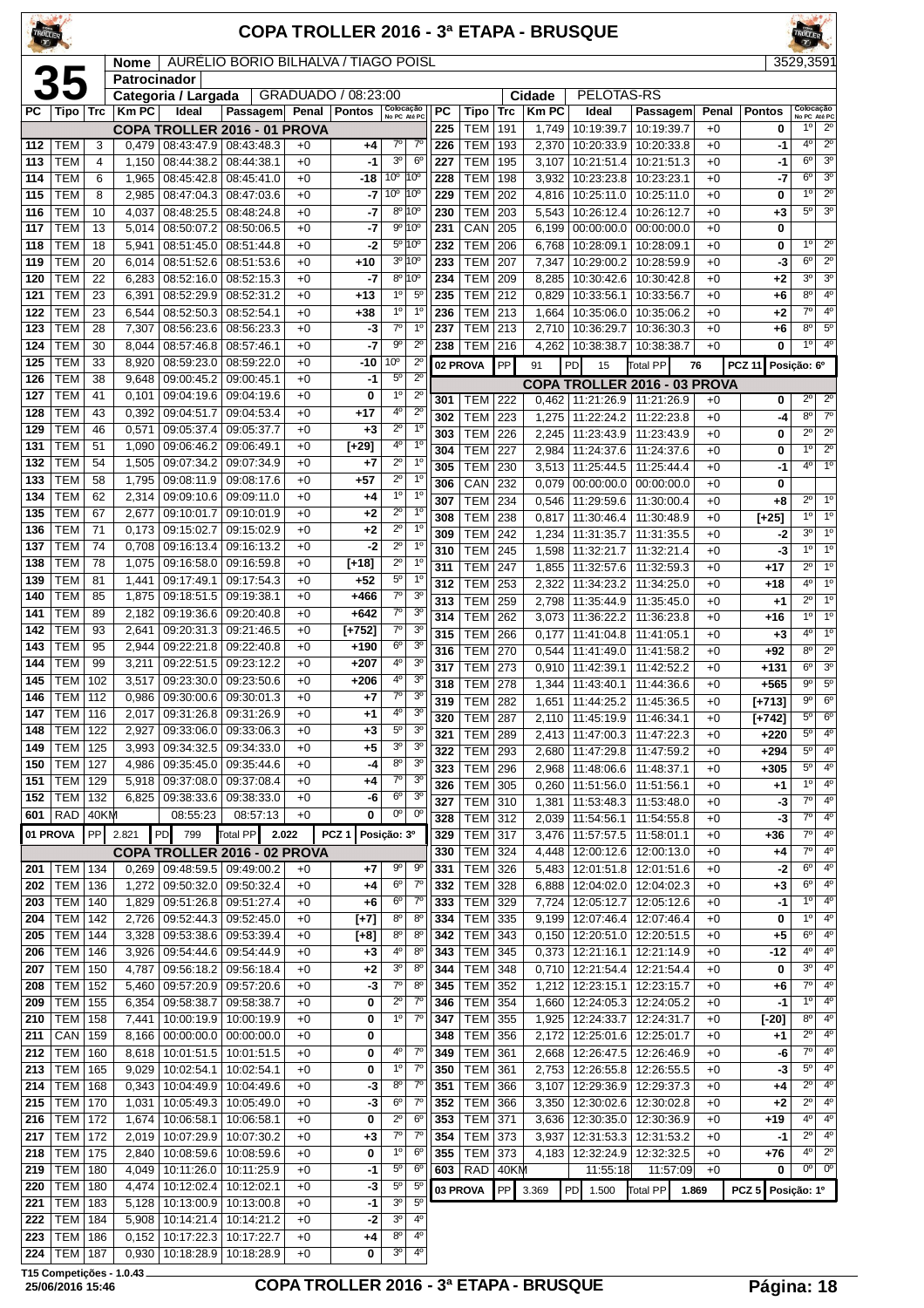# COPA TROLLER 2016 - 3ª ETAPA - BRUSQUE

**35** | Nome: AURÉLIO BORIO BILHALVA / TIAGO POISL | 3529,3591

Patrocinador

Categoria / Largada: GRADUADO / 08:23:00 | Cidade: PELOTAS-RS

| PC | Tipo | Trc | Km PC | Ideal | Passagem | Penal | Pontos | Colocação No PC | Colocação Até PC |
|---|---|---|---|---|---|---|---|---|---|
| | | | | **COPA TROLLER 2016 - 01 PROVA** | | | | | |
| 112 | TEM | 3 | 0,479 | 08:43:47.9 | 08:43:48.3 | +0 | +4 | 7º | 7º |
| 113 | TEM | 4 | 1,150 | 08:44:38.2 | 08:44:38.1 | +0 | -1 | 3º | 6º |
| 114 | TEM | 6 | 1,965 | 08:45:42.8 | 08:45:41.0 | +0 | -18 | 10º | 10º |
| 115 | TEM | 8 | 2,985 | 08:47:04.3 | 08:47:03.6 | +0 | -7 | 10º | 10º |
| 116 | TEM | 10 | 4,037 | 08:48:25.5 | 08:48:24.8 | +0 | -7 | 8º | 10º |
| 117 | TEM | 13 | 5,014 | 08:50:07.2 | 08:50:06.5 | +0 | -7 | 9º | 10º |
| 118 | TEM | 18 | 5,941 | 08:51:45.0 | 08:51:44.8 | +0 | -2 | 5º | 10º |
| 119 | TEM | 20 | 6,014 | 08:51:52.6 | 08:51:53.6 | +0 | +10 | 3º | 10º |
| 120 | TEM | 22 | 6,283 | 08:52:16.0 | 08:52:15.3 | +0 | -7 | 8º | 10º |
| 121 | TEM | 23 | 6,391 | 08:52:29.9 | 08:52:31.2 | +0 | +13 | 1º | 5º |
| 122 | TEM | 23 | 6,544 | 08:52:50.3 | 08:52:54.1 | +0 | +38 | 1º | 1º |
| 123 | TEM | 28 | 7,307 | 08:56:23.6 | 08:56:23.3 | +0 | -3 | 7º | 1º |
| 124 | TEM | 30 | 8,044 | 08:57:46.8 | 08:57:46.1 | +0 | -7 | 9º | 2º |
| 125 | TEM | 33 | 8,920 | 08:59:23.0 | 08:59:22.0 | +0 | -10 | 10º | 2º |
| 126 | TEM | 38 | 9,648 | 09:00:45.2 | 09:00:45.1 | +0 | -1 | 5º | 2º |
| 127 | TEM | 41 | 0,101 | 09:04:19.6 | 09:04:19.6 | +0 | 0 | 1º | 2º |
| 128 | TEM | 43 | 0,392 | 09:04:51.7 | 09:04:53.4 | +0 | +17 | 4º | 2º |
| 129 | TEM | 46 | 0,571 | 09:05:37.4 | 09:05:37.7 | +0 | +3 | 2º | 1º |
| 131 | TEM | 51 | 1,090 | 09:06:46.2 | 09:06:49.1 | +0 | [+29] | 4º | 1º |
| 132 | TEM | 54 | 1,505 | 09:07:34.2 | 09:07:34.9 | +0 | +7 | 2º | 1º |
| 133 | TEM | 58 | 1,795 | 09:08:11.9 | 09:08:17.6 | +0 | +57 | 2º | 1º |
| 134 | TEM | 62 | 2,314 | 09:09:10.6 | 09:09:11.0 | +0 | +4 | 1º | 1º |
| 135 | TEM | 67 | 2,677 | 09:10:01.7 | 09:10:01.9 | +0 | +2 | 2º | 1º |
| 136 | TEM | 71 | 0,173 | 09:15:02.7 | 09:15:02.9 | +0 | +2 | 2º | 1º |
| 137 | TEM | 74 | 0,708 | 09:16:13.4 | 09:16:13.2 | +0 | -2 | 2º | 1º |
| 138 | TEM | 78 | 1,075 | 09:16:58.0 | 09:16:59.8 | +0 | [+18] | 2º | 1º |
| 139 | TEM | 81 | 1,441 | 09:17:49.1 | 09:17:54.3 | +0 | +52 | 5º | 1º |
| 140 | TEM | 85 | 1,875 | 09:18:51.5 | 09:19:38.1 | +0 | +466 | 7º | 3º |
| 141 | TEM | 89 | 2,182 | 09:19:36.6 | 09:20:40.8 | +0 | +642 | 7º | 3º |
| 142 | TEM | 93 | 2,641 | 09:20:31.3 | 09:21:46.5 | +0 | [+752] | 7º | 3º |
| 143 | TEM | 95 | 2,944 | 09:22:21.8 | 09:22:40.8 | +0 | +190 | 6º | 3º |
| 144 | TEM | 99 | 3,211 | 09:22:51.5 | 09:23:12.2 | +0 | +207 | 4º | 3º |
| 145 | TEM | 102 | 3,517 | 09:23:30.0 | 09:23:50.6 | +0 | +206 | 4º | 3º |
| 146 | TEM | 112 | 0,986 | 09:30:00.6 | 09:30:01.3 | +0 | +7 | 7º | 3º |
| 147 | TEM | 116 | 2,017 | 09:31:26.8 | 09:31:26.9 | +0 | +1 | 4º | 3º |
| 148 | TEM | 122 | 2,927 | 09:33:06.0 | 09:33:06.3 | +0 | +3 | 5º | 3º |
| 149 | TEM | 125 | 3,993 | 09:34:32.5 | 09:34:33.0 | +0 | +5 | 3º | 3º |
| 150 | TEM | 127 | 4,986 | 09:35:45.0 | 09:35:44.6 | +0 | -4 | 8º | 3º |
| 151 | TEM | 129 | 5,918 | 09:37:08.0 | 09:37:08.4 | +0 | +4 | 7º | 3º |
| 152 | TEM | 132 | 6,825 | 09:38:33.6 | 09:38:33.0 | +0 | -6 | 6º | 3º |
| 601 | RAD | 40KM | | 08:55:23 | 08:57:13 | +0 | 0 | 0º | 0º |
| **01 PROVA** | PP | 2.821 | PD 799 | Total PP 2.022 | | | PCZ 1 | Posição: 3º | |
| | | | | **COPA TROLLER 2016 - 02 PROVA** | | | | | |
| 201 | TEM | 134 | 0,269 | 09:48:59.5 | 09:49:00.2 | +0 | +7 | 9º | 9º |
| 202 | TEM | 136 | 1,272 | 09:50:32.0 | 09:50:32.4 | +0 | +4 | 6º | 7º |
| 203 | TEM | 140 | 1,829 | 09:51:26.8 | 09:51:27.4 | +0 | +6 | 6º | 7º |
| 204 | TEM | 142 | 2,726 | 09:52:44.3 | 09:52:45.0 | +0 | [+7] | 8º | 8º |
| 205 | TEM | 144 | 3,328 | 09:53:38.6 | 09:53:39.4 | +0 | [+8] | 8º | 8º |
| 206 | TEM | 146 | 3,926 | 09:54:44.6 | 09:54:44.9 | +0 | +3 | 4º | 8º |
| 207 | TEM | 150 | 4,787 | 09:56:18.2 | 09:56:18.4 | +0 | +2 | 3º | 8º |
| 208 | TEM | 152 | 5,460 | 09:57:20.9 | 09:57:20.6 | +0 | -3 | 7º | 8º |
| 209 | TEM | 155 | 6,354 | 09:58:38.7 | 09:58:38.7 | +0 | 0 | 2º | 7º |
| 210 | TEM | 158 | 7,441 | 10:00:19.9 | 10:00:19.9 | +0 | 0 | 1º | 7º |
| 211 | CAN | 159 | 8,166 | 00:00:00.0 | 00:00:00.0 | +0 | 0 | | |
| 212 | TEM | 160 | 8,618 | 10:01:51.5 | 10:01:51.5 | +0 | 0 | 4º | 7º |
| 213 | TEM | 165 | 9,029 | 10:02:54.1 | 10:02:54.1 | +0 | 0 | 1º | 7º |
| 214 | TEM | 168 | 0,343 | 10:04:49.9 | 10:04:49.6 | +0 | -3 | 8º | 7º |
| 215 | TEM | 170 | 1,031 | 10:05:49.3 | 10:05:49.0 | +0 | -3 | 6º | 7º |
| 216 | TEM | 172 | 1,674 | 10:06:58.1 | 10:06:58.1 | +0 | 0 | 2º | 6º |
| 217 | TEM | 172 | 2,019 | 10:07:29.9 | 10:07:30.2 | +0 | +3 | 7º | 7º |
| 218 | TEM | 175 | 2,840 | 10:08:59.6 | 10:08:59.6 | +0 | 0 | 1º | 6º |
| 219 | TEM | 180 | 4,049 | 10:11:26.0 | 10:11:25.9 | +0 | -1 | 5º | 6º |
| 220 | TEM | 180 | 4,474 | 10:12:02.4 | 10:12:02.1 | +0 | -3 | 5º | 5º |
| 221 | TEM | 183 | 5,128 | 10:13:00.9 | 10:13:00.8 | +0 | -1 | 3º | 5º |
| 222 | TEM | 184 | 5,908 | 10:14:21.4 | 10:14:21.2 | +0 | -2 | 3º | 4º |
| 223 | TEM | 186 | 0,152 | 10:17:22.3 | 10:17:22.7 | +0 | +4 | 8º | 4º |
| 224 | TEM | 187 | 0,930 | 10:18:28.9 | 10:18:28.9 | +0 | 0 | 3º | 4º |
| 225 | TEM | 191 | 1,749 | 10:19:39.7 | 10:19:39.7 | +0 | 0 | 1º | 2º |
| 226 | TEM | 193 | 2,370 | 10:20:33.9 | 10:20:33.8 | +0 | -1 | 4º | 2º |
| 227 | TEM | 195 | 3,107 | 10:21:51.4 | 10:21:51.3 | +0 | -1 | 6º | 3º |
| 228 | TEM | 198 | 3,932 | 10:23:23.8 | 10:23:23.1 | +0 | -7 | 6º | 3º |
| 229 | TEM | 202 | 4,816 | 10:25:11.0 | 10:25:11.0 | +0 | 0 | 1º | 2º |
| 230 | TEM | 203 | 5,543 | 10:26:12.4 | 10:26:12.7 | +0 | +3 | 5º | 3º |
| 231 | CAN | 205 | 6,219 | 00:00:00.0 | 00:00:00.0 | +0 | 0 | | |
| 232 | TEM | 206 | 6,768 | 10:28:09.1 | 10:28:09.1 | +0 | 0 | 1º | 2º |
| 233 | TEM | 207 | 7,347 | 10:29:00.2 | 10:28:59.9 | +0 | -3 | 6º | 2º |
| 234 | TEM | 209 | 8,285 | 10:30:42.6 | 10:30:42.8 | +0 | +2 | 3º | 3º |
| 235 | TEM | 212 | 0,829 | 10:33:56.1 | 10:33:56.7 | +0 | +6 | 8º | 4º |
| 236 | TEM | 213 | 1,664 | 10:35:06.0 | 10:35:06.2 | +0 | +2 | 7º | 4º |
| 237 | TEM | 213 | 2,710 | 10:36:29.7 | 10:36:30.3 | +0 | +6 | 8º | 5º |
| 238 | TEM | 216 | 4,262 | 10:38:38.7 | 10:38:38.7 | +0 | 0 | 1º | 4º |
| **02 PROVA** | PP | 91 | PD 15 | Total PP 76 | | | PCZ 11 | Posição: 6º | |
| | | | | **COPA TROLLER 2016 - 03 PROVA** | | | | | |
| 301 | TEM | 222 | 0,462 | 11:21:26.9 | 11:21:26.9 | +0 | 0 | 2º | 2º |
| 302 | TEM | 223 | 1,275 | 11:22:24.2 | 11:22:23.8 | +0 | -4 | 8º | 7º |
| 303 | TEM | 226 | 2,245 | 11:23:43.9 | 11:23:43.9 | +0 | 0 | 2º | 2º |
| 304 | TEM | 227 | 2,984 | 11:24:37.6 | 11:24:37.6 | +0 | 0 | 1º | 2º |
| 305 | TEM | 230 | 3,513 | 11:25:44.5 | 11:25:44.4 | +0 | -1 | 4º | 1º |
| 306 | CAN | 232 | 0,079 | 00:00:00.0 | 00:00:00.0 | +0 | 0 | | |
| 307 | TEM | 234 | 0,546 | 11:29:59.6 | 11:30:00.4 | +0 | +8 | 2º | 1º |
| 308 | TEM | 238 | 0,817 | 11:30:46.4 | 11:30:48.9 | +0 | [+25] | 1º | 1º |
| 309 | TEM | 242 | 1,234 | 11:31:35.7 | 11:31:35.5 | +0 | -2 | 3º | 1º |
| 310 | TEM | 245 | 1,598 | 11:32:21.7 | 11:32:21.4 | +0 | -3 | 1º | 1º |
| 311 | TEM | 247 | 1,855 | 11:32:57.6 | 11:32:59.3 | +0 | +17 | 2º | 1º |
| 312 | TEM | 253 | 2,322 | 11:34:23.2 | 11:34:25.0 | +0 | +18 | 4º | 1º |
| 313 | TEM | 259 | 2,798 | 11:35:44.9 | 11:35:45.0 | +0 | +1 | 2º | 1º |
| 314 | TEM | 262 | 3,073 | 11:36:22.2 | 11:36:23.8 | +0 | +16 | 1º | 1º |
| 315 | TEM | 266 | 0,177 | 11:41:04.8 | 11:41:05.1 | +0 | +3 | 4º | 1º |
| 316 | TEM | 270 | 0,544 | 11:41:49.0 | 11:41:58.2 | +0 | +92 | 8º | 2º |
| 317 | TEM | 273 | 0,910 | 11:42:39.1 | 11:42:52.2 | +0 | +131 | 6º | 3º |
| 318 | TEM | 278 | 1,344 | 11:43:40.1 | 11:44:36.6 | +0 | +565 | 9º | 5º |
| 319 | TEM | 282 | 1,651 | 11:44:25.2 | 11:45:36.5 | +0 | [+713] | 9º | 6º |
| 320 | TEM | 287 | 2,110 | 11:45:19.9 | 11:46:34.1 | +0 | [+742] | 5º | 6º |
| 321 | TEM | 289 | 2,413 | 11:47:00.3 | 11:47:22.3 | +0 | +220 | 5º | 4º |
| 322 | TEM | 293 | 2,680 | 11:47:29.8 | 11:47:59.2 | +0 | +294 | 5º | 4º |
| 323 | TEM | 296 | 2,968 | 11:48:06.6 | 11:48:37.1 | +0 | +305 | 5º | 4º |
| 326 | TEM | 305 | 0,260 | 11:51:56.0 | 11:51:56.1 | +0 | +1 | 1º | 4º |
| 327 | TEM | 310 | 1,381 | 11:53:48.3 | 11:53:48.0 | +0 | -3 | 7º | 4º |
| 328 | TEM | 312 | 2,039 | 11:54:56.1 | 11:54:55.8 | +0 | -3 | 7º | 4º |
| 329 | TEM | 317 | 3,476 | 11:57:57.5 | 11:58:01.1 | +0 | +36 | 7º | 4º |
| 330 | TEM | 324 | 4,448 | 12:00:12.6 | 12:00:13.0 | +0 | +4 | 7º | 4º |
| 331 | TEM | 326 | 5,483 | 12:01:51.8 | 12:01:51.6 | +0 | -2 | 6º | 4º |
| 332 | TEM | 328 | 6,888 | 12:04:02.0 | 12:04:02.3 | +0 | +3 | 6º | 4º |
| 333 | TEM | 329 | 7,724 | 12:05:12.7 | 12:05:12.6 | +0 | -1 | 1º | 4º |
| 334 | TEM | 335 | 9,199 | 12:07:46.4 | 12:07:46.4 | +0 | 0 | 1º | 4º |
| 342 | TEM | 343 | 0,150 | 12:20:51.0 | 12:20:51.5 | +0 | +5 | 6º | 4º |
| 343 | TEM | 345 | 0,373 | 12:21:16.1 | 12:21:14.9 | +0 | -12 | 4º | 4º |
| 344 | TEM | 348 | 0,710 | 12:21:54.4 | 12:21:54.4 | +0 | 0 | 3º | 4º |
| 345 | TEM | 352 | 1,212 | 12:23:15.1 | 12:23:15.7 | +0 | +6 | 7º | 4º |
| 346 | TEM | 354 | 1,660 | 12:24:05.3 | 12:24:05.2 | +0 | -1 | 1º | 4º |
| 347 | TEM | 355 | 1,925 | 12:24:33.7 | 12:24:31.7 | +0 | [-20] | 8º | 4º |
| 348 | TEM | 356 | 2,172 | 12:25:01.6 | 12:25:01.7 | +0 | +1 | 2º | 4º |
| 349 | TEM | 361 | 2,668 | 12:26:47.5 | 12:26:46.9 | +0 | -6 | 7º | 4º |
| 350 | TEM | 361 | 2,753 | 12:26:55.8 | 12:26:55.5 | +0 | -3 | 5º | 4º |
| 351 | TEM | 366 | 3,107 | 12:29:36.9 | 12:29:37.3 | +0 | +4 | 2º | 4º |
| 352 | TEM | 366 | 3,350 | 12:30:02.6 | 12:30:02.8 | +0 | +2 | 2º | 4º |
| 353 | TEM | 371 | 3,636 | 12:30:35.0 | 12:30:36.9 | +0 | +19 | 4º | 4º |
| 354 | TEM | 373 | 3,937 | 12:31:53.3 | 12:31:53.2 | +0 | -1 | 2º | 4º |
| 355 | TEM | 373 | 4,183 | 12:32:24.9 | 12:32:32.5 | +0 | +76 | 4º | 2º |
| 603 | RAD | 40KM | | 11:55:18 | 11:57:09 | +0 | 0 | 0º | 0º |
| **03 PROVA** | PP | 3.369 | PD 1.500 | Total PP 1.869 | | | PCZ 5 | Posição: 1º | |

T15 Competições - 1.0.43
25/06/2016 15:46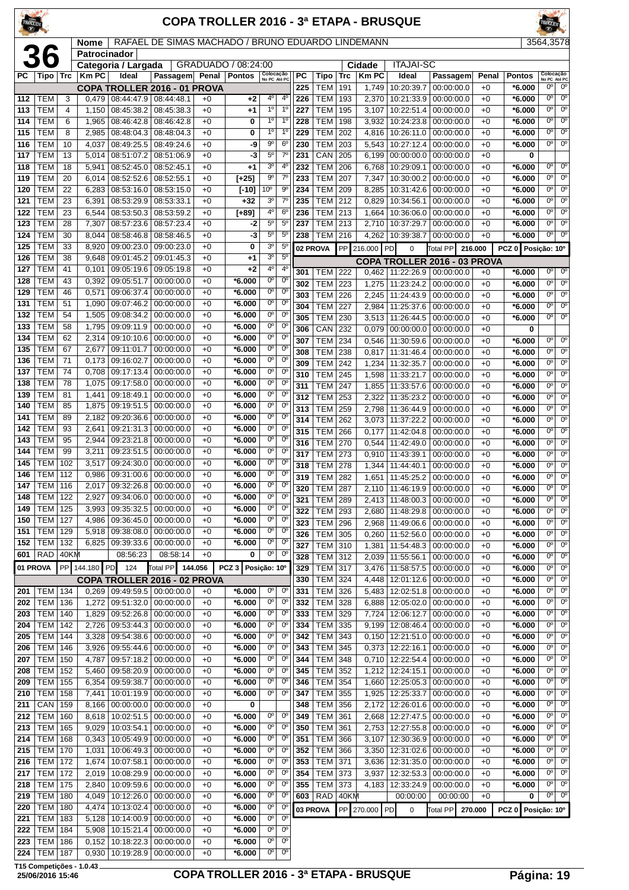# COPA TROLLER 2016 - 3ª ETAPA - BRUSQUE

**36**

| Nome | RAFAEL DE SIMAS MACHADO / BRUNO EDUARDO LINDEMANN | 3564,3578 |
|---|---|---|
| Patrocinador | | |
| Categoria / Largada | GRADUADO / 08:24:00 | Cidade: ITAJAI-SC |

| PC | Tipo | Trc | Km PC | Ideal | Passagem | Penal | Pontos | Colocação No PC | Colocação Até PC |
|---|---|---|---|---|---|---|---|---|---|
| | | | | COPA TROLLER 2016 - 01 PROVA | | | | | |
| 112 | TEM | 3 | 0,479 | 08:44:47.9 | 08:44:48.1 | +0 | +2 | 4º | 4º |
| 113 | TEM | 4 | 1,150 | 08:45:38.2 | 08:45:38.3 | +0 | +1 | 1º | 1º |
| 114 | TEM | 6 | 1,965 | 08:46:42.8 | 08:46:42.8 | +0 | 0 | 1º | 1º |
| 115 | TEM | 8 | 2,985 | 08:48:04.3 | 08:48:04.3 | +0 | 0 | 1º | 1º |
| 116 | TEM | 10 | 4,037 | 08:49:25.5 | 08:49:24.6 | +0 | -9 | 9º | 6º |
| 117 | TEM | 13 | 5,014 | 08:51:07.2 | 08:51:06.9 | +0 | -3 | 5º | 7º |
| 118 | TEM | 18 | 5,941 | 08:52:45.0 | 08:52:45.1 | +0 | +1 | 3º | 4º |
| 119 | TEM | 20 | 6,014 | 08:52:52.6 | 08:52:55.1 | +0 | [+25] | 9º | 7º |
| 120 | TEM | 22 | 6,283 | 08:53:16.0 | 08:53:15.0 | +0 | [-10] | 10º | 9º |
| 121 | TEM | 23 | 6,391 | 08:53:29.9 | 08:53:33.1 | +0 | +32 | 3º | 7º |
| 122 | TEM | 23 | 6,544 | 08:53:50.3 | 08:53:59.2 | +0 | [+89] | 4º | 6º |
| 123 | TEM | 28 | 7,307 | 08:57:23.6 | 08:57:23.4 | +0 | -2 | 5º | 5º |
| 124 | TEM | 30 | 8,044 | 08:58:46.8 | 08:58:46.5 | +0 | -3 | 5º | 5º |
| 125 | TEM | 33 | 8,920 | 09:00:23.0 | 09:00:23.0 | +0 | 0 | 3º | 5º |
| 126 | TEM | 38 | 9,648 | 09:01:45.2 | 09:01:45.3 | +0 | +1 | 3º | 5º |
| 127 | TEM | 41 | 0,101 | 09:05:19.6 | 09:05:19.8 | +0 | +2 | 4º | 4º |
| 128 | TEM | 43 | 0,392 | 09:05:51.7 | 00:00:00.0 | +0 | *6.000 | 0º | 0º |
| 129 | TEM | 46 | 0,571 | 09:06:37.4 | 00:00:00.0 | +0 | *6.000 | 0º | 0º |
| 131 | TEM | 51 | 1,090 | 09:07:46.2 | 00:00:00.0 | +0 | *6.000 | 0º | 0º |
| 132 | TEM | 54 | 1,505 | 09:08:34.2 | 00:00:00.0 | +0 | *6.000 | 0º | 0º |
| 133 | TEM | 58 | 1,795 | 09:09:11.9 | 00:00:00.0 | +0 | *6.000 | 0º | 0º |
| 134 | TEM | 62 | 2,314 | 09:10:10.6 | 00:00:00.0 | +0 | *6.000 | 0º | 0º |
| 135 | TEM | 67 | 2,677 | 09:11:01.7 | 00:00:00.0 | +0 | *6.000 | 0º | 0º |
| 136 | TEM | 71 | 0,173 | 09:16:02.7 | 00:00:00.0 | +0 | *6.000 | 0º | 0º |
| 137 | TEM | 74 | 0,708 | 09:17:13.4 | 00:00:00.0 | +0 | *6.000 | 0º | 0º |
| 138 | TEM | 78 | 1,075 | 09:17:58.0 | 00:00:00.0 | +0 | *6.000 | 0º | 0º |
| 139 | TEM | 81 | 1,441 | 09:18:49.1 | 00:00:00.0 | +0 | *6.000 | 0º | 0º |
| 140 | TEM | 85 | 1,875 | 09:19:51.5 | 00:00:00.0 | +0 | *6.000 | 0º | 0º |
| 141 | TEM | 89 | 2,182 | 09:20:36.6 | 00:00:00.0 | +0 | *6.000 | 0º | 0º |
| 142 | TEM | 93 | 2,641 | 09:21:31.3 | 00:00:00.0 | +0 | *6.000 | 0º | 0º |
| 143 | TEM | 95 | 2,944 | 09:23:21.8 | 00:00:00.0 | +0 | *6.000 | 0º | 0º |
| 144 | TEM | 99 | 3,211 | 09:23:51.5 | 00:00:00.0 | +0 | *6.000 | 0º | 0º |
| 145 | TEM | 102 | 3,517 | 09:24:30.0 | 00:00:00.0 | +0 | *6.000 | 0º | 0º |
| 146 | TEM | 112 | 0,986 | 09:31:00.6 | 00:00:00.0 | +0 | *6.000 | 0º | 0º |
| 147 | TEM | 116 | 2,017 | 09:32:26.8 | 00:00:00.0 | +0 | *6.000 | 0º | 0º |
| 148 | TEM | 122 | 2,927 | 09:34:06.0 | 00:00:00.0 | +0 | *6.000 | 0º | 0º |
| 149 | TEM | 125 | 3,993 | 09:35:32.5 | 00:00:00.0 | +0 | *6.000 | 0º | 0º |
| 150 | TEM | 127 | 4,986 | 09:36:45.0 | 00:00:00.0 | +0 | *6.000 | 0º | 0º |
| 151 | TEM | 129 | 5,918 | 09:38:08.0 | 00:00:00.0 | +0 | *6.000 | 0º | 0º |
| 152 | TEM | 132 | 6,825 | 09:39:33.6 | 00:00:00.0 | +0 | *6.000 | 0º | 0º |
| 601 | RAD | 40KM | | 08:56:23 | 08:58:14 | +0 | 0 | 0º | 0º |
| 01 PROVA | PP | 144.180 | PD 124 | Total PP 144.056 | | PCZ 3 | Posição: 10º | | |
| | | | | COPA TROLLER 2016 - 02 PROVA | | | | | |
| 201 | TEM | 134 | 0,269 | 09:49:59.5 | 00:00:00.0 | +0 | *6.000 | 0º | 0º |
| 202 | TEM | 136 | 1,272 | 09:51:32.0 | 00:00:00.0 | +0 | *6.000 | 0º | 0º |
| 203 | TEM | 140 | 1,829 | 09:52:26.8 | 00:00:00.0 | +0 | *6.000 | 0º | 0º |
| 204 | TEM | 142 | 2,726 | 09:53:44.3 | 00:00:00.0 | +0 | *6.000 | 0º | 0º |
| 205 | TEM | 144 | 3,328 | 09:54:38.6 | 00:00:00.0 | +0 | *6.000 | 0º | 0º |
| 206 | TEM | 146 | 3,926 | 09:55:44.6 | 00:00:00.0 | +0 | *6.000 | 0º | 0º |
| 207 | TEM | 150 | 4,787 | 09:57:18.2 | 00:00:00.0 | +0 | *6.000 | 0º | 0º |
| 208 | TEM | 152 | 5,460 | 09:58:20.9 | 00:00:00.0 | +0 | *6.000 | 0º | 0º |
| 209 | TEM | 155 | 6,354 | 09:59:38.7 | 00:00:00.0 | +0 | *6.000 | 0º | 0º |
| 210 | TEM | 158 | 7,441 | 10:01:19.9 | 00:00:00.0 | +0 | *6.000 | 0º | 0º |
| 211 | CAN | 159 | 8,166 | 00:00:00.0 | 00:00:00.0 | +0 | 0 | | |
| 212 | TEM | 160 | 8,618 | 10:02:51.5 | 00:00:00.0 | +0 | *6.000 | 0º | 0º |
| 213 | TEM | 165 | 9,029 | 10:03:54.1 | 00:00:00.0 | +0 | *6.000 | 0º | 0º |
| 214 | TEM | 168 | 0,343 | 10:05:49.9 | 00:00:00.0 | +0 | *6.000 | 0º | 0º |
| 215 | TEM | 170 | 1,031 | 10:06:49.3 | 00:00:00.0 | +0 | *6.000 | 0º | 0º |
| 216 | TEM | 172 | 1,674 | 10:07:58.1 | 00:00:00.0 | +0 | *6.000 | 0º | 0º |
| 217 | TEM | 172 | 2,019 | 10:08:29.9 | 00:00:00.0 | +0 | *6.000 | 0º | 0º |
| 218 | TEM | 175 | 2,840 | 10:09:59.6 | 00:00:00.0 | +0 | *6.000 | 0º | 0º |
| 219 | TEM | 180 | 4,049 | 10:12:26.0 | 00:00:00.0 | +0 | *6.000 | 0º | 0º |
| 220 | TEM | 180 | 4,474 | 10:13:02.4 | 00:00:00.0 | +0 | *6.000 | 0º | 0º |
| 221 | TEM | 183 | 5,128 | 10:14:00.9 | 00:00:00.0 | +0 | *6.000 | 0º | 0º |
| 222 | TEM | 184 | 5,908 | 10:15:21.4 | 00:00:00.0 | +0 | *6.000 | 0º | 0º |
| 223 | TEM | 186 | 0,152 | 10:18:22.3 | 00:00:00.0 | +0 | *6.000 | 0º | 0º |
| 224 | TEM | 187 | 0,930 | 10:19:28.9 | 00:00:00.0 | +0 | *6.000 | 0º | 0º |
| 225 | TEM | 191 | 1,749 | 10:20:39.7 | 00:00:00.0 | +0 | *6.000 | 0º | 0º |
| 226 | TEM | 193 | 2,370 | 10:21:33.9 | 00:00:00.0 | +0 | *6.000 | 0º | 0º |
| 227 | TEM | 195 | 3,107 | 10:22:51.4 | 00:00:00.0 | +0 | *6.000 | 0º | 0º |
| 228 | TEM | 198 | 3,932 | 10:24:23.8 | 00:00:00.0 | +0 | *6.000 | 0º | 0º |
| 229 | TEM | 202 | 4,816 | 10:26:11.0 | 00:00:00.0 | +0 | *6.000 | 0º | 0º |
| 230 | TEM | 203 | 5,543 | 10:27:12.4 | 00:00:00.0 | +0 | *6.000 | 0º | 0º |
| 231 | CAN | 205 | 6,199 | 00:00:00.0 | 00:00:00.0 | +0 | 0 | | |
| 232 | TEM | 206 | 6,768 | 10:29:09.1 | 00:00:00.0 | +0 | *6.000 | 0º | 0º |
| 233 | TEM | 207 | 7,347 | 10:30:00.2 | 00:00:00.0 | +0 | *6.000 | 0º | 0º |
| 234 | TEM | 209 | 8,285 | 10:31:42.6 | 00:00:00.0 | +0 | *6.000 | 0º | 0º |
| 235 | TEM | 212 | 0,829 | 10:34:56.1 | 00:00:00.0 | +0 | *6.000 | 0º | 0º |
| 236 | TEM | 213 | 1,664 | 10:36:06.0 | 00:00:00.0 | +0 | *6.000 | 0º | 0º |
| 237 | TEM | 213 | 2,710 | 10:37:29.7 | 00:00:00.0 | +0 | *6.000 | 0º | 0º |
| 238 | TEM | 216 | 4,262 | 10:39:38.7 | 00:00:00.0 | +0 | *6.000 | 0º | 0º |
| 02 PROVA | PP | 216.000 | PD 0 | Total PP 216.000 | | PCZ 0 | Posição: 10º | | |
| | | | | COPA TROLLER 2016 - 03 PROVA | | | | | |
| 301 | TEM | 222 | 0,462 | 11:22:26.9 | 00:00:00.0 | +0 | *6.000 | 0º | 0º |
| 302 | TEM | 223 | 1,275 | 11:23:24.2 | 00:00:00.0 | +0 | *6.000 | 0º | 0º |
| 303 | TEM | 226 | 2,245 | 11:24:43.9 | 00:00:00.0 | +0 | *6.000 | 0º | 0º |
| 304 | TEM | 227 | 2,984 | 11:25:37.6 | 00:00:00.0 | +0 | *6.000 | 0º | 0º |
| 305 | TEM | 230 | 3,513 | 11:26:44.5 | 00:00:00.0 | +0 | *6.000 | 0º | 0º |
| 306 | CAN | 232 | 0,079 | 00:00:00.0 | 00:00:00.0 | +0 | 0 | | |
| 307 | TEM | 234 | 0,546 | 11:30:59.6 | 00:00:00.0 | +0 | *6.000 | 0º | 0º |
| 308 | TEM | 238 | 0,817 | 11:31:46.4 | 00:00:00.0 | +0 | *6.000 | 0º | 0º |
| 309 | TEM | 242 | 1,234 | 11:32:35.7 | 00:00:00.0 | +0 | *6.000 | 0º | 0º |
| 310 | TEM | 245 | 1,598 | 11:33:21.7 | 00:00:00.0 | +0 | *6.000 | 0º | 0º |
| 311 | TEM | 247 | 1,855 | 11:33:57.6 | 00:00:00.0 | +0 | *6.000 | 0º | 0º |
| 312 | TEM | 253 | 2,322 | 11:35:23.2 | 00:00:00.0 | +0 | *6.000 | 0º | 0º |
| 313 | TEM | 259 | 2,798 | 11:36:44.9 | 00:00:00.0 | +0 | *6.000 | 0º | 0º |
| 314 | TEM | 262 | 3,073 | 11:37:22.2 | 00:00:00.0 | +0 | *6.000 | 0º | 0º |
| 315 | TEM | 266 | 0,177 | 11:42:04.8 | 00:00:00.0 | +0 | *6.000 | 0º | 0º |
| 316 | TEM | 270 | 0,544 | 11:42:49.0 | 00:00:00.0 | +0 | *6.000 | 0º | 0º |
| 317 | TEM | 273 | 0,910 | 11:43:39.1 | 00:00:00.0 | +0 | *6.000 | 0º | 0º |
| 318 | TEM | 278 | 1,344 | 11:44:40.1 | 00:00:00.0 | +0 | *6.000 | 0º | 0º |
| 319 | TEM | 282 | 1,651 | 11:45:25.2 | 00:00:00.0 | +0 | *6.000 | 0º | 0º |
| 320 | TEM | 287 | 2,110 | 11:46:19.9 | 00:00:00.0 | +0 | *6.000 | 0º | 0º |
| 321 | TEM | 289 | 2,413 | 11:48:00.3 | 00:00:00.0 | +0 | *6.000 | 0º | 0º |
| 322 | TEM | 293 | 2,680 | 11:48:29.8 | 00:00:00.0 | +0 | *6.000 | 0º | 0º |
| 323 | TEM | 296 | 2,968 | 11:49:06.6 | 00:00:00.0 | +0 | *6.000 | 0º | 0º |
| 326 | TEM | 305 | 0,260 | 11:52:56.0 | 00:00:00.0 | +0 | *6.000 | 0º | 0º |
| 327 | TEM | 310 | 1,381 | 11:54:48.3 | 00:00:00.0 | +0 | *6.000 | 0º | 0º |
| 328 | TEM | 312 | 2,039 | 11:55:56.1 | 00:00:00.0 | +0 | *6.000 | 0º | 0º |
| 329 | TEM | 317 | 3,476 | 11:58:57.5 | 00:00:00.0 | +0 | *6.000 | 0º | 0º |
| 330 | TEM | 324 | 4,448 | 12:01:12.6 | 00:00:00.0 | +0 | *6.000 | 0º | 0º |
| 331 | TEM | 326 | 5,483 | 12:02:51.8 | 00:00:00.0 | +0 | *6.000 | 0º | 0º |
| 332 | TEM | 328 | 6,888 | 12:05:02.0 | 00:00:00.0 | +0 | *6.000 | 0º | 0º |
| 333 | TEM | 329 | 7,724 | 12:06:12.7 | 00:00:00.0 | +0 | *6.000 | 0º | 0º |
| 334 | TEM | 335 | 9,199 | 12:08:46.4 | 00:00:00.0 | +0 | *6.000 | 0º | 0º |
| 342 | TEM | 343 | 0,150 | 12:21:51.0 | 00:00:00.0 | +0 | *6.000 | 0º | 0º |
| 343 | TEM | 345 | 0,373 | 12:22:16.1 | 00:00:00.0 | +0 | *6.000 | 0º | 0º |
| 344 | TEM | 348 | 0,710 | 12:22:54.4 | 00:00:00.0 | +0 | *6.000 | 0º | 0º |
| 345 | TEM | 352 | 1,212 | 12:24:15.1 | 00:00:00.0 | +0 | *6.000 | 0º | 0º |
| 346 | TEM | 354 | 1,660 | 12:25:05.3 | 00:00:00.0 | +0 | *6.000 | 0º | 0º |
| 347 | TEM | 355 | 1,925 | 12:25:33.7 | 00:00:00.0 | +0 | *6.000 | 0º | 0º |
| 348 | TEM | 356 | 2,172 | 12:26:01.6 | 00:00:00.0 | +0 | *6.000 | 0º | 0º |
| 349 | TEM | 361 | 2,668 | 12:27:47.5 | 00:00:00.0 | +0 | *6.000 | 0º | 0º |
| 350 | TEM | 361 | 2,753 | 12:27:55.8 | 00:00:00.0 | +0 | *6.000 | 0º | 0º |
| 351 | TEM | 366 | 3,107 | 12:30:36.9 | 00:00:00.0 | +0 | *6.000 | 0º | 0º |
| 352 | TEM | 366 | 3,350 | 12:31:02.6 | 00:00:00.0 | +0 | *6.000 | 0º | 0º |
| 353 | TEM | 371 | 3,636 | 12:31:35.0 | 00:00:00.0 | +0 | *6.000 | 0º | 0º |
| 354 | TEM | 373 | 3,937 | 12:32:53.3 | 00:00:00.0 | +0 | *6.000 | 0º | 0º |
| 355 | TEM | 373 | 4,183 | 12:33:24.9 | 00:00:00.0 | +0 | *6.000 | 0º | 0º |
| 603 | RAD | 40KM | | 00:00:00 | 00:00:00 | +0 | 0 | 0º | 0º |
| 03 PROVA | PP | 270.000 | PD 0 | Total PP 270.000 | | PCZ 0 | Posição: 10º | | |

T15 Competições - 1.0.43
25/06/2016 15:46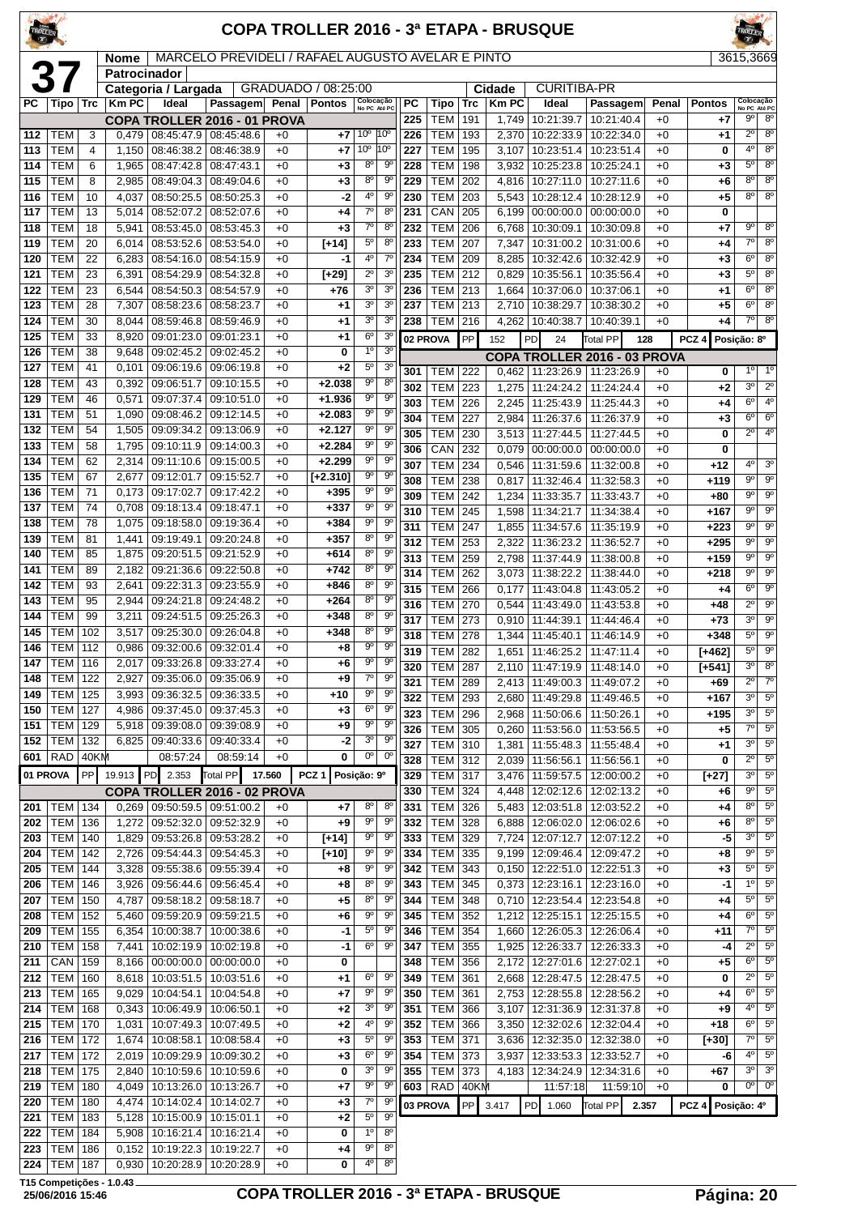# COPA TROLLER 2016 - 3ª ETAPA - BRUSQUE

**37**

| Nome | MARCELO PREVIDELI / RAFAEL AUGUSTO AVELAR E PINTO | 3615,3669 |
|---|---|---|
| Patrocinador | | |
| Categoria / Largada | GRADUADO / 08:25:00 | Cidade: CURITIBA-PR |

| PC | Tipo | Trc | Km PC | Ideal | Passagem | Penal | Pontos | Colocação No PC | Colocação Até PC |
|---|---|---|---|---|---|---|---|---|---|
| | | | | **COPA TROLLER 2016 - 01 PROVA** | | | | | |
| 112 | TEM | 3 | 0,479 | 08:45:47.9 | 08:45:48.6 | +0 | +7 | 10º | 10º |
| 113 | TEM | 4 | 1,150 | 08:46:38.2 | 08:46:38.9 | +0 | +7 | 10º | 10º |
| 114 | TEM | 6 | 1,965 | 08:47:42.8 | 08:47:43.1 | +0 | +3 | 8º | 9º |
| 115 | TEM | 8 | 2,985 | 08:49:04.3 | 08:49:04.6 | +0 | +3 | 8º | 9º |
| 116 | TEM | 10 | 4,037 | 08:50:25.5 | 08:50:25.3 | +0 | -2 | 4º | 9º |
| 117 | TEM | 13 | 5,014 | 08:52:07.2 | 08:52:07.6 | +0 | +4 | 7º | 8º |
| 118 | TEM | 18 | 5,941 | 08:53:45.0 | 08:53:45.3 | +0 | +3 | 7º | 8º |
| 119 | TEM | 20 | 6,014 | 08:53:52.6 | 08:53:54.0 | +0 | [+14] | 5º | 8º |
| 120 | TEM | 22 | 6,283 | 08:54:16.0 | 08:54:15.9 | +0 | -1 | 4º | 7º |
| 121 | TEM | 23 | 6,391 | 08:54:29.9 | 08:54:32.8 | +0 | [+29] | 2º | 3º |
| 122 | TEM | 23 | 6,544 | 08:54:50.3 | 08:54:57.9 | +0 | +76 | 3º | 3º |
| 123 | TEM | 28 | 7,307 | 08:58:23.6 | 08:58:23.7 | +0 | +1 | 3º | 3º |
| 124 | TEM | 30 | 8,044 | 08:59:46.8 | 08:59:46.9 | +0 | +1 | 3º | 3º |
| 125 | TEM | 33 | 8,920 | 09:01:23.0 | 09:01:23.1 | +0 | +1 | 6º | 3º |
| 126 | TEM | 38 | 9,648 | 09:02:45.2 | 09:02:45.2 | +0 | 0 | 1º | 3º |
| 127 | TEM | 41 | 0,101 | 09:06:19.6 | 09:06:19.8 | +0 | +2 | 5º | 3º |
| 128 | TEM | 43 | 0,392 | 09:06:51.7 | 09:10:15.5 | +0 | +2.038 | 9º | 8º |
| 129 | TEM | 46 | 0,571 | 09:07:37.4 | 09:10:51.0 | +0 | +1.936 | 9º | 9º |
| 131 | TEM | 51 | 1,090 | 09:08:46.2 | 09:12:14.5 | +0 | +2.083 | 9º | 9º |
| 132 | TEM | 54 | 1,505 | 09:09:34.2 | 09:13:06.9 | +0 | +2.127 | 9º | 9º |
| 133 | TEM | 58 | 1,795 | 09:10:11.9 | 09:14:00.3 | +0 | +2.284 | 9º | 9º |
| 134 | TEM | 62 | 2,314 | 09:11:10.6 | 09:15:00.5 | +0 | +2.299 | 9º | 9º |
| 135 | TEM | 67 | 2,677 | 09:12:01.7 | 09:15:52.7 | +0 | [+2.310] | 9º | 9º |
| 136 | TEM | 71 | 0,173 | 09:17:02.7 | 09:17:42.2 | +0 | +395 | 9º | 9º |
| 137 | TEM | 74 | 0,708 | 09:18:13.4 | 09:18:47.1 | +0 | +337 | 9º | 9º |
| 138 | TEM | 78 | 1,075 | 09:18:58.0 | 09:19:36.4 | +0 | +384 | 9º | 9º |
| 139 | TEM | 81 | 1,441 | 09:19:49.1 | 09:20:24.8 | +0 | +357 | 8º | 9º |
| 140 | TEM | 85 | 1,875 | 09:20:51.5 | 09:21:52.9 | +0 | +614 | 8º | 9º |
| 141 | TEM | 89 | 2,182 | 09:21:36.6 | 09:22:50.8 | +0 | +742 | 8º | 9º |
| 142 | TEM | 93 | 2,641 | 09:22:31.3 | 09:23:55.9 | +0 | +846 | 8º | 9º |
| 143 | TEM | 95 | 2,944 | 09:24:21.8 | 09:24:48.2 | +0 | +264 | 8º | 9º |
| 144 | TEM | 99 | 3,211 | 09:24:51.5 | 09:25:26.3 | +0 | +348 | 8º | 9º |
| 145 | TEM | 102 | 3,517 | 09:25:30.0 | 09:26:04.8 | +0 | +348 | 8º | 9º |
| 146 | TEM | 112 | 0,986 | 09:32:00.6 | 09:32:01.4 | +0 | +8 | 9º | 9º |
| 147 | TEM | 116 | 2,017 | 09:33:26.8 | 09:33:27.4 | +0 | +6 | 9º | 9º |
| 148 | TEM | 122 | 2,927 | 09:35:06.0 | 09:35:06.9 | +0 | +9 | 7º | 9º |
| 149 | TEM | 125 | 3,993 | 09:36:32.5 | 09:36:33.5 | +0 | +10 | 9º | 9º |
| 150 | TEM | 127 | 4,986 | 09:37:45.0 | 09:37:45.3 | +0 | +3 | 6º | 9º |
| 151 | TEM | 129 | 5,918 | 09:39:08.0 | 09:39:08.9 | +0 | +9 | 9º | 9º |
| 152 | TEM | 132 | 6,825 | 09:40:33.6 | 09:40:33.4 | +0 | -2 | 3º | 9º |
| 601 | RAD | 40KM | | 08:57:24 | 08:59:14 | +0 | 0 | 0º | 0º |
| **01 PROVA** | PP | 19.913 | PD 2.353 | Total PP | 17.560 | PCZ 1 | Posição: 9º | | |
| | | | | **COPA TROLLER 2016 - 02 PROVA** | | | | | |
| 201 | TEM | 134 | 0,269 | 09:50:59.5 | 09:51:00.2 | +0 | +7 | 8º | 8º |
| 202 | TEM | 136 | 1,272 | 09:52:32.0 | 09:52:32.9 | +0 | +9 | 9º | 9º |
| 203 | TEM | 140 | 1,829 | 09:53:26.8 | 09:53:28.2 | +0 | [+14] | 9º | 9º |
| 204 | TEM | 142 | 2,726 | 09:54:44.3 | 09:54:45.3 | +0 | [+10] | 9º | 9º |
| 205 | TEM | 144 | 3,328 | 09:55:38.6 | 09:55:39.4 | +0 | +8 | 9º | 9º |
| 206 | TEM | 146 | 3,926 | 09:56:44.6 | 09:56:45.4 | +0 | +8 | 8º | 9º |
| 207 | TEM | 150 | 4,787 | 09:58:18.2 | 09:58:18.7 | +0 | +5 | 8º | 9º |
| 208 | TEM | 152 | 5,460 | 09:59:20.9 | 09:59:21.5 | +0 | +6 | 9º | 9º |
| 209 | TEM | 155 | 6,354 | 10:00:38.7 | 10:00:38.6 | +0 | -1 | 5º | 9º |
| 210 | TEM | 158 | 7,441 | 10:02:19.9 | 10:02:19.8 | +0 | -1 | 6º | 9º |
| 211 | CAN | 159 | 8,166 | 00:00:00.0 | 00:00:00.0 | +0 | 0 | | |
| 212 | TEM | 160 | 8,618 | 10:03:51.5 | 10:03:51.6 | +0 | +1 | 6º | 9º |
| 213 | TEM | 165 | 9,029 | 10:04:54.1 | 10:04:54.8 | +0 | +7 | 9º | 9º |
| 214 | TEM | 168 | 0,343 | 10:06:49.9 | 10:06:50.1 | +0 | +2 | 3º | 9º |
| 215 | TEM | 170 | 1,031 | 10:07:49.3 | 10:07:49.5 | +0 | +2 | 4º | 9º |
| 216 | TEM | 172 | 1,674 | 10:08:58.1 | 10:08:58.4 | +0 | +3 | 5º | 9º |
| 217 | TEM | 172 | 2,019 | 10:09:29.9 | 10:09:30.2 | +0 | +3 | 6º | 9º |
| 218 | TEM | 175 | 2,840 | 10:10:59.6 | 10:10:59.6 | +0 | 0 | 3º | 9º |
| 219 | TEM | 180 | 4,049 | 10:13:26.0 | 10:13:26.7 | +0 | +7 | 9º | 9º |
| 220 | TEM | 180 | 4,474 | 10:14:02.4 | 10:14:02.7 | +0 | +3 | 7º | 9º |
| 221 | TEM | 183 | 5,128 | 10:15:00.9 | 10:15:01.1 | +0 | +2 | 5º | 9º |
| 222 | TEM | 184 | 5,908 | 10:16:21.4 | 10:16:21.4 | +0 | 0 | 1º | 8º |
| 223 | TEM | 186 | 0,152 | 10:19:22.3 | 10:19:22.7 | +0 | +4 | 9º | 8º |
| 224 | TEM | 187 | 0,930 | 10:20:28.9 | 10:20:28.9 | +0 | 0 | 4º | 8º |
| 225 | TEM | 191 | 1,749 | 10:21:39.7 | 10:21:40.4 | +0 | +7 | 9º | 8º |
| 226 | TEM | 193 | 2,370 | 10:22:33.9 | 10:22:34.0 | +0 | +1 | 2º | 8º |
| 227 | TEM | 195 | 3,107 | 10:23:51.4 | 10:23:51.4 | +0 | 0 | 4º | 8º |
| 228 | TEM | 198 | 3,932 | 10:25:23.8 | 10:25:24.1 | +0 | +3 | 5º | 8º |
| 229 | TEM | 202 | 4,816 | 10:27:11.0 | 10:27:11.6 | +0 | +6 | 8º | 8º |
| 230 | TEM | 203 | 5,543 | 10:28:12.4 | 10:28:12.9 | +0 | +5 | 8º | 8º |
| 231 | CAN | 205 | 6,199 | 00:00:00.0 | 00:00:00.0 | +0 | 0 | | |
| 232 | TEM | 206 | 6,768 | 10:30:09.1 | 10:30:09.8 | +0 | +7 | 9º | 8º |
| 233 | TEM | 207 | 7,347 | 10:31:00.2 | 10:31:00.6 | +0 | +4 | 7º | 8º |
| 234 | TEM | 209 | 8,285 | 10:32:42.6 | 10:32:42.9 | +0 | +3 | 6º | 8º |
| 235 | TEM | 212 | 0,829 | 10:35:56.1 | 10:35:56.4 | +0 | +3 | 5º | 8º |
| 236 | TEM | 213 | 1,664 | 10:37:06.0 | 10:37:06.1 | +0 | +1 | 6º | 8º |
| 237 | TEM | 213 | 2,710 | 10:38:29.7 | 10:38:30.2 | +0 | +5 | 6º | 8º |
| 238 | TEM | 216 | 4,262 | 10:40:38.7 | 10:40:39.1 | +0 | +4 | 7º | 8º |
| **02 PROVA** | PP | 152 | PD 24 | Total PP | 128 | PCZ 4 | Posição: 8º | | |
| | | | | **COPA TROLLER 2016 - 03 PROVA** | | | | | |
| 301 | TEM | 222 | 0,462 | 11:23:26.9 | 11:23:26.9 | +0 | 0 | 1º | 1º |
| 302 | TEM | 223 | 1,275 | 11:24:24.2 | 11:24:24.4 | +0 | +2 | 3º | 2º |
| 303 | TEM | 226 | 2,245 | 11:25:43.9 | 11:25:44.3 | +0 | +4 | 6º | 4º |
| 304 | TEM | 227 | 2,984 | 11:26:37.6 | 11:26:37.9 | +0 | +3 | 6º | 6º |
| 305 | TEM | 230 | 3,513 | 11:27:44.5 | 11:27:44.5 | +0 | 0 | 2º | 4º |
| 306 | CAN | 232 | 0,079 | 00:00:00.0 | 00:00:00.0 | +0 | 0 | | |
| 307 | TEM | 234 | 0,546 | 11:31:59.6 | 11:32:00.8 | +0 | +12 | 4º | 3º |
| 308 | TEM | 238 | 0,817 | 11:32:46.4 | 11:32:58.3 | +0 | +119 | 9º | 9º |
| 309 | TEM | 242 | 1,234 | 11:33:35.7 | 11:33:43.7 | +0 | +80 | 9º | 9º |
| 310 | TEM | 245 | 1,598 | 11:34:21.7 | 11:34:38.4 | +0 | +167 | 9º | 9º |
| 311 | TEM | 247 | 1,855 | 11:34:57.6 | 11:35:19.9 | +0 | +223 | 9º | 9º |
| 312 | TEM | 253 | 2,322 | 11:36:23.2 | 11:36:52.7 | +0 | +295 | 9º | 9º |
| 313 | TEM | 259 | 2,798 | 11:37:44.9 | 11:38:00.8 | +0 | +159 | 9º | 9º |
| 314 | TEM | 262 | 3,073 | 11:38:22.2 | 11:38:44.0 | +0 | +218 | 9º | 9º |
| 315 | TEM | 266 | 0,177 | 11:43:04.8 | 11:43:05.2 | +0 | +4 | 6º | 9º |
| 316 | TEM | 270 | 0,544 | 11:43:49.0 | 11:43:53.8 | +0 | +48 | 2º | 9º |
| 317 | TEM | 273 | 0,910 | 11:44:39.1 | 11:44:46.4 | +0 | +73 | 3º | 9º |
| 318 | TEM | 278 | 1,344 | 11:45:40.1 | 11:46:14.9 | +0 | +348 | 5º | 9º |
| 319 | TEM | 282 | 1,651 | 11:46:25.2 | 11:47:11.4 | +0 | [+462] | 5º | 9º |
| 320 | TEM | 287 | 2,110 | 11:47:19.9 | 11:48:14.0 | +0 | [+541] | 3º | 8º |
| 321 | TEM | 289 | 2,413 | 11:49:00.3 | 11:49:07.2 | +0 | +69 | 2º | 7º |
| 322 | TEM | 293 | 2,680 | 11:49:29.8 | 11:49:46.5 | +0 | +167 | 3º | 5º |
| 323 | TEM | 296 | 2,968 | 11:50:06.6 | 11:50:26.1 | +0 | +195 | 3º | 5º |
| 326 | TEM | 305 | 0,260 | 11:53:56.0 | 11:53:56.5 | +0 | +5 | 7º | 5º |
| 327 | TEM | 310 | 1,381 | 11:55:48.3 | 11:55:48.4 | +0 | +1 | 3º | 5º |
| 328 | TEM | 312 | 2,039 | 11:56:56.1 | 11:56:56.1 | +0 | 0 | 2º | 5º |
| 329 | TEM | 317 | 3,476 | 11:59:57.5 | 12:00:00.2 | +0 | [+27] | 3º | 5º |
| 330 | TEM | 324 | 4,448 | 12:02:12.6 | 12:02:13.2 | +0 | +6 | 9º | 5º |
| 331 | TEM | 326 | 5,483 | 12:03:51.8 | 12:03:52.2 | +0 | +4 | 8º | 5º |
| 332 | TEM | 328 | 6,888 | 12:06:02.0 | 12:06:02.6 | +0 | +6 | 8º | 5º |
| 333 | TEM | 329 | 7,724 | 12:07:12.7 | 12:07:12.2 | +0 | -5 | 3º | 5º |
| 334 | TEM | 335 | 9,199 | 12:09:46.4 | 12:09:47.2 | +0 | +8 | 9º | 5º |
| 342 | TEM | 343 | 0,150 | 12:22:51.0 | 12:22:51.3 | +0 | +3 | 5º | 5º |
| 343 | TEM | 345 | 0,373 | 12:23:16.1 | 12:23:16.0 | +0 | -1 | 1º | 5º |
| 344 | TEM | 348 | 0,710 | 12:23:54.4 | 12:23:54.8 | +0 | +4 | 5º | 5º |
| 345 | TEM | 352 | 1,212 | 12:25:15.1 | 12:25:15.5 | +0 | +4 | 6º | 5º |
| 346 | TEM | 354 | 1,660 | 12:26:05.3 | 12:26:06.4 | +0 | +11 | 7º | 5º |
| 347 | TEM | 355 | 1,925 | 12:26:33.7 | 12:26:33.3 | +0 | -4 | 2º | 5º |
| 348 | TEM | 356 | 2,172 | 12:27:01.6 | 12:27:02.1 | +0 | +5 | 6º | 5º |
| 349 | TEM | 361 | 2,668 | 12:28:47.5 | 12:28:47.5 | +0 | 0 | 2º | 5º |
| 350 | TEM | 361 | 2,753 | 12:28:55.8 | 12:28:56.2 | +0 | +4 | 6º | 5º |
| 351 | TEM | 366 | 3,107 | 12:31:36.9 | 12:31:37.8 | +0 | +9 | 4º | 5º |
| 352 | TEM | 366 | 3,350 | 12:32:02.6 | 12:32:04.4 | +0 | +18 | 6º | 5º |
| 353 | TEM | 371 | 3,636 | 12:32:35.0 | 12:32:38.0 | +0 | [+30] | 7º | 5º |
| 354 | TEM | 373 | 3,937 | 12:33:53.3 | 12:33:52.7 | +0 | -6 | 4º | 5º |
| 355 | TEM | 373 | 4,183 | 12:34:24.9 | 12:34:31.6 | +0 | +67 | 3º | 3º |
| 603 | RAD | 40KM | | 11:57:18 | 11:59:10 | +0 | 0 | 0º | 0º |
| **03 PROVA** | PP | 3.417 | PD 1.060 | Total PP | 2.357 | PCZ 4 | Posição: 4º | | |

T15 Competições - 1.0.43
25/06/2016 15:46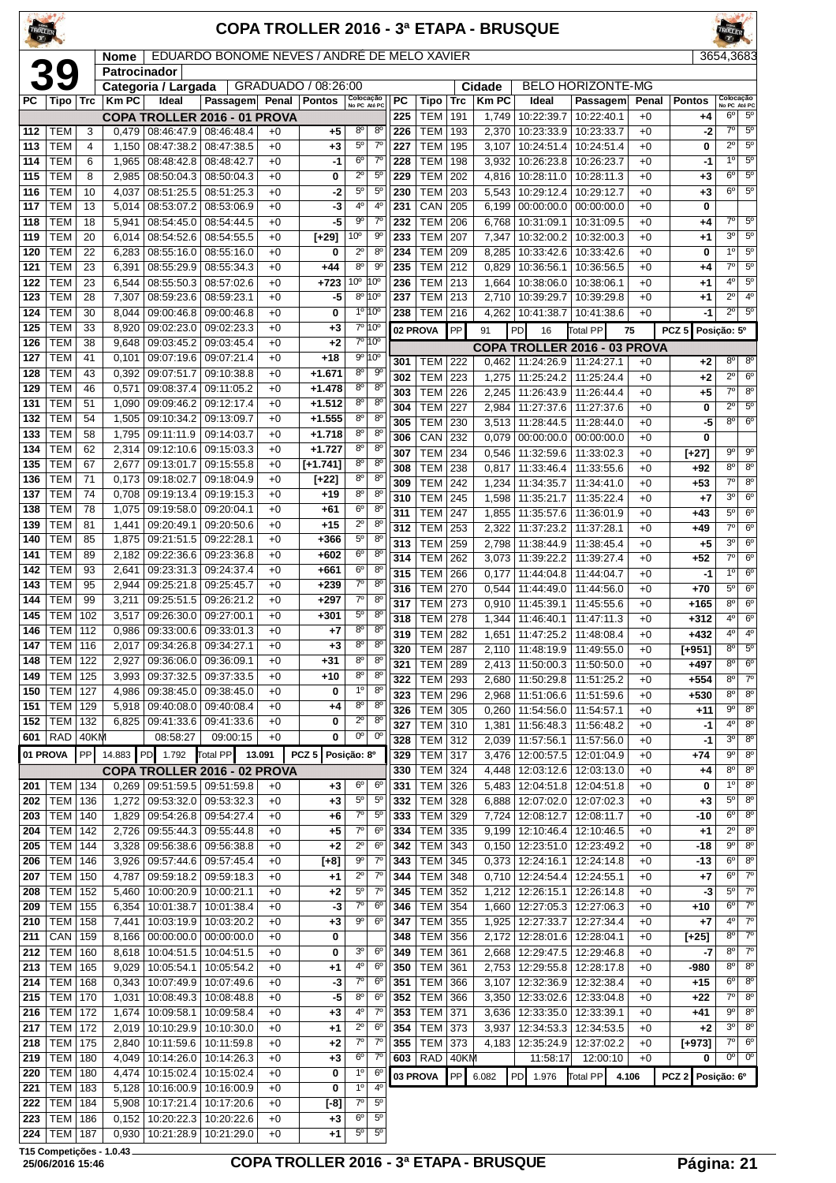# COPA TROLLER 2016 - 3ª ETAPA - BRUSQUE

**39**

| Nome | EDUARDO BONOME NEVES / ANDRÉ DE MELO XAVIER | 3654,3683 |
|---|---|---|
| Patrocinador | | |
| Categoria / Largada | GRADUADO / 08:26:00 | |
| Cidade | BELO HORIZONTE-MG | |

| PC | Tipo | Trc | Km PC | Ideal | Passagem | Penal | Pontos | Colocação No PC | Colocação Até PC |
|---|---|---|---|---|---|---|---|---|---|
| **COPA TROLLER 2016 - 01 PROVA** | | | | | | | | | |
| 112 | TEM | 3 | 0,479 | 08:46:47.9 | 08:46:48.4 | +0 | +5 | 8º | 8º |
| 113 | TEM | 4 | 1,150 | 08:47:38.2 | 08:47:38.5 | +0 | +3 | 5º | 7º |
| 114 | TEM | 6 | 1,965 | 08:48:42.8 | 08:48:42.7 | +0 | -1 | 6º | 7º |
| 115 | TEM | 8 | 2,985 | 08:50:04.3 | 08:50:04.3 | +0 | 0 | 2º | 5º |
| 116 | TEM | 10 | 4,037 | 08:51:25.5 | 08:51:25.3 | +0 | -2 | 5º | 5º |
| 117 | TEM | 13 | 5,014 | 08:53:07.2 | 08:53:06.9 | +0 | -3 | 4º | 4º |
| 118 | TEM | 18 | 5,941 | 08:54:45.0 | 08:54:44.5 | +0 | -5 | 9º | 7º |
| 119 | TEM | 20 | 6,014 | 08:54:52.6 | 08:54:55.5 | +0 | [+29] | 10º | 9º |
| 120 | TEM | 22 | 6,283 | 08:55:16.0 | 08:55:16.0 | +0 | 0 | 2º | 8º |
| 121 | TEM | 23 | 6,391 | 08:55:29.9 | 08:55:34.3 | +0 | +44 | 8º | 9º |
| 122 | TEM | 23 | 6,544 | 08:55:50.3 | 08:57:02.6 | +0 | +723 | 10º | 10º |
| 123 | TEM | 28 | 7,307 | 08:59:23.6 | 08:59:23.1 | +0 | -5 | 8º | 10º |
| 124 | TEM | 30 | 8,044 | 09:00:46.8 | 09:00:46.8 | +0 | 0 | 1º | 10º |
| 125 | TEM | 33 | 8,920 | 09:02:23.0 | 09:02:23.3 | +0 | +3 | 7º | 10º |
| 126 | TEM | 38 | 9,648 | 09:03:45.2 | 09:03:45.4 | +0 | +2 | 7º | 10º |
| 127 | TEM | 41 | 0,101 | 09:07:19.6 | 09:07:21.4 | +0 | +18 | 9º | 10º |
| 128 | TEM | 43 | 0,392 | 09:07:51.7 | 09:10:38.8 | +0 | +1.671 | 8º | 9º |
| 129 | TEM | 46 | 0,571 | 09:08:37.4 | 09:11:05.2 | +0 | +1.478 | 8º | 8º |
| 131 | TEM | 51 | 1,090 | 09:09:46.2 | 09:12:17.4 | +0 | +1.512 | 8º | 8º |
| 132 | TEM | 54 | 1,505 | 09:10:34.2 | 09:13:09.7 | +0 | +1.555 | 8º | 8º |
| 133 | TEM | 58 | 1,795 | 09:11:11.9 | 09:14:03.7 | +0 | +1.718 | 8º | 8º |
| 134 | TEM | 62 | 2,314 | 09:12:10.6 | 09:15:03.3 | +0 | +1.727 | 8º | 8º |
| 135 | TEM | 67 | 2,677 | 09:13:01.7 | 09:15:55.8 | +0 | [+1.741] | 8º | 8º |
| 136 | TEM | 71 | 0,173 | 09:18:02.7 | 09:18:04.9 | +0 | [+22] | 8º | 8º |
| 137 | TEM | 74 | 0,708 | 09:19:13.4 | 09:19:15.3 | +0 | +19 | 8º | 8º |
| 138 | TEM | 78 | 1,075 | 09:19:58.0 | 09:20:04.1 | +0 | +61 | 6º | 8º |
| 139 | TEM | 81 | 1,441 | 09:20:49.1 | 09:20:50.6 | +0 | +15 | 2º | 8º |
| 140 | TEM | 85 | 1,875 | 09:21:51.5 | 09:22:28.1 | +0 | +366 | 5º | 8º |
| 141 | TEM | 89 | 2,182 | 09:22:36.6 | 09:23:36.8 | +0 | +602 | 6º | 8º |
| 142 | TEM | 93 | 2,641 | 09:23:31.3 | 09:24:37.4 | +0 | +661 | 6º | 8º |
| 143 | TEM | 95 | 2,944 | 09:25:21.8 | 09:25:45.7 | +0 | +239 | 7º | 8º |
| 144 | TEM | 99 | 3,211 | 09:25:51.5 | 09:26:21.2 | +0 | +297 | 7º | 8º |
| 145 | TEM | 102 | 3,517 | 09:26:30.0 | 09:27:00.1 | +0 | +301 | 5º | 8º |
| 146 | TEM | 112 | 0,986 | 09:33:00.6 | 09:33:01.3 | +0 | +7 | 8º | 8º |
| 147 | TEM | 116 | 2,017 | 09:34:26.8 | 09:34:27.1 | +0 | +3 | 8º | 8º |
| 148 | TEM | 122 | 2,927 | 09:36:06.0 | 09:36:09.1 | +0 | +31 | 8º | 8º |
| 149 | TEM | 125 | 3,993 | 09:37:32.5 | 09:37:33.5 | +0 | +10 | 8º | 8º |
| 150 | TEM | 127 | 4,986 | 09:38:45.0 | 09:38:45.0 | +0 | 0 | 1º | 8º |
| 151 | TEM | 129 | 5,918 | 09:40:08.0 | 09:40:08.4 | +0 | +4 | 8º | 8º |
| 152 | TEM | 132 | 6,825 | 09:41:33.6 | 09:41:33.6 | +0 | 0 | 2º | 8º |
| 601 | RAD | 40KM | | 08:58:27 | 09:00:15 | +0 | 0 | 0º | 0º |
| 01 PROVA | PP | 14.883 | PD 1.792 | Total PP 13.091 | | PCZ 5 | Posição: 8º | | |
| **COPA TROLLER 2016 - 02 PROVA** | | | | | | | | | |
| 201 | TEM | 134 | 0,269 | 09:51:59.5 | 09:51:59.8 | +0 | +3 | 6º | 6º |
| 202 | TEM | 136 | 1,272 | 09:53:32.0 | 09:53:32.3 | +0 | +3 | 5º | 5º |
| 203 | TEM | 140 | 1,829 | 09:54:26.8 | 09:54:27.4 | +0 | +6 | 7º | 5º |
| 204 | TEM | 142 | 2,726 | 09:55:44.3 | 09:55:44.8 | +0 | +5 | 7º | 6º |
| 205 | TEM | 144 | 3,328 | 09:56:38.6 | 09:56:38.8 | +0 | +2 | 2º | 6º |
| 206 | TEM | 146 | 3,926 | 09:57:44.6 | 09:57:45.4 | +0 | [+8] | 9º | 7º |
| 207 | TEM | 150 | 4,787 | 09:59:18.2 | 09:59:18.3 | +0 | +1 | 2º | 7º |
| 208 | TEM | 152 | 5,460 | 10:00:20.9 | 10:00:21.1 | +0 | +2 | 5º | 7º |
| 209 | TEM | 155 | 6,354 | 10:01:38.7 | 10:01:38.4 | +0 | -3 | 7º | 6º |
| 210 | TEM | 158 | 7,441 | 10:03:19.9 | 10:03:20.2 | +0 | +3 | 9º | 6º |
| 211 | CAN | 159 | 8,166 | 00:00:00.0 | 00:00:00.0 | +0 | 0 | | |
| 212 | TEM | 160 | 8,618 | 10:04:51.5 | 10:04:51.5 | +0 | 0 | 3º | 6º |
| 213 | TEM | 165 | 9,029 | 10:05:54.1 | 10:05:54.2 | +0 | +1 | 4º | 6º |
| 214 | TEM | 168 | 0,343 | 10:07:49.9 | 10:07:49.6 | +0 | -3 | 7º | 6º |
| 215 | TEM | 170 | 1,031 | 10:08:49.3 | 10:08:48.8 | +0 | -5 | 8º | 6º |
| 216 | TEM | 172 | 1,674 | 10:09:58.1 | 10:09:58.4 | +0 | +3 | 4º | 7º |
| 217 | TEM | 172 | 2,019 | 10:10:29.9 | 10:10:30.0 | +0 | +1 | 2º | 6º |
| 218 | TEM | 175 | 2,840 | 10:11:59.6 | 10:11:59.8 | +0 | +2 | 7º | 7º |
| 219 | TEM | 180 | 4,049 | 10:14:26.0 | 10:14:26.3 | +0 | +3 | 6º | 7º |
| 220 | TEM | 180 | 4,474 | 10:15:02.4 | 10:15:02.4 | +0 | 0 | 1º | 6º |
| 221 | TEM | 183 | 5,128 | 10:16:00.9 | 10:16:00.9 | +0 | 0 | 1º | 4º |
| 222 | TEM | 184 | 5,908 | 10:17:21.4 | 10:17:20.6 | +0 | [-8] | 7º | 5º |
| 223 | TEM | 186 | 0,152 | 10:20:22.3 | 10:20:22.6 | +0 | +3 | 6º | 5º |
| 224 | TEM | 187 | 0,930 | 10:21:28.9 | 10:21:29.0 | +0 | +1 | 5º | 5º |
| 225 | TEM | 191 | 1,749 | 10:22:39.7 | 10:22:40.1 | +0 | +4 | 6º | 5º |
| 226 | TEM | 193 | 2,370 | 10:23:33.9 | 10:23:33.7 | +0 | -2 | 7º | 5º |
| 227 | TEM | 195 | 3,107 | 10:24:51.4 | 10:24:51.4 | +0 | 0 | 2º | 5º |
| 228 | TEM | 198 | 3,932 | 10:26:23.8 | 10:26:23.7 | +0 | -1 | 1º | 5º |
| 229 | TEM | 202 | 4,816 | 10:28:11.0 | 10:28:11.3 | +0 | +3 | 6º | 5º |
| 230 | TEM | 203 | 5,543 | 10:29:12.4 | 10:29:12.7 | +0 | +3 | 6º | 5º |
| 231 | CAN | 205 | 6,199 | 00:00:00.0 | 00:00:00.0 | +0 | 0 | | |
| 232 | TEM | 206 | 6,768 | 10:31:09.1 | 10:31:09.5 | +0 | +4 | 7º | 5º |
| 233 | TEM | 207 | 7,347 | 10:32:00.2 | 10:32:00.3 | +0 | +1 | 3º | 5º |
| 234 | TEM | 209 | 8,285 | 10:33:42.6 | 10:33:42.6 | +0 | 0 | 1º | 5º |
| 235 | TEM | 212 | 0,829 | 10:36:56.1 | 10:36:56.5 | +0 | +4 | 7º | 5º |
| 236 | TEM | 213 | 1,664 | 10:38:06.0 | 10:38:06.1 | +0 | +1 | 4º | 5º |
| 237 | TEM | 213 | 2,710 | 10:39:29.7 | 10:39:29.8 | +0 | +1 | 2º | 4º |
| 238 | TEM | 216 | 4,262 | 10:41:38.7 | 10:41:38.6 | +0 | -1 | 2º | 5º |
| 02 PROVA | PP | 91 | PD 16 | Total PP 75 | | PCZ 5 | Posição: 5º | | |
| **COPA TROLLER 2016 - 03 PROVA** | | | | | | | | | |
| 301 | TEM | 222 | 0,462 | 11:24:26.9 | 11:24:27.1 | +0 | +2 | 8º | 8º |
| 302 | TEM | 223 | 1,275 | 11:25:24.2 | 11:25:24.4 | +0 | +2 | 2º | 6º |
| 303 | TEM | 226 | 2,245 | 11:26:43.9 | 11:26:44.4 | +0 | +5 | 7º | 8º |
| 304 | TEM | 227 | 2,984 | 11:27:37.6 | 11:27:37.6 | +0 | 0 | 2º | 5º |
| 305 | TEM | 230 | 3,513 | 11:28:44.5 | 11:28:44.0 | +0 | -5 | 8º | 6º |
| 306 | CAN | 232 | 0,079 | 00:00:00.0 | 00:00:00.0 | +0 | 0 | | |
| 307 | TEM | 234 | 0,546 | 11:32:59.6 | 11:33:02.3 | +0 | [+27] | 9º | 9º |
| 308 | TEM | 238 | 0,817 | 11:33:46.4 | 11:33:55.6 | +0 | +92 | 8º | 8º |
| 309 | TEM | 242 | 1,234 | 11:34:35.7 | 11:34:41.0 | +0 | +53 | 7º | 8º |
| 310 | TEM | 245 | 1,598 | 11:35:21.7 | 11:35:22.4 | +0 | +7 | 3º | 6º |
| 311 | TEM | 247 | 1,855 | 11:35:57.6 | 11:36:01.9 | +0 | +43 | 5º | 6º |
| 312 | TEM | 253 | 2,322 | 11:37:23.2 | 11:37:28.1 | +0 | +49 | 7º | 6º |
| 313 | TEM | 259 | 2,798 | 11:38:44.9 | 11:38:45.4 | +0 | +5 | 3º | 6º |
| 314 | TEM | 262 | 3,073 | 11:39:22.2 | 11:39:27.4 | +0 | +52 | 7º | 6º |
| 315 | TEM | 266 | 0,177 | 11:44:04.8 | 11:44:04.7 | +0 | -1 | 1º | 6º |
| 316 | TEM | 270 | 0,544 | 11:44:49.0 | 11:44:56.0 | +0 | +70 | 5º | 6º |
| 317 | TEM | 273 | 0,910 | 11:45:39.1 | 11:45:55.6 | +0 | +165 | 8º | 6º |
| 318 | TEM | 278 | 1,344 | 11:46:40.1 | 11:47:11.3 | +0 | +312 | 4º | 6º |
| 319 | TEM | 282 | 1,651 | 11:47:25.2 | 11:48:08.4 | +0 | +432 | 4º | 4º |
| 320 | TEM | 287 | 2,110 | 11:48:19.9 | 11:49:55.0 | +0 | [+951] | 8º | 5º |
| 321 | TEM | 289 | 2,413 | 11:50:00.3 | 11:50:50.0 | +0 | +497 | 8º | 6º |
| 322 | TEM | 293 | 2,680 | 11:50:29.8 | 11:51:25.2 | +0 | +554 | 8º | 7º |
| 323 | TEM | 296 | 2,968 | 11:51:06.6 | 11:51:59.6 | +0 | +530 | 8º | 8º |
| 326 | TEM | 305 | 0,260 | 11:54:56.0 | 11:54:57.1 | +0 | +11 | 9º | 8º |
| 327 | TEM | 310 | 1,381 | 11:56:48.3 | 11:56:48.2 | +0 | -1 | 4º | 8º |
| 328 | TEM | 312 | 2,039 | 11:57:56.1 | 11:57:56.0 | +0 | -1 | 3º | 8º |
| 329 | TEM | 317 | 3,476 | 12:00:57.5 | 12:01:04.9 | +0 | +74 | 9º | 8º |
| 330 | TEM | 324 | 4,448 | 12:03:12.6 | 12:03:13.0 | +0 | +4 | 8º | 8º |
| 331 | TEM | 326 | 5,483 | 12:04:51.8 | 12:04:51.8 | +0 | 0 | 1º | 8º |
| 332 | TEM | 328 | 6,888 | 12:07:02.0 | 12:07:02.3 | +0 | +3 | 5º | 8º |
| 333 | TEM | 329 | 7,724 | 12:08:12.7 | 12:08:11.7 | +0 | -10 | 6º | 8º |
| 334 | TEM | 335 | 9,199 | 12:10:46.4 | 12:10:46.5 | +0 | +1 | 2º | 8º |
| 342 | TEM | 343 | 0,150 | 12:23:51.0 | 12:23:49.2 | +0 | -18 | 9º | 8º |
| 343 | TEM | 345 | 0,373 | 12:24:16.1 | 12:24:14.8 | +0 | -13 | 6º | 8º |
| 344 | TEM | 348 | 0,710 | 12:24:54.4 | 12:24:55.1 | +0 | +7 | 6º | 7º |
| 345 | TEM | 352 | 1,212 | 12:26:15.1 | 12:26:14.8 | +0 | -3 | 5º | 7º |
| 346 | TEM | 354 | 1,660 | 12:27:05.3 | 12:27:06.3 | +0 | +10 | 6º | 7º |
| 347 | TEM | 355 | 1,925 | 12:27:33.7 | 12:27:34.4 | +0 | +7 | 4º | 7º |
| 348 | TEM | 356 | 2,172 | 12:28:01.6 | 12:28:04.1 | +0 | [+25] | 8º | 7º |
| 349 | TEM | 361 | 2,668 | 12:29:47.5 | 12:29:46.8 | +0 | -7 | 8º | 7º |
| 350 | TEM | 361 | 2,753 | 12:29:55.8 | 12:28:17.8 | +0 | -980 | 8º | 8º |
| 351 | TEM | 366 | 3,107 | 12:32:36.9 | 12:32:38.4 | +0 | +15 | 6º | 8º |
| 352 | TEM | 366 | 3,350 | 12:33:02.6 | 12:33:04.8 | +0 | +22 | 7º | 8º |
| 353 | TEM | 371 | 3,636 | 12:33:35.0 | 12:33:39.1 | +0 | +41 | 9º | 8º |
| 354 | TEM | 373 | 3,937 | 12:34:53.3 | 12:34:53.5 | +0 | +2 | 3º | 8º |
| 355 | TEM | 373 | 4,183 | 12:35:24.9 | 12:37:02.2 | +0 | [+973] | 7º | 6º |
| 603 | RAD | 40KM | | 11:58:17 | 12:00:10 | +0 | 0 | 0º | 0º |
| 03 PROVA | PP | 6.082 | PD 1.976 | Total PP 4.106 | | PCZ 2 | Posição: 6º | | |

T15 Competições - 1.0.43
25/06/2016 15:46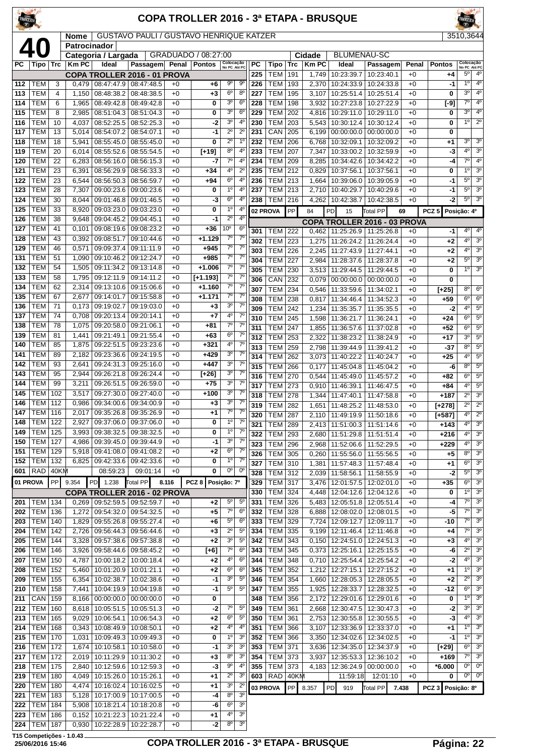# COPA TROLLER 2016 - 3ª ETAPA - BRUSQUE

**40** | **Nome**: GUSTAVO PAULI / GUSTAVO HENRIQUE KATZER | 3510,3644

**Patrocinador**:

**Categoria / Largada**: GRADUADO / 08:27:00 | **Cidade**: BLUMENAU-SC

| PC | Tipo | Trc | Km PC | Ideal | Passagem | Penal | Pontos | Colocação No PC | Colocação Até PC |
|---|---|---|---|---|---|---|---|---|---|
| | | | | COPA TROLLER 2016 - 01 PROVA | | | | | |
| 112 | TEM | 3 | 0,479 | 08:47:47.9 | 08:47:48.5 | +0 | +6 | 9º | 9º |
| 113 | TEM | 4 | 1,150 | 08:48:38.2 | 08:48:38.5 | +0 | +3 | 6º | 8º |
| 114 | TEM | 6 | 1,965 | 08:49:42.8 | 08:49:42.8 | +0 | 0 | 3º | 6º |
| 115 | TEM | 8 | 2,985 | 08:51:04.3 | 08:51:04.3 | +0 | 0 | 3º | 6º |
| 116 | TEM | 10 | 4,037 | 08:52:25.5 | 08:52:25.3 | +0 | -2 | 3º | 4º |
| 117 | TEM | 13 | 5,014 | 08:54:07.2 | 08:54:07.1 | +0 | -1 | 2º | 2º |
| 118 | TEM | 18 | 5,941 | 08:55:45.0 | 08:55:45.0 | +0 | 0 | 2º | 1º |
| 119 | TEM | 20 | 6,014 | 08:55:52.6 | 08:55:54.5 | +0 | [+19] | 8º | 4º |
| 120 | TEM | 22 | 6,283 | 08:56:16.0 | 08:56:15.3 | +0 | -7 | 7º | 4º |
| 121 | TEM | 23 | 6,391 | 08:56:29.9 | 08:56:33.3 | +0 | +34 | 4º | 2º |
| 122 | TEM | 23 | 6,544 | 08:56:50.3 | 08:56:59.7 | +0 | +94 | 6º | 4º |
| 123 | TEM | 28 | 7,307 | 09:00:23.6 | 09:00:23.6 | +0 | 0 | 1º | 4º |
| 124 | TEM | 30 | 8,044 | 09:01:46.8 | 09:01:46.5 | +0 | -3 | 6º | 4º |
| 125 | TEM | 33 | 8,920 | 09:03:23.0 | 09:03:23.0 | +0 | 0 | 1º | 4º |
| 126 | TEM | 38 | 9,648 | 09:04:45.2 | 09:04:45.1 | +0 | -1 | 2º | 4º |
| 127 | TEM | 41 | 0,101 | 09:08:19.6 | 09:08:23.2 | +0 | +36 | 10º | 6º |
| 128 | TEM | 43 | 0,392 | 09:08:51.7 | 09:10:44.6 | +0 | +1.129 | 7º | 7º |
| 129 | TEM | 46 | 0,571 | 09:09:37.4 | 09:11:11.9 | +0 | +945 | 7º | 7º |
| 131 | TEM | 51 | 1,090 | 09:10:46.2 | 09:12:24.7 | +0 | +985 | 7º | 7º |
| 132 | TEM | 54 | 1,505 | 09:11:34.2 | 09:13:14.8 | +0 | +1.006 | 7º | 7º |
| 133 | TEM | 58 | 1,795 | 09:12:11.9 | 09:14:11.2 | +0 | [+1.193] | 7º | 7º |
| 134 | TEM | 62 | 2,314 | 09:13:10.6 | 09:15:06.6 | +0 | +1.160 | 7º | 7º |
| 135 | TEM | 67 | 2,677 | 09:14:01.7 | 09:15:58.8 | +0 | +1.171 | 7º | 7º |
| 136 | TEM | 71 | 0,173 | 09:19:02.7 | 09:19:03.0 | +0 | +3 | 3º | 7º |
| 137 | TEM | 74 | 0,708 | 09:20:13.4 | 09:20:14.1 | +0 | +7 | 4º | 7º |
| 138 | TEM | 78 | 1,075 | 09:20:58.0 | 09:21:06.1 | +0 | +81 | 7º | 7º |
| 139 | TEM | 81 | 1,441 | 09:21:49.1 | 09:21:55.4 | +0 | +63 | 6º | 7º |
| 140 | TEM | 85 | 1,875 | 09:22:51.5 | 09:23:23.6 | +0 | +321 | 4º | 7º |
| 141 | TEM | 89 | 2,182 | 09:23:36.6 | 09:24:19.5 | +0 | +429 | 3º | 7º |
| 142 | TEM | 93 | 2,641 | 09:24:31.3 | 09:25:16.0 | +0 | +447 | 3º | 7º |
| 143 | TEM | 95 | 2,944 | 09:26:21.8 | 09:26:24.4 | +0 | [+26] | 3º | 7º |
| 144 | TEM | 99 | 3,211 | 09:26:51.5 | 09:26:59.0 | +0 | +75 | 3º | 7º |
| 145 | TEM | 102 | 3,517 | 09:27:30.0 | 09:27:40.0 | +0 | +100 | 3º | 7º |
| 146 | TEM | 112 | 0,986 | 09:34:00.6 | 09:34:00.9 | +0 | +3 | 3º | 7º |
| 147 | TEM | 116 | 2,017 | 09:35:26.8 | 09:35:26.9 | +0 | +1 | 7º | 7º |
| 148 | TEM | 122 | 2,927 | 09:37:06.0 | 09:37:06.0 | +0 | 0 | 1º | 7º |
| 149 | TEM | 125 | 3,993 | 09:38:32.5 | 09:38:32.5 | +0 | 0 | 1º | 7º |
| 150 | TEM | 127 | 4,986 | 09:39:45.0 | 09:39:44.9 | +0 | -1 | 3º | 7º |
| 151 | TEM | 129 | 5,918 | 09:41:08.0 | 09:41:08.2 | +0 | +2 | 6º | 7º |
| 152 | TEM | 132 | 6,825 | 09:42:33.6 | 09:42:33.6 | +0 | 0 | 1º | 7º |
| 601 | RAD | 40KM | | 08:59:23 | 09:01:14 | +0 | 0 | 0º | 0º |
| 01 PROVA | PP | 9.354 | PD 1.238 | Total PP 8.116 | | | PCZ 8 | Posição: 7º | |
| | | | | COPA TROLLER 2016 - 02 PROVA | | | | | |
| 201 | TEM | 134 | 0,269 | 09:52:59.5 | 09:52:59.7 | +0 | +2 | 5º | 5º |
| 202 | TEM | 136 | 1,272 | 09:54:32.0 | 09:54:32.5 | +0 | +5 | 7º | 6º |
| 203 | TEM | 140 | 1,829 | 09:55:26.8 | 09:55:27.4 | +0 | +6 | 5º | 6º |
| 204 | TEM | 142 | 2,726 | 09:56:44.3 | 09:56:44.6 | +0 | +3 | 2º | 5º |
| 205 | TEM | 144 | 3,328 | 09:57:38.6 | 09:57:38.8 | +0 | +2 | 3º | 5º |
| 206 | TEM | 146 | 3,926 | 09:58:44.6 | 09:58:45.2 | +0 | [+6] | 7º | 6º |
| 207 | TEM | 150 | 4,787 | 10:00:18.2 | 10:00:18.4 | +0 | +2 | 4º | 6º |
| 208 | TEM | 152 | 5,460 | 10:01:20.9 | 10:01:21.1 | +0 | +2 | 6º | 6º |
| 209 | TEM | 155 | 6,354 | 10:02:38.7 | 10:02:38.6 | +0 | -1 | 3º | 5º |
| 210 | TEM | 158 | 7,441 | 10:04:19.9 | 10:04:19.8 | +0 | -1 | 5º | 5º |
| 211 | CAN | 159 | 8,166 | 00:00:00.0 | 00:00:00.0 | +0 | 0 | | |
| 212 | TEM | 160 | 8,618 | 10:05:51.5 | 10:05:51.3 | +0 | -2 | 7º | 5º |
| 213 | TEM | 165 | 9,029 | 10:06:54.1 | 10:06:54.3 | +0 | +2 | 6º | 5º |
| 214 | TEM | 168 | 0,343 | 10:08:49.9 | 10:08:50.1 | +0 | +2 | 4º | 4º |
| 215 | TEM | 170 | 1,031 | 10:09:49.3 | 10:09:49.3 | +0 | 0 | 1º | 3º |
| 216 | TEM | 172 | 1,674 | 10:10:58.1 | 10:10:58.0 | +0 | -1 | 3º | 3º |
| 217 | TEM | 172 | 2,019 | 10:11:29.9 | 10:11:30.2 | +0 | +3 | 8º | 3º |
| 218 | TEM | 175 | 2,840 | 10:12:59.6 | 10:12:59.3 | +0 | -3 | 9º | 4º |
| 219 | TEM | 180 | 4,049 | 10:15:26.0 | 10:15:26.1 | +0 | +1 | 2º | 3º |
| 220 | TEM | 180 | 4,474 | 10:16:02.4 | 10:16:02.5 | +0 | +1 | 3º | 2º |
| 221 | TEM | 183 | 5,128 | 10:17:00.9 | 10:17:00.5 | +0 | -4 | 8º | 3º |
| 222 | TEM | 184 | 5,908 | 10:18:21.4 | 10:18:20.8 | +0 | -6 | 6º | 3º |
| 223 | TEM | 186 | 0,152 | 10:21:22.3 | 10:21:22.4 | +0 | +1 | 4º | 3º |
| 224 | TEM | 187 | 0,930 | 10:22:28.9 | 10:22:28.7 | +0 | -2 | 8º | 3º |
| 225 | TEM | 191 | 1,749 | 10:23:39.7 | 10:23:40.1 | +0 | +4 | 5º | 4º |
| 226 | TEM | 193 | 2,370 | 10:24:33.9 | 10:24:33.8 | +0 | -1 | 1º | 4º |
| 227 | TEM | 195 | 3,107 | 10:25:51.4 | 10:25:51.4 | +0 | 0 | 3º | 4º |
| 228 | TEM | 198 | 3,932 | 10:27:23.8 | 10:27:22.9 | +0 | [-9] | 7º | 4º |
| 229 | TEM | 202 | 4,816 | 10:29:11.0 | 10:29:11.0 | +0 | 0 | 3º | 4º |
| 230 | TEM | 203 | 5,543 | 10:30:12.4 | 10:30:12.4 | +0 | 0 | 1º | 2º |
| 231 | CAN | 205 | 6,199 | 00:00:00.0 | 00:00:00.0 | +0 | 0 | | |
| 232 | TEM | 206 | 6,768 | 10:32:09.1 | 10:32:09.2 | +0 | +1 | 3º | 3º |
| 233 | TEM | 207 | 7,347 | 10:33:00.2 | 10:32:59.9 | +0 | -3 | 4º | 3º |
| 234 | TEM | 209 | 8,285 | 10:34:42.6 | 10:34:42.2 | +0 | -4 | 7º | 4º |
| 235 | TEM | 212 | 0,829 | 10:37:56.1 | 10:37:56.1 | +0 | 0 | 1º | 3º |
| 236 | TEM | 213 | 1,664 | 10:39:06.0 | 10:39:05.9 | +0 | -1 | 5º | 3º |
| 237 | TEM | 213 | 2,710 | 10:40:29.7 | 10:40:29.6 | +0 | -1 | 5º | 3º |
| 238 | TEM | 216 | 4,262 | 10:42:38.7 | 10:42:38.5 | +0 | -2 | 5º | 3º |
| 02 PROVA | PP | 84 | PD 15 | Total PP 69 | | | PCZ 5 | Posição: 4º | |
| | | | | COPA TROLLER 2016 - 03 PROVA | | | | | |
| 301 | TEM | 222 | 0,462 | 11:25:26.9 | 11:25:26.8 | +0 | -1 | 4º | 4º |
| 302 | TEM | 223 | 1,275 | 11:26:24.2 | 11:26:24.4 | +0 | +2 | 4º | 3º |
| 303 | TEM | 226 | 2,245 | 11:27:43.9 | 11:27:44.1 | +0 | +2 | 4º | 3º |
| 304 | TEM | 227 | 2,984 | 11:28:37.6 | 11:28:37.8 | +0 | +2 | 5º | 3º |
| 305 | TEM | 230 | 3,513 | 11:29:44.5 | 11:29:44.5 | +0 | 0 | 1º | 3º |
| 306 | CAN | 232 | 0,079 | 00:00:00.0 | 00:00:00.0 | +0 | 0 | | |
| 307 | TEM | 234 | 0,546 | 11:33:59.6 | 11:34:02.1 | +0 | [+25] | 8º | 6º |
| 308 | TEM | 238 | 0,817 | 11:34:46.4 | 11:34:52.3 | +0 | +59 | 6º | 6º |
| 309 | TEM | 242 | 1,234 | 11:35:35.7 | 11:35:35.5 | +0 | -2 | 4º | 5º |
| 310 | TEM | 245 | 1,598 | 11:36:21.7 | 11:36:24.1 | +0 | +24 | 6º | 5º |
| 311 | TEM | 247 | 1,855 | 11:36:57.6 | 11:37:02.8 | +0 | +52 | 6º | 5º |
| 312 | TEM | 253 | 2,322 | 11:38:23.2 | 11:38:24.9 | +0 | +17 | 3º | 5º |
| 313 | TEM | 259 | 2,798 | 11:39:44.9 | 11:39:41.2 | +0 | -37 | 8º | 5º |
| 314 | TEM | 262 | 3,073 | 11:40:22.2 | 11:40:24.7 | +0 | +25 | 4º | 5º |
| 315 | TEM | 266 | 0,177 | 11:45:04.8 | 11:45:04.2 | +0 | -6 | 8º | 5º |
| 316 | TEM | 270 | 0,544 | 11:45:49.0 | 11:45:57.2 | +0 | +82 | 6º | 5º |
| 317 | TEM | 273 | 0,910 | 11:46:39.1 | 11:46:47.5 | +0 | +84 | 4º | 5º |
| 318 | TEM | 278 | 1,344 | 11:47:40.1 | 11:47:58.8 | +0 | +187 | 2º | 3º |
| 319 | TEM | 282 | 1,651 | 11:48:25.2 | 11:48:53.0 | +0 | [+278] | 2º | 2º |
| 320 | TEM | 287 | 2,110 | 11:49:19.9 | 11:50:18.6 | +0 | [+587] | 4º | 2º |
| 321 | TEM | 289 | 2,413 | 11:51:00.3 | 11:51:14.6 | +0 | +143 | 4º | 3º |
| 322 | TEM | 293 | 2,680 | 11:51:29.8 | 11:51:51.4 | +0 | +216 | 4º | 3º |
| 323 | TEM | 296 | 2,968 | 11:52:06.6 | 11:52:29.5 | +0 | +229 | 4º | 3º |
| 326 | TEM | 305 | 0,260 | 11:55:56.0 | 11:55:56.5 | +0 | +5 | 8º | 3º |
| 327 | TEM | 310 | 1,381 | 11:57:48.3 | 11:57:48.4 | +0 | +1 | 6º | 3º |
| 328 | TEM | 312 | 2,039 | 11:58:56.1 | 11:58:55.9 | +0 | -2 | 5º | 3º |
| 329 | TEM | 317 | 3,476 | 12:01:57.5 | 12:02:01.0 | +0 | +35 | 6º | 3º |
| 330 | TEM | 324 | 4,448 | 12:04:12.6 | 12:04:12.6 | +0 | 0 | 1º | 3º |
| 331 | TEM | 326 | 5,483 | 12:05:51.8 | 12:05:51.4 | +0 | -4 | 7º | 3º |
| 332 | TEM | 328 | 6,888 | 12:08:02.0 | 12:08:01.5 | +0 | -5 | 7º | 3º |
| 333 | TEM | 329 | 7,724 | 12:09:12.7 | 12:09:11.7 | +0 | -10 | 7º | 3º |
| 334 | TEM | 335 | 9,199 | 12:11:46.4 | 12:11:46.8 | +0 | +4 | 7º | 3º |
| 342 | TEM | 343 | 0,150 | 12:24:51.0 | 12:24:51.3 | +0 | +3 | 4º | 3º |
| 343 | TEM | 345 | 0,373 | 12:25:16.1 | 12:25:15.5 | +0 | -6 | 2º | 3º |
| 344 | TEM | 348 | 0,710 | 12:25:54.4 | 12:25:54.2 | +0 | -2 | 4º | 3º |
| 345 | TEM | 352 | 1,212 | 12:27:15.1 | 12:27:15.2 | +0 | +1 | 1º | 3º |
| 346 | TEM | 354 | 1,660 | 12:28:05.3 | 12:28:05.5 | +0 | +2 | 2º | 3º |
| 347 | TEM | 355 | 1,925 | 12:28:33.7 | 12:28:32.5 | +0 | -12 | 6º | 3º |
| 348 | TEM | 356 | 2,172 | 12:29:01.6 | 12:29:01.6 | +0 | 0 | 1º | 3º |
| 349 | TEM | 361 | 2,668 | 12:30:47.5 | 12:30:47.3 | +0 | -2 | 3º | 3º |
| 350 | TEM | 361 | 2,753 | 12:30:55.8 | 12:30:55.5 | +0 | -3 | 4º | 3º |
| 351 | TEM | 366 | 3,107 | 12:33:36.9 | 12:33:37.0 | +0 | +1 | 1º | 3º |
| 352 | TEM | 366 | 3,350 | 12:34:02.6 | 12:34:02.5 | +0 | -1 | 1º | 3º |
| 353 | TEM | 371 | 3,636 | 12:34:35.0 | 12:34:37.9 | +0 | [+29] | 6º | 3º |
| 354 | TEM | 373 | 3,937 | 12:35:53.3 | 12:36:10.2 | +0 | +169 | 7º | 3º |
| 355 | TEM | 373 | 4,183 | 12:36:24.9 | 00:00:00.0 | +0 | *6.000 | 0º | 0º |
| 603 | RAD | 40KM | | 11:59:18 | 12:01:10 | +0 | 0 | 0º | 0º |
| 03 PROVA | PP | 8.357 | PD 919 | Total PP 7.438 | | | PCZ 3 | Posição: 8º | |

T15 Competições - 1.0.43
25/06/2016 15:46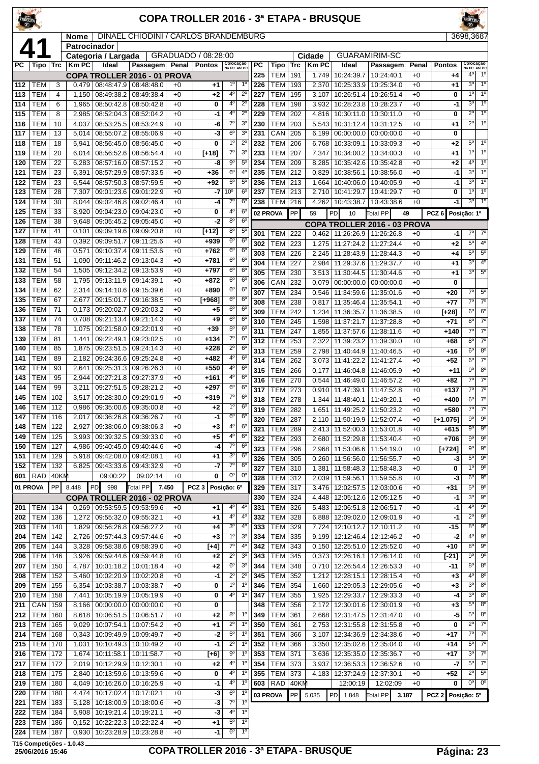# COPA TROLLER 2016 - 3ª ETAPA - BRUSQUE

**41**

| Nome | DINAEL CHIODINI / CARLOS BRANDEMBURG | 3698,3687 |
|---|---|---|
| Patrocinador | | |
| Categoria / Largada | GRADUADO / 08:28:00 | Cidade: GUARAMIRIM-SC |

## COPA TROLLER 2016 - 01 PROVA

| PC | Tipo | Trc | Km PC | Ideal | Passagem | Penal | Pontos | Colocação No PC | Colocação Até PC |
|---|---|---|---|---|---|---|---|---|---|
| 112 | TEM | 3 | 0,479 | 08:48:47.9 | 08:48:48.0 | +0 | +1 | 1º | 1º |
| 113 | TEM | 4 | 1,150 | 08:49:38.2 | 08:49:38.4 | +0 | +2 | 4º | 2º |
| 114 | TEM | 6 | 1,965 | 08:50:42.8 | 08:50:42.8 | +0 | 0 | 4º | 2º |
| 115 | TEM | 8 | 2,985 | 08:52:04.3 | 08:52:04.2 | +0 | -1 | 4º | 2º |
| 116 | TEM | 10 | 4,037 | 08:53:25.5 | 08:53:24.9 | +0 | -6 | 7º | 3º |
| 117 | TEM | 13 | 5,014 | 08:55:07.2 | 08:55:06.9 | +0 | -3 | 6º | 3º |
| 118 | TEM | 18 | 5,941 | 08:56:45.0 | 08:56:45.0 | +0 | 0 | 1º | 2º |
| 119 | TEM | 20 | 6,014 | 08:56:52.6 | 08:56:54.4 | +0 | [+18] | 7º | 3º |
| 120 | TEM | 22 | 6,283 | 08:57:16.0 | 08:57:15.2 | +0 | -8 | 9º | 5º |
| 121 | TEM | 23 | 6,391 | 08:57:29.9 | 08:57:33.5 | +0 | +36 | 6º | 4º |
| 122 | TEM | 23 | 6,544 | 08:57:50.3 | 08:57:59.5 | +0 | +92 | 5º | 5º |
| 123 | TEM | 28 | 7,307 | 09:01:23.6 | 09:01:22.9 | +0 | -7 | 10º | 6º |
| 124 | TEM | 30 | 8,044 | 09:02:46.8 | 09:02:46.4 | +0 | -4 | 7º | 6º |
| 125 | TEM | 33 | 8,920 | 09:04:23.0 | 09:04:23.0 | +0 | 0 | 4º | 6º |
| 126 | TEM | 38 | 9,648 | 09:05:45.2 | 09:05:45.0 | +0 | -2 | 8º | 6º |
| 127 | TEM | 41 | 0,101 | 09:09:19.6 | 09:09:20.8 | +0 | [+12] | 8º | 5º |
| 128 | TEM | 43 | 0,392 | 09:09:51.7 | 09:11:25.6 | +0 | +939 | 6º | 6º |
| 129 | TEM | 46 | 0,571 | 09:10:37.4 | 09:11:53.6 | +0 | +762 | 6º | 6º |
| 131 | TEM | 51 | 1,090 | 09:11:46.2 | 09:13:04.3 | +0 | +781 | 6º | 6º |
| 132 | TEM | 54 | 1,505 | 09:12:34.2 | 09:13:53.9 | +0 | +797 | 6º | 6º |
| 133 | TEM | 58 | 1,795 | 09:13:11.9 | 09:14:39.1 | +0 | +872 | 6º | 6º |
| 134 | TEM | 62 | 2,314 | 09:14:10.6 | 09:15:39.6 | +0 | +890 | 6º | 6º |
| 135 | TEM | 67 | 2,677 | 09:15:01.7 | 09:16:38.5 | +0 | [+968] | 6º | 6º |
| 136 | TEM | 71 | 0,173 | 09:20:02.7 | 09:20:03.2 | +0 | +5 | 6º | 6º |
| 137 | TEM | 74 | 0,708 | 09:21:13.4 | 09:21:14.3 | +0 | +9 | 6º | 6º |
| 138 | TEM | 78 | 1,075 | 09:21:58.0 | 09:22:01.9 | +0 | +39 | 5º | 6º |
| 139 | TEM | 81 | 1,441 | 09:22:49.1 | 09:23:02.5 | +0 | +134 | 7º | 6º |
| 140 | TEM | 85 | 1,875 | 09:23:51.5 | 09:24:14.3 | +0 | +228 | 2º | 6º |
| 141 | TEM | 89 | 2,182 | 09:24:36.6 | 09:25:24.8 | +0 | +482 | 4º | 6º |
| 142 | TEM | 93 | 2,641 | 09:25:31.3 | 09:26:26.3 | +0 | +550 | 4º | 6º |
| 143 | TEM | 95 | 2,944 | 09:27:21.8 | 09:27:37.9 | +0 | +161 | 4º | 6º |
| 144 | TEM | 99 | 3,211 | 09:27:51.5 | 09:28:21.2 | +0 | +297 | 6º | 6º |
| 145 | TEM | 102 | 3,517 | 09:28:30.0 | 09:29:01.9 | +0 | +319 | 7º | 6º |
| 146 | TEM | 112 | 0,986 | 09:35:00.6 | 09:35:00.8 | +0 | +2 | 1º | 6º |
| 147 | TEM | 116 | 2,017 | 09:36:26.8 | 09:36:26.7 | +0 | -1 | 6º | 6º |
| 148 | TEM | 122 | 2,927 | 09:38:06.0 | 09:38:06.3 | +0 | +3 | 4º | 6º |
| 149 | TEM | 125 | 3,993 | 09:39:32.5 | 09:39:33.0 | +0 | +5 | 4º | 6º |
| 150 | TEM | 127 | 4,986 | 09:40:45.0 | 09:40:44.6 | +0 | -4 | 7º | 6º |
| 151 | TEM | 129 | 5,918 | 09:42:08.0 | 09:42:08.1 | +0 | +1 | 3º | 6º |
| 152 | TEM | 132 | 6,825 | 09:43:33.6 | 09:43:32.9 | +0 | -7 | 7º | 6º |
| 601 | RAD | 40KM | | 09:00:22 | 09:02:14 | +0 | 0 | 0º | 0º |

01 PROVA | PP 8.448 | PD 998 | Total PP 7.450 | PCZ 3 | Posição: 6º

## COPA TROLLER 2016 - 02 PROVA

| PC | Tipo | Trc | Km PC | Ideal | Passagem | Penal | Pontos | Colocação No PC | Colocação Até PC |
|---|---|---|---|---|---|---|---|---|---|
| 201 | TEM | 134 | 0,269 | 09:53:59.5 | 09:53:59.6 | +0 | +1 | 4º | 4º |
| 202 | TEM | 136 | 1,272 | 09:55:32.0 | 09:55:32.1 | +0 | +1 | 4º | 4º |
| 203 | TEM | 140 | 1,829 | 09:56:26.8 | 09:56:27.2 | +0 | +4 | 3º | 4º |
| 204 | TEM | 142 | 2,726 | 09:57:44.3 | 09:57:44.6 | +0 | +3 | 1º | 3º |
| 205 | TEM | 144 | 3,328 | 09:58:38.6 | 09:58:39.0 | +0 | [+4] | 7º | 4º |
| 206 | TEM | 146 | 3,926 | 09:59:44.6 | 09:59:44.8 | +0 | +2 | 2º | 3º |
| 207 | TEM | 150 | 4,787 | 10:01:18.2 | 10:01:18.4 | +0 | +2 | 6º | 3º |
| 208 | TEM | 152 | 5,460 | 10:02:20.9 | 10:02:20.8 | +0 | -1 | 2º | 2º |
| 209 | TEM | 155 | 6,354 | 10:03:38.7 | 10:03:38.7 | +0 | 0 | 1º | 1º |
| 210 | TEM | 158 | 7,441 | 10:05:19.9 | 10:05:19.9 | +0 | 0 | 4º | 1º |
| 211 | CAN | 159 | 8,166 | 00:00:00.0 | 00:00:00.0 | +0 | 0 | | |
| 212 | TEM | 160 | 8,618 | 10:06:51.5 | 10:06:51.7 | +0 | +2 | 8º | 1º |
| 213 | TEM | 165 | 9,029 | 10:07:54.1 | 10:07:54.2 | +0 | +1 | 2º | 1º |
| 214 | TEM | 168 | 0,343 | 10:09:49.9 | 10:09:49.7 | +0 | -2 | 5º | 1º |
| 215 | TEM | 170 | 1,031 | 10:10:49.3 | 10:10:49.2 | +0 | -1 | 2º | 1º |
| 216 | TEM | 172 | 1,674 | 10:11:58.1 | 10:11:58.7 | +0 | [+6] | 9º | 1º |
| 217 | TEM | 172 | 2,019 | 10:12:29.9 | 10:12:30.1 | +0 | +2 | 4º | 1º |
| 218 | TEM | 175 | 2,840 | 10:13:59.6 | 10:13:59.6 | +0 | 0 | 4º | 1º |
| 219 | TEM | 180 | 4,049 | 10:16:26.0 | 10:16:25.9 | +0 | -1 | 4º | 1º |
| 220 | TEM | 180 | 4,474 | 10:17:02.4 | 10:17:02.1 | +0 | -3 | 6º | 1º |
| 221 | TEM | 183 | 5,128 | 10:18:00.9 | 10:18:00.6 | +0 | -3 | 7º | 1º |
| 222 | TEM | 184 | 5,908 | 10:19:21.4 | 10:19:21.1 | +0 | -3 | 4º | 1º |
| 223 | TEM | 186 | 0,152 | 10:22:22.3 | 10:22:22.4 | +0 | +1 | 5º | 1º |
| 224 | TEM | 187 | 0,930 | 10:23:28.9 | 10:23:28.8 | +0 | -1 | 6º | 1º |
| 225 | TEM | 191 | 1,749 | 10:24:39.7 | 10:24:40.1 | +0 | +4 | 4º | 1º |
| 226 | TEM | 193 | 2,370 | 10:25:33.9 | 10:25:34.0 | +0 | +1 | 3º | 1º |
| 227 | TEM | 195 | 3,107 | 10:26:51.4 | 10:26:51.4 | +0 | 0 | 1º | 1º |
| 228 | TEM | 198 | 3,932 | 10:28:23.8 | 10:28:23.7 | +0 | -1 | 3º | 1º |
| 229 | TEM | 202 | 4,816 | 10:30:11.0 | 10:30:11.0 | +0 | 0 | 2º | 1º |
| 230 | TEM | 203 | 5,543 | 10:31:12.4 | 10:31:12.5 | +0 | +1 | 2º | 1º |
| 231 | CAN | 205 | 6,199 | 00:00:00.0 | 00:00:00.0 | +0 | 0 | | |
| 232 | TEM | 206 | 6,768 | 10:33:09.1 | 10:33:09.3 | +0 | +2 | 5º | 1º |
| 233 | TEM | 207 | 7,347 | 10:34:00.2 | 10:34:00.3 | +0 | +1 | 1º | 1º |
| 234 | TEM | 209 | 8,285 | 10:35:42.6 | 10:35:42.8 | +0 | +2 | 4º | 1º |
| 235 | TEM | 212 | 0,829 | 10:38:56.1 | 10:38:56.0 | +0 | -1 | 3º | 1º |
| 236 | TEM | 213 | 1,664 | 10:40:06.0 | 10:40:05.9 | +0 | -1 | 3º | 1º |
| 237 | TEM | 213 | 2,710 | 10:41:29.7 | 10:41:29.7 | +0 | 0 | 1º | 1º |
| 238 | TEM | 216 | 4,262 | 10:43:38.7 | 10:43:38.6 | +0 | -1 | 3º | 1º |

02 PROVA | PP 59 | PD 10 | Total PP 49 | PCZ 6 | Posição: 1º

## COPA TROLLER 2016 - 03 PROVA

| PC | Tipo | Trc | Km PC | Ideal | Passagem | Penal | Pontos | Colocação No PC | Colocação Até PC |
|---|---|---|---|---|---|---|---|---|---|
| 301 | TEM | 222 | 0,462 | 11:26:26.9 | 11:26:26.8 | +0 | -1 | 7º | 7º |
| 302 | TEM | 223 | 1,275 | 11:27:24.2 | 11:27:24.4 | +0 | +2 | 5º | 4º |
| 303 | TEM | 226 | 2,245 | 11:28:43.9 | 11:28:44.3 | +0 | +4 | 5º | 5º |
| 304 | TEM | 227 | 2,984 | 11:29:37.6 | 11:29:37.7 | +0 | +1 | 3º | 4º |
| 305 | TEM | 230 | 3,513 | 11:30:44.5 | 11:30:44.6 | +0 | +1 | 3º | 5º |
| 306 | CAN | 232 | 0,079 | 00:00:00.0 | 00:00:00.0 | +0 | 0 | | |
| 307 | TEM | 234 | 0,546 | 11:34:59.6 | 11:35:01.6 | +0 | +20 | 7º | 5º |
| 308 | TEM | 238 | 0,817 | 11:35:46.4 | 11:35:54.1 | +0 | +77 | 7º | 7º |
| 309 | TEM | 242 | 1,234 | 11:36:35.7 | 11:36:38.5 | +0 | [+28] | 6º | 6º |
| 310 | TEM | 245 | 1,598 | 11:37:21.7 | 11:37:28.8 | +0 | +71 | 8º | 7º |
| 311 | TEM | 247 | 1,855 | 11:37:57.6 | 11:38:11.6 | +0 | +140 | 7º | 7º |
| 312 | TEM | 253 | 2,322 | 11:39:23.2 | 11:39:30.0 | +0 | +68 | 8º | 7º |
| 313 | TEM | 259 | 2,798 | 11:40:44.9 | 11:40:46.5 | +0 | +16 | 6º | 8º |
| 314 | TEM | 262 | 3,073 | 11:41:22.2 | 11:41:27.4 | +0 | +52 | 6º | 7º |
| 315 | TEM | 266 | 0,177 | 11:46:04.8 | 11:46:05.9 | +0 | +11 | 9º | 8º |
| 316 | TEM | 270 | 0,544 | 11:46:49.0 | 11:46:57.2 | +0 | +82 | 7º | 7º |
| 317 | TEM | 273 | 0,910 | 11:47:39.1 | 11:47:52.8 | +0 | +137 | 7º | 7º |
| 318 | TEM | 278 | 1,344 | 11:48:40.1 | 11:49:20.1 | +0 | +400 | 6º | 7º |
| 319 | TEM | 282 | 1,651 | 11:49:25.2 | 11:50:23.2 | +0 | +580 | 7º | 7º |
| 320 | TEM | 287 | 2,110 | 11:50:19.9 | 11:52:07.4 | +0 | [+1.075] | 9º | 9º |
| 321 | TEM | 289 | 2,413 | 11:52:00.3 | 11:53:01.8 | +0 | +615 | 9º | 9º |
| 322 | TEM | 293 | 2,680 | 11:52:29.8 | 11:53:40.4 | +0 | +706 | 9º | 9º |
| 323 | TEM | 296 | 2,968 | 11:53:06.6 | 11:54:19.0 | +0 | [+724] | 9º | 9º |
| 326 | TEM | 305 | 0,260 | 11:56:56.0 | 11:56:55.7 | +0 | -3 | 5º | 9º |
| 327 | TEM | 310 | 1,381 | 11:58:48.3 | 11:58:48.3 | +0 | 0 | 1º | 9º |
| 328 | TEM | 312 | 2,039 | 11:59:56.1 | 11:59:55.8 | +0 | -3 | 6º | 9º |
| 329 | TEM | 317 | 3,476 | 12:02:57.5 | 12:03:00.6 | +0 | +31 | 5º | 9º |
| 330 | TEM | 324 | 4,448 | 12:05:12.6 | 12:05:12.5 | +0 | -1 | 3º | 9º |
| 331 | TEM | 326 | 5,483 | 12:06:51.8 | 12:06:51.7 | +0 | -1 | 4º | 9º |
| 332 | TEM | 328 | 6,888 | 12:09:02.0 | 12:09:01.9 | +0 | -1 | 2º | 9º |
| 333 | TEM | 329 | 7,724 | 12:10:12.7 | 12:10:11.2 | +0 | -15 | 8º | 9º |
| 334 | TEM | 335 | 9,199 | 12:12:46.4 | 12:12:46.2 | +0 | -2 | 4º | 9º |
| 342 | TEM | 343 | 0,150 | 12:25:51.0 | 12:25:52.0 | +0 | +10 | 8º | 9º |
| 343 | TEM | 345 | 0,373 | 12:26:16.1 | 12:26:14.0 | +0 | [-21] | 9º | 9º |
| 344 | TEM | 348 | 0,710 | 12:26:54.4 | 12:26:53.3 | +0 | -11 | 8º | 8º |
| 345 | TEM | 352 | 1,212 | 12:28:15.1 | 12:28:15.4 | +0 | +3 | 4º | 8º |
| 346 | TEM | 354 | 1,660 | 12:29:05.3 | 12:29:05.6 | +0 | +3 | 3º | 8º |
| 347 | TEM | 355 | 1,925 | 12:29:33.7 | 12:29:33.3 | +0 | -4 | 3º | 8º |
| 348 | TEM | 356 | 2,172 | 12:30:01.6 | 12:30:01.9 | +0 | +3 | 5º | 8º |
| 349 | TEM | 361 | 2,668 | 12:31:47.5 | 12:31:47.0 | +0 | -5 | 5º | 8º |
| 350 | TEM | 361 | 2,753 | 12:31:55.8 | 12:31:55.8 | +0 | 0 | 2º | 7º |
| 351 | TEM | 366 | 3,107 | 12:34:36.9 | 12:34:38.6 | +0 | +17 | 7º | 7º |
| 352 | TEM | 366 | 3,350 | 12:35:02.6 | 12:35:04.0 | +0 | +14 | 5º | 7º |
| 353 | TEM | 371 | 3,636 | 12:35:35.0 | 12:35:36.7 | +0 | +17 | 3º | 7º |
| 354 | TEM | 373 | 3,937 | 12:36:53.3 | 12:36:52.6 | +0 | -7 | 5º | 7º |
| 355 | TEM | 373 | 4,183 | 12:37:24.9 | 12:37:30.1 | +0 | +52 | 2º | 5º |
| 603 | RAD | 40KM | | 12:00:19 | 12:02:09 | +0 | 0 | 0º | 0º |

03 PROVA | PP 5.035 | PD 1.848 | Total PP 3.187 | PCZ 2 | Posição: 5º

T15 Competições - 1.0.43
25/06/2016 15:46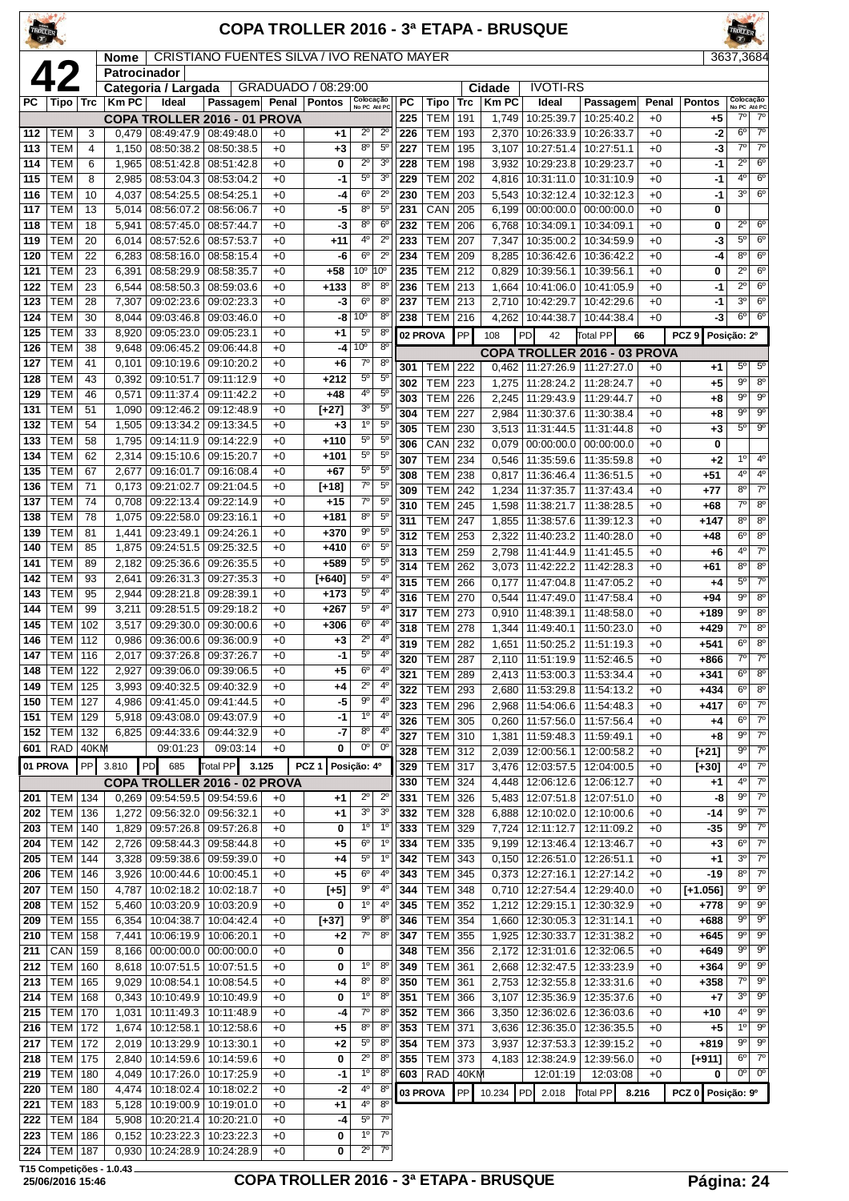# COPA TROLLER 2016 - 3ª ETAPA - BRUSQUE

| | | | |
|---|---|---|---|
| **42** | Nome | CRISTIANO FUENTES SILVA / IVO RENATO MAYER | 3637,3684 |
| | Patrocinador | | |
| | Categoria / Largada | GRADUADO / 08:29:00 | Cidade: IVOTI-RS |

| PC | Tipo | Trc | Km PC | Ideal | Passagem | Penal | Pontos | Colocação No PC | Colocação Até PC |
|---|---|---|---|---|---|---|---|---|---|
| | | | | **COPA TROLLER 2016 - 01 PROVA** | | | | | |
| 112 | TEM | 3 | 0,479 | 08:49:47.9 | 08:49:48.0 | +0 | +1 | 2º | 2º |
| 113 | TEM | 4 | 1,150 | 08:50:38.2 | 08:50:38.5 | +0 | +3 | 8º | 5º |
| 114 | TEM | 6 | 1,965 | 08:51:42.8 | 08:51:42.8 | +0 | 0 | 2º | 3º |
| 115 | TEM | 8 | 2,985 | 08:53:04.3 | 08:53:04.2 | +0 | -1 | 5º | 3º |
| 116 | TEM | 10 | 4,037 | 08:54:25.5 | 08:54:25.1 | +0 | -4 | 6º | 2º |
| 117 | TEM | 13 | 5,014 | 08:56:07.2 | 08:56:06.7 | +0 | -5 | 8º | 5º |
| 118 | TEM | 18 | 5,941 | 08:57:45.0 | 08:57:44.7 | +0 | -3 | 8º | 6º |
| 119 | TEM | 20 | 6,014 | 08:57:52.6 | 08:57:53.7 | +0 | +11 | 4º | 2º |
| 120 | TEM | 22 | 6,283 | 08:58:16.0 | 08:58:15.4 | +0 | -6 | 6º | 2º |
| 121 | TEM | 23 | 6,391 | 08:58:29.9 | 08:58:35.7 | +0 | +58 | 10º | 10º |
| 122 | TEM | 23 | 6,544 | 08:58:50.3 | 08:59:03.6 | +0 | +133 | 8º | 8º |
| 123 | TEM | 28 | 7,307 | 09:02:23.6 | 09:02:23.3 | +0 | -3 | 6º | 8º |
| 124 | TEM | 30 | 8,044 | 09:03:46.8 | 09:03:46.0 | +0 | -8 | 10º | 8º |
| 125 | TEM | 33 | 8,920 | 09:05:23.0 | 09:05:23.1 | +0 | +1 | 5º | 8º |
| 126 | TEM | 38 | 9,648 | 09:06:45.2 | 09:06:44.8 | +0 | -4 | 10º | 8º |
| 127 | TEM | 41 | 0,101 | 09:10:19.6 | 09:10:20.2 | +0 | +6 | 7º | 8º |
| 128 | TEM | 43 | 0,392 | 09:10:51.7 | 09:11:12.9 | +0 | +212 | 5º | 5º |
| 129 | TEM | 46 | 0,571 | 09:11:37.4 | 09:11:42.2 | +0 | +48 | 4º | 5º |
| 131 | TEM | 51 | 1,090 | 09:12:46.2 | 09:12:48.9 | +0 | [+27] | 3º | 5º |
| 132 | TEM | 54 | 1,505 | 09:13:34.2 | 09:13:34.5 | +0 | +3 | 1º | 5º |
| 133 | TEM | 58 | 1,795 | 09:14:11.9 | 09:14:22.9 | +0 | +110 | 5º | 5º |
| 134 | TEM | 62 | 2,314 | 09:15:10.6 | 09:15:20.7 | +0 | +101 | 5º | 5º |
| 135 | TEM | 67 | 2,677 | 09:16:01.7 | 09:16:08.4 | +0 | +67 | 5º | 5º |
| 136 | TEM | 71 | 0,173 | 09:21:02.7 | 09:21:04.5 | +0 | [+18] | 7º | 5º |
| 137 | TEM | 74 | 0,708 | 09:22:13.4 | 09:22:14.9 | +0 | +15 | 7º | 5º |
| 138 | TEM | 78 | 1,075 | 09:22:58.0 | 09:23:16.1 | +0 | +181 | 8º | 5º |
| 139 | TEM | 81 | 1,441 | 09:23:49.1 | 09:24:26.1 | +0 | +370 | 9º | 5º |
| 140 | TEM | 85 | 1,875 | 09:24:51.5 | 09:25:32.5 | +0 | +410 | 6º | 5º |
| 141 | TEM | 89 | 2,182 | 09:25:36.6 | 09:26:35.5 | +0 | +589 | 5º | 5º |
| 142 | TEM | 93 | 2,641 | 09:26:31.3 | 09:27:35.3 | +0 | [+640] | 5º | 4º |
| 143 | TEM | 95 | 2,944 | 09:28:21.8 | 09:28:39.1 | +0 | +173 | 5º | 4º |
| 144 | TEM | 99 | 3,211 | 09:28:51.5 | 09:29:18.2 | +0 | +267 | 5º | 4º |
| 145 | TEM | 102 | 3,517 | 09:29:30.0 | 09:30:00.6 | +0 | +306 | 6º | 4º |
| 146 | TEM | 112 | 0,986 | 09:36:00.6 | 09:36:00.9 | +0 | +3 | 2º | 4º |
| 147 | TEM | 116 | 2,017 | 09:37:26.8 | 09:37:26.7 | +0 | -1 | 5º | 4º |
| 148 | TEM | 122 | 2,927 | 09:39:06.0 | 09:39:06.5 | +0 | +5 | 6º | 4º |
| 149 | TEM | 125 | 3,993 | 09:40:32.5 | 09:40:32.9 | +0 | +4 | 2º | 4º |
| 150 | TEM | 127 | 4,986 | 09:41:45.0 | 09:41:44.5 | +0 | -5 | 9º | 4º |
| 151 | TEM | 129 | 5,918 | 09:43:08.0 | 09:43:07.9 | +0 | -1 | 1º | 4º |
| 152 | TEM | 132 | 6,825 | 09:44:33.6 | 09:44:32.9 | +0 | -7 | 8º | 4º |
| 601 | RAD | 40KM | | 09:01:23 | 09:03:14 | +0 | 0 | 0º | 0º |
| 01 PROVA | PP | 3.810 | PD 685 | Total PP | 3.125 | | PCZ 1 | Posição: 4º | |
| | | | | **COPA TROLLER 2016 - 02 PROVA** | | | | | |
| 201 | TEM | 134 | 0,269 | 09:54:59.5 | 09:54:59.6 | +0 | +1 | 2º | 2º |
| 202 | TEM | 136 | 1,272 | 09:56:32.0 | 09:56:32.1 | +0 | +1 | 3º | 3º |
| 203 | TEM | 140 | 1,829 | 09:57:26.8 | 09:57:26.8 | +0 | 0 | 1º | 1º |
| 204 | TEM | 142 | 2,726 | 09:58:44.3 | 09:58:44.8 | +0 | +5 | 6º | 1º |
| 205 | TEM | 144 | 3,328 | 09:59:38.6 | 09:59:39.0 | +0 | +4 | 5º | 1º |
| 206 | TEM | 146 | 3,926 | 10:00:44.6 | 10:00:45.1 | +0 | +5 | 6º | 4º |
| 207 | TEM | 150 | 4,787 | 10:02:18.2 | 10:02:18.7 | +0 | [+5] | 9º | 4º |
| 208 | TEM | 152 | 5,460 | 10:03:20.9 | 10:03:20.9 | +0 | 0 | 1º | 4º |
| 209 | TEM | 155 | 6,354 | 10:04:38.7 | 10:04:42.4 | +0 | [+37] | 9º | 8º |
| 210 | TEM | 158 | 7,441 | 10:06:19.9 | 10:06:20.1 | +0 | +2 | 7º | 8º |
| 211 | CAN | 159 | 8,166 | 00:00:00.0 | 00:00:00.0 | +0 | 0 | | |
| 212 | TEM | 160 | 8,618 | 10:07:51.5 | 10:07:51.5 | +0 | 0 | 1º | 8º |
| 213 | TEM | 165 | 9,029 | 10:08:54.1 | 10:08:54.5 | +0 | +4 | 8º | 8º |
| 214 | TEM | 168 | 0,343 | 10:10:49.9 | 10:10:49.9 | +0 | 0 | 1º | 8º |
| 215 | TEM | 170 | 1,031 | 10:11:49.3 | 10:11:48.9 | +0 | -4 | 7º | 8º |
| 216 | TEM | 172 | 1,674 | 10:12:58.1 | 10:12:58.6 | +0 | +5 | 8º | 8º |
| 217 | TEM | 172 | 2,019 | 10:13:29.9 | 10:13:30.1 | +0 | +2 | 5º | 8º |
| 218 | TEM | 175 | 2,840 | 10:14:59.6 | 10:14:59.6 | +0 | 0 | 2º | 8º |
| 219 | TEM | 180 | 4,049 | 10:17:26.0 | 10:17:25.9 | +0 | -1 | 1º | 8º |
| 220 | TEM | 180 | 4,474 | 10:18:02.4 | 10:18:02.2 | +0 | -2 | 4º | 8º |
| 221 | TEM | 183 | 5,128 | 10:19:00.9 | 10:19:01.0 | +0 | +1 | 4º | 8º |
| 222 | TEM | 184 | 5,908 | 10:20:21.4 | 10:20:21.0 | +0 | -4 | 5º | 7º |
| 223 | TEM | 186 | 0,152 | 10:23:22.3 | 10:23:22.3 | +0 | 0 | 1º | 7º |
| 224 | TEM | 187 | 0,930 | 10:24:28.9 | 10:24:28.9 | +0 | 0 | 2º | 7º |
| 225 | TEM | 191 | 1,749 | 10:25:39.7 | 10:25:40.2 | +0 | +5 | 7º | 7º |
| 226 | TEM | 193 | 2,370 | 10:26:33.9 | 10:26:33.7 | +0 | -2 | 6º | 7º |
| 227 | TEM | 195 | 3,107 | 10:27:51.4 | 10:27:51.1 | +0 | -3 | 7º | 7º |
| 228 | TEM | 198 | 3,932 | 10:29:23.8 | 10:29:23.7 | +0 | -1 | 2º | 6º |
| 229 | TEM | 202 | 4,816 | 10:31:11.0 | 10:31:10.9 | +0 | -1 | 4º | 6º |
| 230 | TEM | 203 | 5,543 | 10:32:12.4 | 10:32:12.3 | +0 | -1 | 3º | 6º |
| 231 | CAN | 205 | 6,199 | 00:00:00.0 | 00:00:00.0 | +0 | 0 | | |
| 232 | TEM | 206 | 6,768 | 10:34:09.1 | 10:34:09.1 | +0 | 0 | 2º | 6º |
| 233 | TEM | 207 | 7,347 | 10:35:00.2 | 10:34:59.9 | +0 | -3 | 5º | 6º |
| 234 | TEM | 209 | 8,285 | 10:36:42.6 | 10:36:42.2 | +0 | -4 | 8º | 6º |
| 235 | TEM | 212 | 0,829 | 10:39:56.1 | 10:39:56.1 | +0 | 0 | 2º | 6º |
| 236 | TEM | 213 | 1,664 | 10:41:06.0 | 10:41:05.9 | +0 | -1 | 2º | 6º |
| 237 | TEM | 213 | 2,710 | 10:42:29.7 | 10:42:29.6 | +0 | -1 | 3º | 6º |
| 238 | TEM | 216 | 4,262 | 10:44:38.7 | 10:44:38.4 | +0 | -3 | 6º | 6º |
| 02 PROVA | PP | 108 | PD 42 | Total PP | 66 | | PCZ 9 | Posição: 2º | |
| | | | | **COPA TROLLER 2016 - 03 PROVA** | | | | | |
| 301 | TEM | 222 | 0,462 | 11:27:26.9 | 11:27:27.0 | +0 | +1 | 5º | 5º |
| 302 | TEM | 223 | 1,275 | 11:28:24.2 | 11:28:24.7 | +0 | +5 | 9º | 8º |
| 303 | TEM | 226 | 2,245 | 11:29:43.9 | 11:29:44.7 | +0 | +8 | 9º | 9º |
| 304 | TEM | 227 | 2,984 | 11:30:37.6 | 11:30:38.4 | +0 | +8 | 9º | 9º |
| 305 | TEM | 230 | 3,513 | 11:31:44.5 | 11:31:44.8 | +0 | +3 | 5º | 9º |
| 306 | CAN | 232 | 0,079 | 00:00:00.0 | 00:00:00.0 | +0 | 0 | | |
| 307 | TEM | 234 | 0,546 | 11:35:59.6 | 11:35:59.8 | +0 | +2 | 1º | 4º |
| 308 | TEM | 238 | 0,817 | 11:36:46.4 | 11:36:51.5 | +0 | +51 | 4º | 4º |
| 309 | TEM | 242 | 1,234 | 11:37:35.7 | 11:37:43.4 | +0 | +77 | 8º | 7º |
| 310 | TEM | 245 | 1,598 | 11:38:21.7 | 11:38:28.5 | +0 | +68 | 7º | 8º |
| 311 | TEM | 247 | 1,855 | 11:38:57.6 | 11:39:12.3 | +0 | +147 | 8º | 8º |
| 312 | TEM | 253 | 2,322 | 11:40:23.2 | 11:40:28.0 | +0 | +48 | 6º | 8º |
| 313 | TEM | 259 | 2,798 | 11:41:44.9 | 11:41:45.5 | +0 | +6 | 4º | 7º |
| 314 | TEM | 262 | 3,073 | 11:42:22.2 | 11:42:28.3 | +0 | +61 | 8º | 8º |
| 315 | TEM | 266 | 0,177 | 11:47:04.8 | 11:47:05.2 | +0 | +4 | 5º | 7º |
| 316 | TEM | 270 | 0,544 | 11:47:49.0 | 11:47:58.4 | +0 | +94 | 9º | 8º |
| 317 | TEM | 273 | 0,910 | 11:48:39.1 | 11:48:58.0 | +0 | +189 | 9º | 8º |
| 318 | TEM | 278 | 1,344 | 11:49:40.1 | 11:50:23.0 | +0 | +429 | 7º | 8º |
| 319 | TEM | 282 | 1,651 | 11:50:25.2 | 11:51:19.3 | +0 | +541 | 6º | 8º |
| 320 | TEM | 287 | 2,110 | 11:51:19.9 | 11:52:46.5 | +0 | +866 | 7º | 7º |
| 321 | TEM | 289 | 2,413 | 11:53:00.3 | 11:53:34.4 | +0 | +341 | 6º | 8º |
| 322 | TEM | 293 | 2,680 | 11:53:29.8 | 11:54:13.2 | +0 | +434 | 6º | 8º |
| 323 | TEM | 296 | 2,968 | 11:54:06.6 | 11:54:48.3 | +0 | +417 | 6º | 7º |
| 326 | TEM | 305 | 0,260 | 11:57:56.0 | 11:57:56.4 | +0 | +4 | 6º | 7º |
| 327 | TEM | 310 | 1,381 | 11:59:48.3 | 11:59:49.1 | +0 | +8 | 9º | 7º |
| 328 | TEM | 312 | 2,039 | 12:00:56.1 | 12:00:58.2 | +0 | [+21] | 9º | 7º |
| 329 | TEM | 317 | 3,476 | 12:03:57.5 | 12:04:00.5 | +0 | [+30] | 4º | 7º |
| 330 | TEM | 324 | 4,448 | 12:06:12.6 | 12:06:12.7 | +0 | +1 | 4º | 7º |
| 331 | TEM | 326 | 5,483 | 12:07:51.8 | 12:07:51.0 | +0 | -8 | 9º | 7º |
| 332 | TEM | 328 | 6,888 | 12:10:02.0 | 12:10:00.6 | +0 | -14 | 9º | 7º |
| 333 | TEM | 329 | 7,724 | 12:11:12.7 | 12:11:09.2 | +0 | -35 | 9º | 7º |
| 334 | TEM | 335 | 9,199 | 12:13:46.4 | 12:13:46.7 | +0 | +3 | 6º | 7º |
| 342 | TEM | 343 | 0,150 | 12:26:51.0 | 12:26:51.1 | +0 | +1 | 3º | 7º |
| 343 | TEM | 345 | 0,373 | 12:27:16.1 | 12:27:14.2 | +0 | -19 | 8º | 7º |
| 344 | TEM | 348 | 0,710 | 12:27:54.4 | 12:29:40.0 | +0 | [+1.056] | 9º | 9º |
| 345 | TEM | 352 | 1,212 | 12:29:15.1 | 12:30:32.9 | +0 | +778 | 9º | 9º |
| 346 | TEM | 354 | 1,660 | 12:30:05.3 | 12:31:14.1 | +0 | +688 | 9º | 9º |
| 347 | TEM | 355 | 1,925 | 12:30:33.7 | 12:31:38.2 | +0 | +645 | 9º | 9º |
| 348 | TEM | 356 | 2,172 | 12:31:01.6 | 12:32:06.5 | +0 | +649 | 9º | 9º |
| 349 | TEM | 361 | 2,668 | 12:32:47.5 | 12:33:23.9 | +0 | +364 | 9º | 9º |
| 350 | TEM | 361 | 2,753 | 12:32:55.8 | 12:33:31.6 | +0 | +358 | 7º | 9º |
| 351 | TEM | 366 | 3,107 | 12:35:36.9 | 12:35:37.6 | +0 | +7 | 3º | 9º |
| 352 | TEM | 366 | 3,350 | 12:36:02.6 | 12:36:03.6 | +0 | +10 | 4º | 9º |
| 353 | TEM | 371 | 3,636 | 12:36:35.0 | 12:36:35.5 | +0 | +5 | 1º | 9º |
| 354 | TEM | 373 | 3,937 | 12:37:53.3 | 12:39:15.2 | +0 | +819 | 9º | 9º |
| 355 | TEM | 373 | 4,183 | 12:38:24.9 | 12:39:56.0 | +0 | [+911] | 6º | 7º |
| 603 | RAD | 40KM | | 12:01:19 | 12:03:08 | +0 | 0 | 0º | 0º |
| 03 PROVA | PP | 10.234 | PD 2.018 | Total PP | 8.216 | | PCZ 0 | Posição: 9º | |

T15 Competições - 1.0.43
25/06/2016 15:46